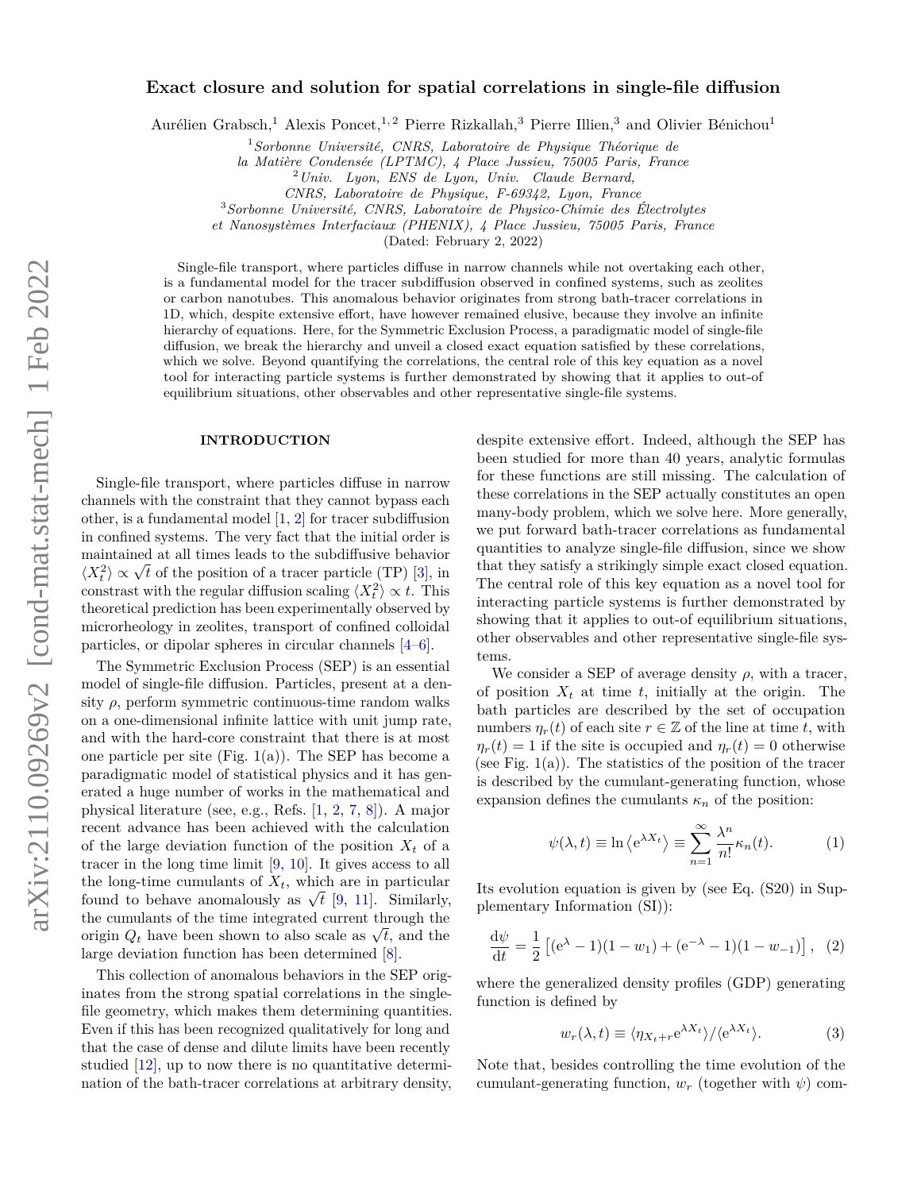# Exact closure and solution for spatial correlations in single-file diffusion

Aurélien Grabsch,[1] Alexis Poncet,[1,2] Pierre Rizkallah,[3] Pierre Illien,[3] and Olivier Bénichou[1]

[1] *Sorbonne Université, CNRS, Laboratoire de Physique Théorique de la Matière Condensée (LPTMC), 4 Place Jussieu, 75005 Paris, France*
[2] *Univ. Lyon, ENS de Lyon, Univ. Claude Bernard, CNRS, Laboratoire de Physique, F-69342, Lyon, France*
[3] *Sorbonne Université, CNRS, Laboratoire de Physico-Chimie des Électrolytes et Nanosystèmes Interfaciaux (PHENIX), 4 Place Jussieu, 75005 Paris, France*

(Dated: February 2, 2022)

Single-file transport, where particles diffuse in narrow channels while not overtaking each other, is a fundamental model for the tracer subdiffusion observed in confined systems, such as zeolites or carbon nanotubes. This anomalous behavior originates from strong bath-tracer correlations in 1D, which, despite extensive effort, have however remained elusive, because they involve an infinite hierarchy of equations. Here, for the Symmetric Exclusion Process, a paradigmatic model of single-file diffusion, we break the hierarchy and unveil a closed exact equation satisfied by these correlations, which we solve. Beyond quantifying the correlations, the central role of this key equation as a novel tool for interacting particle systems is further demonstrated by showing that it applies to out-of equilibrium situations, other observables and other representative single-file systems.

## INTRODUCTION

Single-file transport, where particles diffuse in narrow channels with the constraint that they cannot bypass each other, is a fundamental model [1, 2] for tracer subdiffusion in confined systems. The very fact that the initial order is maintained at all times leads to the subdiffusive behavior $\langle X_t^2 \rangle \propto \sqrt{t}$ of the position of a tracer particle (TP) [3], in constrast with the regular diffusion scaling $\langle X_t^2 \rangle \propto t$. This theoretical prediction has been experimentally observed by microrheology in zeolites, transport of confined colloidal particles, or dipolar spheres in circular channels [4–6].

The Symmetric Exclusion Process (SEP) is an essential model of single-file diffusion. Particles, present at a density $\rho$, perform symmetric continuous-time random walks on a one-dimensional infinite lattice with unit jump rate, and with the hard-core constraint that there is at most one particle per site (Fig. 1(a)). The SEP has become a paradigmatic model of statistical physics and it has generated a huge number of works in the mathematical and physical literature (see, e.g., Refs. [1, 2, 7, 8]). A major recent advance has been achieved with the calculation of the large deviation function of the position $X_t$ of a tracer in the long time limit [9, 10]. It gives access to all the long-time cumulants of $X_t$, which are in particular found to behave anomalously as $\sqrt{t}$ [9, 11]. Similarly, the cumulants of the time integrated current through the origin $Q_t$ have been shown to also scale as $\sqrt{t}$, and the large deviation function has been determined [8].

This collection of anomalous behaviors in the SEP originates from the strong spatial correlations in the single-file geometry, which makes them determining quantities. Even if this has been recognized qualitatively for long and that the case of dense and dilute limits have been recently studied [12], up to now there is no quantitative determination of the bath-tracer correlations at arbitrary density, despite extensive effort. Indeed, although the SEP has been studied for more than 40 years, analytic formulas for these functions are still missing. The calculation of these correlations in the SEP actually constitutes an open many-body problem, which we solve here. More generally, we put forward bath-tracer correlations as fundamental quantities to analyze single-file diffusion, since we show that they satisfy a strikingly simple exact closed equation. The central role of this key equation as a novel tool for interacting particle systems is further demonstrated by showing that it applies to out-of equilibrium situations, other observables and other representative single-file systems.

We consider a SEP of average density $\rho$, with a tracer, of position $X_t$ at time $t$, initially at the origin. The bath particles are described by the set of occupation numbers $\eta_r(t)$ of each site $r \in \mathbb{Z}$ of the line at time $t$, with $\eta_r(t) = 1$ if the site is occupied and $\eta_r(t) = 0$ otherwise (see Fig. 1(a)). The statistics of the position of the tracer is described by the cumulant-generating function, whose expansion defines the cumulants $\kappa_n$ of the position:

$$\psi(\lambda, t) \equiv \ln \left\langle e^{\lambda X_t} \right\rangle \equiv \sum_{n=1}^{\infty} \frac{\lambda^n}{n!} \kappa_n(t). \qquad (1)$$

Its evolution equation is given by (see Eq. (S20) in Supplementary Information (SI)):

$$\frac{d\psi}{dt} = \frac{1}{2} \left[ (e^{\lambda} - 1)(1 - w_1) + (e^{-\lambda} - 1)(1 - w_{-1}) \right], \quad (2)$$

where the generalized density profiles (GDP) generating function is defined by

$$w_r(\lambda, t) \equiv \langle \eta_{X_t + r} e^{\lambda X_t} \rangle / \langle e^{\lambda X_t} \rangle. \qquad (3)$$

Note that, besides controlling the time evolution of the cumulant-generating function, $w_r$ (together with $\psi$) com-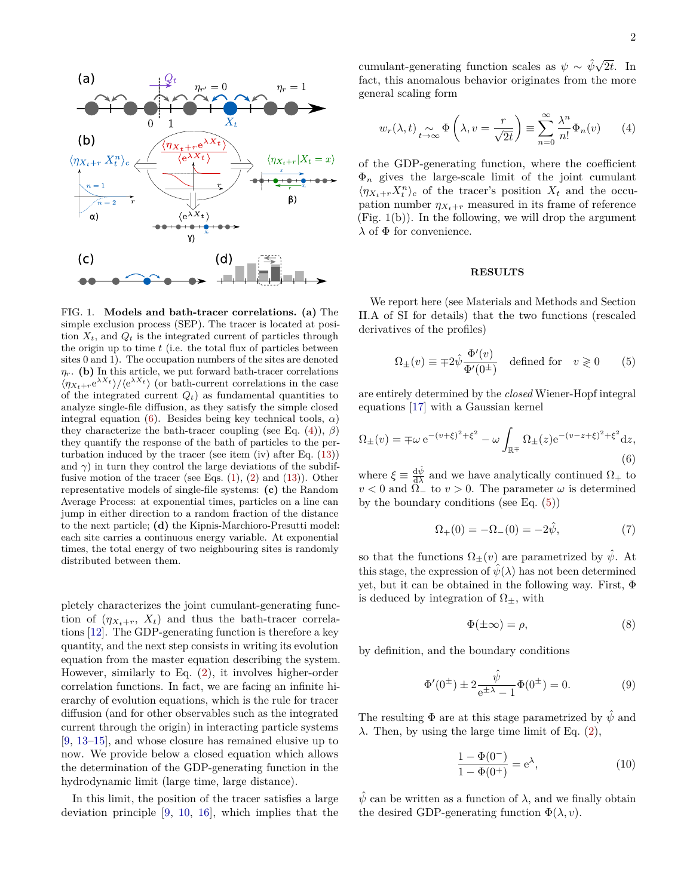FIG. 1. **Models and bath-tracer correlations. (a)** The simple exclusion process (SEP). The tracer is located at position $X_t$, and $Q_t$ is the integrated current of particles through the origin up to time $t$ (i.e. the total flux of particles between sites 0 and 1). The occupation numbers of the sites are denoted $\eta_r$. **(b)** In this article, we put forward bath-tracer correlations $\langle \eta_{X_t+r} \mathrm{e}^{\lambda X_t}\rangle / \langle \mathrm{e}^{\lambda X_t}\rangle$ (or bath-current correlations in the case of the integrated current $Q_t$) as fundamental quantities to analyze single-file diffusion, as they satisfy the simple closed integral equation (6). Besides being key technical tools, $\alpha$) they characterize the bath-tracer coupling (see Eq. (4)), $\beta$) they quantify the response of the bath of particles to the perturbation induced by the tracer (see item (iv) after Eq. (13)) and $\gamma$) in turn they control the large deviations of the subdiffusive motion of the tracer (see Eqs. (1), (2) and (13)). Other representative models of single-file systems: **(c)** the Random Average Process: at exponential times, particles on a line can jump in either direction to a random fraction of the distance to the next particle; **(d)** the Kipnis-Marchioro-Presutti model: each site carries a continuous energy variable. At exponential times, the total energy of two neighbouring sites is randomly distributed between them.

pletely characterizes the joint cumulant-generating function of $(\eta_{X_t+r},\ X_t)$ and thus the bath-tracer correlations [12]. The GDP-generating function is therefore a key quantity, and the next step consists in writing its evolution equation from the master equation describing the system. However, similarly to Eq. (2), it involves higher-order correlation functions. In fact, we are facing an infinite hierarchy of evolution equations, which is the rule for tracer diffusion (and for other observables such as the integrated current through the origin) in interacting particle systems [9, 13–15], and whose closure has remained elusive up to now. We provide below a closed equation which allows the determination of the GDP-generating function in the hydrodynamic limit (large time, large distance).

In this limit, the position of the tracer satisfies a large deviation principle [9, 10, 16], which implies that the cumulant-generating function scales as $\psi \sim \hat{\psi}\sqrt{2t}$. In fact, this anomalous behavior originates from the more general scaling form

$$w_r(\lambda, t) \underset{t\to\infty}{\sim} \Phi\left(\lambda, v = \frac{r}{\sqrt{2t}}\right) \equiv \sum_{n=0}^{\infty} \frac{\lambda^n}{n!}\Phi_n(v) \tag{4}$$

of the GDP-generating function, where the coefficient $\Phi_n$ gives the large-scale limit of the joint cumulant $\langle \eta_{X_t+r} X_t^n\rangle_c$ of the tracer's position $X_t$ and the occupation number $\eta_{X_t+r}$ measured in its frame of reference (Fig. 1(b)). In the following, we will drop the argument $\lambda$ of $\Phi$ for convenience.

## RESULTS

We report here (see Materials and Methods and Section II.A of SI for details) that the two functions (rescaled derivatives of the profiles)

$$\Omega_\pm(v) \equiv \mp 2\hat{\psi}\frac{\Phi'(v)}{\Phi'(0^\pm)} \quad \text{defined for} \quad v \gtrless 0 \tag{5}$$

are entirely determined by the *closed* Wiener-Hopf integral equations [17] with a Gaussian kernel

$$\Omega_\pm(v) = \mp\omega\, \mathrm{e}^{-(v+\xi)^2+\xi^2} - \omega\int_{\mathbb{R}^\mp} \Omega_\pm(z)\mathrm{e}^{-(v-z+\xi)^2+\xi^2}\mathrm{d}z, \tag{6}$$

where $\xi \equiv \frac{\mathrm{d}\hat{\psi}}{\mathrm{d}\lambda}$ and we have analytically continued $\Omega_+$ to $v<0$ and $\Omega_-$ to $v>0$. The parameter $\omega$ is determined by the boundary conditions (see Eq. (5))

$$\Omega_+(0) = -\Omega_-(0) = -2\hat{\psi}, \tag{7}$$

so that the functions $\Omega_\pm(v)$ are parametrized by $\hat{\psi}$. At this stage, the expression of $\hat{\psi}(\lambda)$ has not been determined yet, but it can be obtained in the following way. First, $\Phi$ is deduced by integration of $\Omega_\pm$, with

$$\Phi(\pm\infty) = \rho, \tag{8}$$

by definition, and the boundary conditions

$$\Phi'(0^\pm) \pm 2\frac{\hat{\psi}}{\mathrm{e}^{\pm\lambda}-1}\Phi(0^\pm) = 0. \tag{9}$$

The resulting $\Phi$ are at this stage parametrized by $\hat{\psi}$ and $\lambda$. Then, by using the large time limit of Eq. (2),

$$\frac{1-\Phi(0^-)}{1-\Phi(0^+)} = \mathrm{e}^{\lambda}, \tag{10}$$

$\hat{\psi}$ can be written as a function of $\lambda$, and we finally obtain the desired GDP-generating function $\Phi(\lambda, v)$.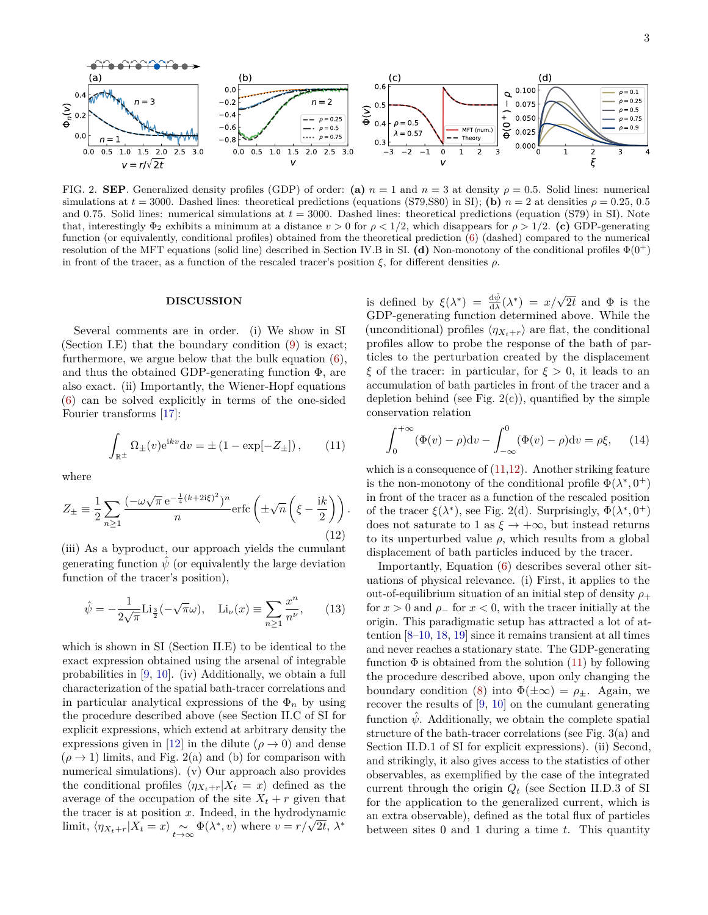FIG. 2. **SEP**. Generalized density profiles (GDP) of order: **(a)** $n=1$ and $n=3$ at density $\rho=0.5$. Solid lines: numerical simulations at $t=3000$. Dashed lines: theoretical predictions (equations (S79,S80) in SI); **(b)** $n=2$ at densities $\rho=0.25$, $0.5$ and $0.75$. Solid lines: numerical simulations at $t=3000$. Dashed lines: theoretical predictions (equation (S79) in SI). Note that, interestingly $\Phi_2$ exhibits a minimum at a distance $v>0$ for $\rho<1/2$, which disappears for $\rho>1/2$. **(c)** GDP-generating function (or equivalently, conditional profiles) obtained from the theoretical prediction (6) (dashed) compared to the numerical resolution of the MFT equations (solid line) described in Section IV.B in SI. **(d)** Non-monotony of the conditional profiles $\Phi(0^+)$ in front of the tracer, as a function of the rescaled tracer's position $\xi$, for different densities $\rho$.

## DISCUSSION

Several comments are in order. (i) We show in SI (Section I.E) that the boundary condition (9) is exact; furthermore, we argue below that the bulk equation (6), and thus the obtained GDP-generating function $\Phi$, are also exact. (ii) Importantly, the Wiener-Hopf equations (6) can be solved explicitly in terms of the one-sided Fourier transforms [17]:

$$\int_{\mathbb{R}^\pm} \Omega_\pm(v) e^{ikv} dv = \pm\left(1-\exp[-Z_\pm]\right), \qquad (11)$$

where

$$Z_\pm \equiv \frac{1}{2}\sum_{n\geq 1} \frac{(-\omega\sqrt{\pi}\, e^{-\frac{1}{4}(k+2i\xi)^2})^n}{n} \mathrm{erfc}\left(\pm\sqrt{n}\left(\xi-\frac{ik}{2}\right)\right). \qquad (12)$$

(iii) As a byproduct, our approach yields the cumulant generating function $\hat{\psi}$ (or equivalently the large deviation function of the tracer's position),

$$\hat{\psi} = -\frac{1}{2\sqrt{\pi}}\mathrm{Li}_{\frac{3}{2}}(-\sqrt{\pi}\omega), \quad \mathrm{Li}_\nu(x) \equiv \sum_{n\geq 1}\frac{x^n}{n^\nu}, \qquad (13)$$

which is shown in SI (Section II.E) to be identical to the exact expression obtained using the arsenal of integrable probabilities in [9, 10]. (iv) Additionally, we obtain a full characterization of the spatial bath-tracer correlations and in particular analytical expressions of the $\Phi_n$ by using the procedure described above (see Section II.C of SI for explicit expressions, which extend at arbitrary density the expressions given in [12] in the dilute ($\rho\to 0$) and dense ($\rho\to 1$) limits, and Fig. 2(a) and (b) for comparison with numerical simulations). (v) Our approach also provides the conditional profiles $\langle \eta_{X_t+r}|X_t=x\rangle$ defined as the average of the occupation of the site $X_t+r$ given that the tracer is at position $x$. Indeed, in the hydrodynamic limit, $\langle \eta_{X_t+r}|X_t=x\rangle \underset{t\to\infty}{\sim} \Phi(\lambda^*,v)$ where $v=r/\sqrt{2t}$, $\lambda^*$ is defined by $\xi(\lambda^*) = \frac{d\hat{\psi}}{d\lambda}(\lambda^*) = x/\sqrt{2t}$ and $\Phi$ is the GDP-generating function determined above. While the (unconditional) profiles $\langle \eta_{X_t+r}\rangle$ are flat, the conditional profiles allow to probe the response of the bath of particles to the perturbation created by the displacement $\xi$ of the tracer: in particular, for $\xi>0$, it leads to an accumulation of bath particles in front of the tracer and a depletion behind (see Fig. 2(c)), quantified by the simple conservation relation

$$\int_0^{+\infty}(\Phi(v)-\rho)dv - \int_{-\infty}^0(\Phi(v)-\rho)dv = \rho\xi, \qquad (14)$$

which is a consequence of (11,12). Another striking feature is the non-monotony of the conditional profile $\Phi(\lambda^*,0^+)$ in front of the tracer as a function of the rescaled position of the tracer $\xi(\lambda^*)$, see Fig. 2(d). Surprisingly, $\Phi(\lambda^*,0^+)$ does not saturate to 1 as $\xi\to+\infty$, but instead returns to its unperturbed value $\rho$, which results from a global displacement of bath particles induced by the tracer.

Importantly, Equation (6) describes several other situations of physical relevance. (i) First, it applies to the out-of-equilibrium situation of an initial step of density $\rho_+$ for $x>0$ and $\rho_-$ for $x<0$, with the tracer initially at the origin. This paradigmatic setup has attracted a lot of attention [8–10, 18, 19] since it remains transient at all times and never reaches a stationary state. The GDP-generating function $\Phi$ is obtained from the solution (11) by following the procedure described above, upon only changing the boundary condition (8) into $\Phi(\pm\infty)=\rho_\pm$. Again, we recover the results of [9, 10] on the cumulant generating function $\hat{\psi}$. Additionally, we obtain the complete spatial structure of the bath-tracer correlations (see Fig. 3(a) and Section II.D.1 of SI for explicit expressions). (ii) Second, and strikingly, it also gives access to the statistics of other observables, as exemplified by the case of the integrated current through the origin $Q_t$ (see Section II.D.3 of SI for the application to the generalized current, which is an extra observable), defined as the total flux of particles between sites 0 and 1 during a time $t$. This quantity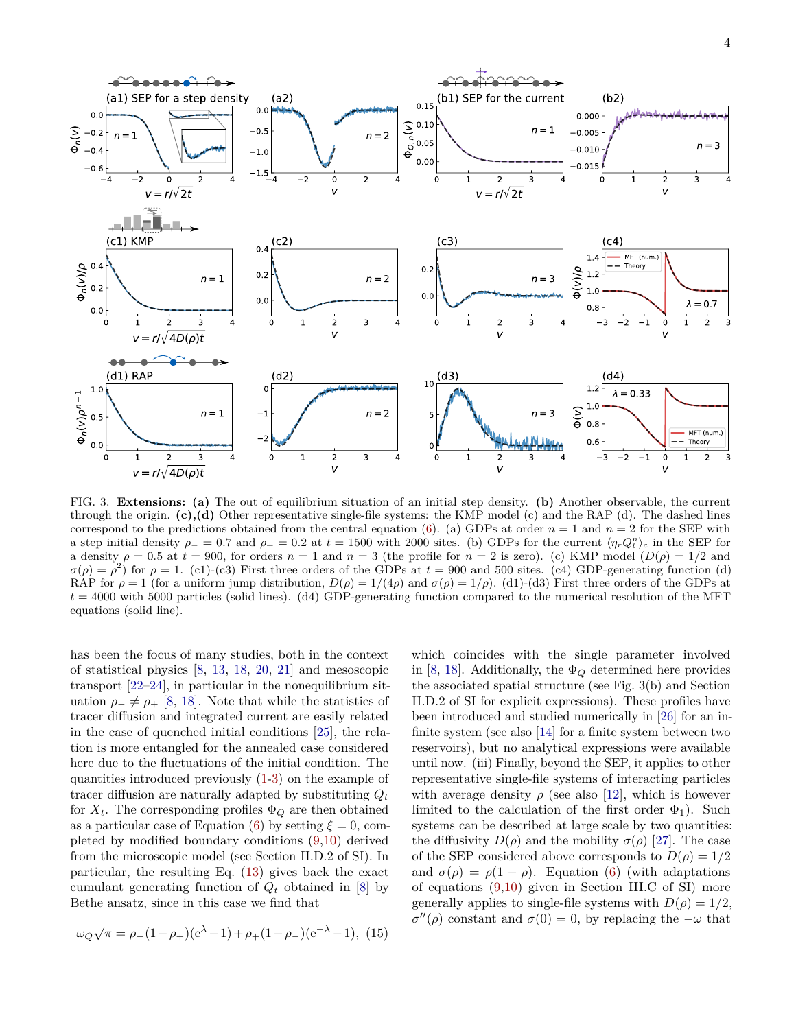FIG. 3. **Extensions: (a)** The out of equilibrium situation of an initial step density. **(b)** Another observable, the current through the origin. **(c),(d)** Other representative single-file systems: the KMP model (c) and the RAP (d). The dashed lines correspond to the predictions obtained from the central equation (6). (a) GDPs at order $n=1$ and $n=2$ for the SEP with a step initial density $\rho_- = 0.7$ and $\rho_+ = 0.2$ at $t = 1500$ with 2000 sites. (b) GDPs for the current $\langle \eta_r Q_t^n \rangle_c$ in the SEP for a density $\rho = 0.5$ at $t = 900$, for orders $n=1$ and $n=3$ (the profile for $n=2$ is zero). (c) KMP model ($D(\rho) = 1/2$ and $\sigma(\rho) = \rho^2$) for $\rho = 1$. (c1)-(c3) First three orders of the GDPs at $t = 900$ and 500 sites. (c4) GDP-generating function (d) RAP for $\rho = 1$ (for a uniform jump distribution, $D(\rho) = 1/(4\rho)$ and $\sigma(\rho) = 1/\rho$). (d1)-(d3) First three orders of the GDPs at $t = 4000$ with 5000 particles (solid lines). (d4) GDP-generating function compared to the numerical resolution of the MFT equations (solid line).

has been the focus of many studies, both in the context of statistical physics [8, 13, 18, 20, 21] and mesoscopic transport [22–24], in particular in the nonequilibrium situation $\rho_- \neq \rho_+$ [8, 18]. Note that while the statistics of tracer diffusion and integrated current are easily related in the case of quenched initial conditions [25], the relation is more entangled for the annealed case considered here due to the fluctuations of the initial condition. The quantities introduced previously (1-3) on the example of tracer diffusion are naturally adapted by substituting $Q_t$ for $X_t$. The corresponding profiles $\Phi_Q$ are then obtained as a particular case of Equation (6) by setting $\xi = 0$, completed by modified boundary conditions (9,10) derived from the microscopic model (see Section II.D.2 of SI). In particular, the resulting Eq. (13) gives back the exact cumulant generating function of $Q_t$ obtained in [8] by Bethe ansatz, since in this case we find that

$$\omega_Q \sqrt{\pi} = \rho_-(1-\rho_+)(\mathrm{e}^{\lambda}-1) + \rho_+(1-\rho_-)(\mathrm{e}^{-\lambda}-1), \quad (15)$$

which coincides with the single parameter involved in [8, 18]. Additionally, the $\Phi_Q$ determined here provides the associated spatial structure (see Fig. 3(b) and Section II.D.2 of SI for explicit expressions). These profiles have been introduced and studied numerically in [26] for an infinite system (see also [14] for a finite system between two reservoirs), but no analytical expressions were available until now. (iii) Finally, beyond the SEP, it applies to other representative single-file systems of interacting particles with average density $\rho$ (see also [12], which is however limited to the calculation of the first order $\Phi_1$). Such systems can be described at large scale by two quantities: the diffusivity $D(\rho)$ and the mobility $\sigma(\rho)$ [27]. The case of the SEP considered above corresponds to $D(\rho) = 1/2$ and $\sigma(\rho) = \rho(1-\rho)$. Equation (6) (with adaptations of equations (9,10) given in Section III.C of SI) more generally applies to single-file systems with $D(\rho) = 1/2$, $\sigma''(\rho)$ constant and $\sigma(0) = 0$, by replacing the $-\omega$ that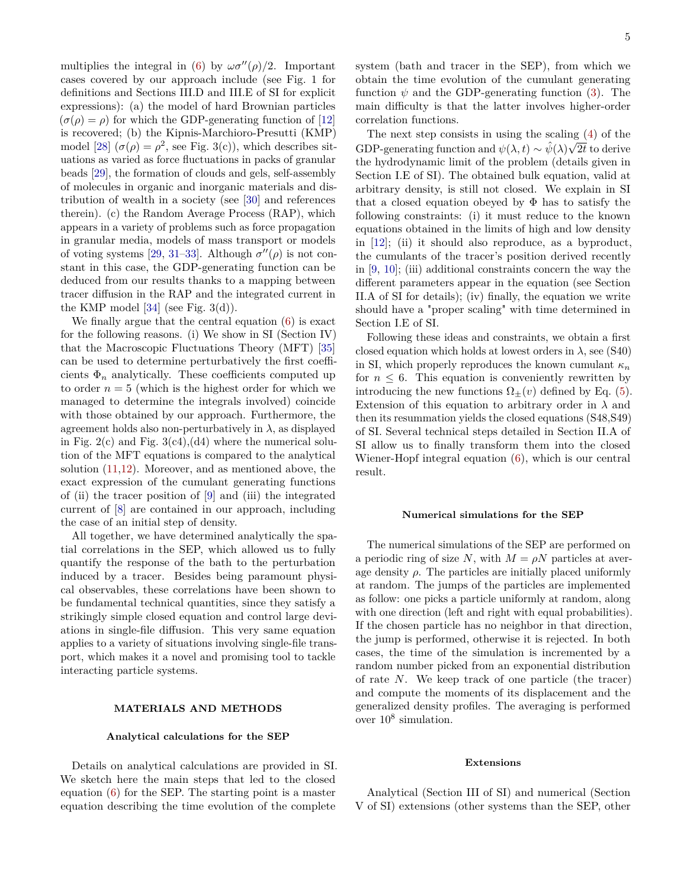multiplies the integral in (6) by $\omega\sigma''(\rho)/2$. Important cases covered by our approach include (see Fig. 1 for definitions and Sections III.D and III.E of SI for explicit expressions): (a) the model of hard Brownian particles ($\sigma(\rho) = \rho$) for which the GDP-generating function of [12] is recovered; (b) the Kipnis-Marchioro-Presutti (KMP) model [28] ($\sigma(\rho) = \rho^2$, see Fig. 3(c)), which describes situations as varied as force fluctuations in packs of granular beads [29], the formation of clouds and gels, self-assembly of molecules in organic and inorganic materials and distribution of wealth in a society (see [30] and references therein). (c) the Random Average Process (RAP), which appears in a variety of problems such as force propagation in granular media, models of mass transport or models of voting systems [29, 31–33]. Although $\sigma''(\rho)$ is not constant in this case, the GDP-generating function can be deduced from our results thanks to a mapping between tracer diffusion in the RAP and the integrated current in the KMP model [34] (see Fig. 3(d)).

We finally argue that the central equation (6) is exact for the following reasons. (i) We show in SI (Section IV) that the Macroscopic Fluctuations Theory (MFT) [35] can be used to determine perturbatively the first coefficients $\Phi_n$ analytically. These coefficients computed up to order $n = 5$ (which is the highest order for which we managed to determine the integrals involved) coincide with those obtained by our approach. Furthermore, the agreement holds also non-perturbatively in $\lambda$, as displayed in Fig. 2(c) and Fig. 3(c4),(d4) where the numerical solution of the MFT equations is compared to the analytical solution (11,12). Moreover, and as mentioned above, the exact expression of the cumulant generating functions of (ii) the tracer position of [9] and (iii) the integrated current of [8] are contained in our approach, including the case of an initial step of density.

All together, we have determined analytically the spatial correlations in the SEP, which allowed us to fully quantify the response of the bath to the perturbation induced by a tracer. Besides being paramount physical observables, these correlations have been shown to be fundamental technical quantities, since they satisfy a strikingly simple closed equation and control large deviations in single-file diffusion. This very same equation applies to a variety of situations involving single-file transport, which makes it a novel and promising tool to tackle interacting particle systems.

## MATERIALS AND METHODS

### Analytical calculations for the SEP

Details on analytical calculations are provided in SI. We sketch here the main steps that led to the closed equation (6) for the SEP. The starting point is a master equation describing the time evolution of the complete system (bath and tracer in the SEP), from which we obtain the time evolution of the cumulant generating function $\psi$ and the GDP-generating function (3). The main difficulty is that the latter involves higher-order correlation functions.

The next step consists in using the scaling (4) of the GDP-generating function and $\psi(\lambda, t) \sim \hat{\psi}(\lambda)\sqrt{2t}$ to derive the hydrodynamic limit of the problem (details given in Section I.E of SI). The obtained bulk equation, valid at arbitrary density, is still not closed. We explain in SI that a closed equation obeyed by $\Phi$ has to satisfy the following constraints: (i) it must reduce to the known equations obtained in the limits of high and low density in [12]; (ii) it should also reproduce, as a byproduct, the cumulants of the tracer's position derived recently in [9, 10]; (iii) additional constraints concern the way the different parameters appear in the equation (see Section II.A of SI for details); (iv) finally, the equation we write should have a "proper scaling" with time determined in Section I.E of SI.

Following these ideas and constraints, we obtain a first closed equation which holds at lowest orders in $\lambda$, see (S40) in SI, which properly reproduces the known cumulant $\kappa_n$ for $n \leq 6$. This equation is conveniently rewritten by introducing the new functions $\Omega_\pm(v)$ defined by Eq. (5). Extension of this equation to arbitrary order in $\lambda$ and then its resummation yields the closed equations (S48,S49) of SI. Several technical steps detailed in Section II.A of SI allow us to finally transform them into the closed Wiener-Hopf integral equation (6), which is our central result.

### Numerical simulations for the SEP

The numerical simulations of the SEP are performed on a periodic ring of size $N$, with $M = \rho N$ particles at average density $\rho$. The particles are initially placed uniformly at random. The jumps of the particles are implemented as follow: one picks a particle uniformly at random, along with one direction (left and right with equal probabilities). If the chosen particle has no neighbor in that direction, the jump is performed, otherwise it is rejected. In both cases, the time of the simulation is incremented by a random number picked from an exponential distribution of rate $N$. We keep track of one particle (the tracer) and compute the moments of its displacement and the generalized density profiles. The averaging is performed over $10^8$ simulation.

### Extensions

Analytical (Section III of SI) and numerical (Section V of SI) extensions (other systems than the SEP, other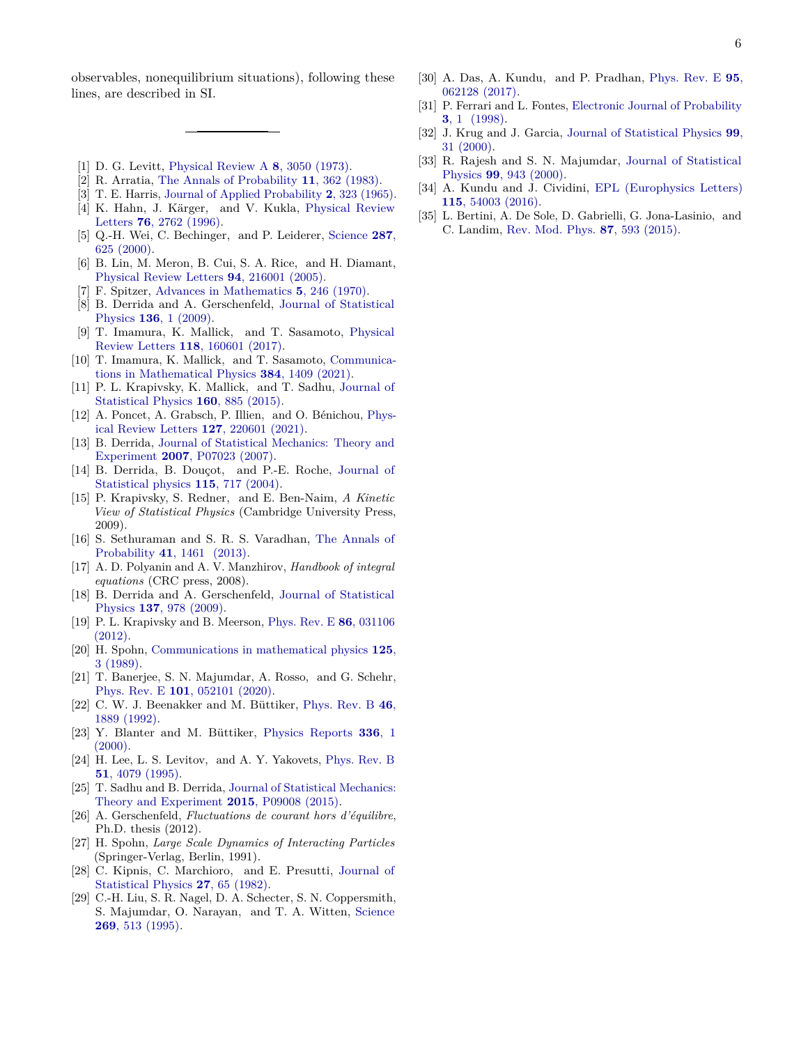observables, nonequilibrium situations), following these lines, are described in SI.

---

[1] D. G. Levitt, Physical Review A **8**, 3050 (1973).
[2] R. Arratia, The Annals of Probability **11**, 362 (1983).
[3] T. E. Harris, Journal of Applied Probability **2**, 323 (1965).
[4] K. Hahn, J. Kärger, and V. Kukla, Physical Review Letters **76**, 2762 (1996).
[5] Q.-H. Wei, C. Bechinger, and P. Leiderer, Science **287**, 625 (2000).
[6] B. Lin, M. Meron, B. Cui, S. A. Rice, and H. Diamant, Physical Review Letters **94**, 216001 (2005).
[7] F. Spitzer, Advances in Mathematics **5**, 246 (1970).
[8] B. Derrida and A. Gerschenfeld, Journal of Statistical Physics **136**, 1 (2009).
[9] T. Imamura, K. Mallick, and T. Sasamoto, Physical Review Letters **118**, 160601 (2017).
[10] T. Imamura, K. Mallick, and T. Sasamoto, Communications in Mathematical Physics **384**, 1409 (2021).
[11] P. L. Krapivsky, K. Mallick, and T. Sadhu, Journal of Statistical Physics **160**, 885 (2015).
[12] A. Poncet, A. Grabsch, P. Illien, and O. Bénichou, Physical Review Letters **127**, 220601 (2021).
[13] B. Derrida, Journal of Statistical Mechanics: Theory and Experiment **2007**, P07023 (2007).
[14] B. Derrida, B. Douçot, and P.-E. Roche, Journal of Statistical physics **115**, 717 (2004).
[15] P. Krapivsky, S. Redner, and E. Ben-Naim, *A Kinetic View of Statistical Physics* (Cambridge University Press, 2009).
[16] S. Sethuraman and S. R. S. Varadhan, The Annals of Probability **41**, 1461 (2013).
[17] A. D. Polyanin and A. V. Manzhirov, *Handbook of integral equations* (CRC press, 2008).
[18] B. Derrida and A. Gerschenfeld, Journal of Statistical Physics **137**, 978 (2009).
[19] P. L. Krapivsky and B. Meerson, Phys. Rev. E **86**, 031106 (2012).
[20] H. Spohn, Communications in mathematical physics **125**, 3 (1989).
[21] T. Banerjee, S. N. Majumdar, A. Rosso, and G. Schehr, Phys. Rev. E **101**, 052101 (2020).
[22] C. W. J. Beenakker and M. Büttiker, Phys. Rev. B **46**, 1889 (1992).
[23] Y. Blanter and M. Büttiker, Physics Reports **336**, 1 (2000).
[24] H. Lee, L. S. Levitov, and A. Y. Yakovets, Phys. Rev. B **51**, 4079 (1995).
[25] T. Sadhu and B. Derrida, Journal of Statistical Mechanics: Theory and Experiment **2015**, P09008 (2015).
[26] A. Gerschenfeld, *Fluctuations de courant hors d'équilibre*, Ph.D. thesis (2012).
[27] H. Spohn, *Large Scale Dynamics of Interacting Particles* (Springer-Verlag, Berlin, 1991).
[28] C. Kipnis, C. Marchioro, and E. Presutti, Journal of Statistical Physics **27**, 65 (1982).
[29] C.-H. Liu, S. R. Nagel, D. A. Schecter, S. N. Coppersmith, S. Majumdar, O. Narayan, and T. A. Witten, Science **269**, 513 (1995).
[30] A. Das, A. Kundu, and P. Pradhan, Phys. Rev. E **95**, 062128 (2017).
[31] P. Ferrari and L. Fontes, Electronic Journal of Probability **3**, 1 (1998).
[32] J. Krug and J. Garcia, Journal of Statistical Physics **99**, 31 (2000).
[33] R. Rajesh and S. N. Majumdar, Journal of Statistical Physics **99**, 943 (2000).
[34] A. Kundu and J. Cividini, EPL (Europhysics Letters) **115**, 54003 (2016).
[35] L. Bertini, A. De Sole, D. Gabrielli, G. Jona-Lasinio, and C. Landim, Rev. Mod. Phys. **87**, 593 (2015).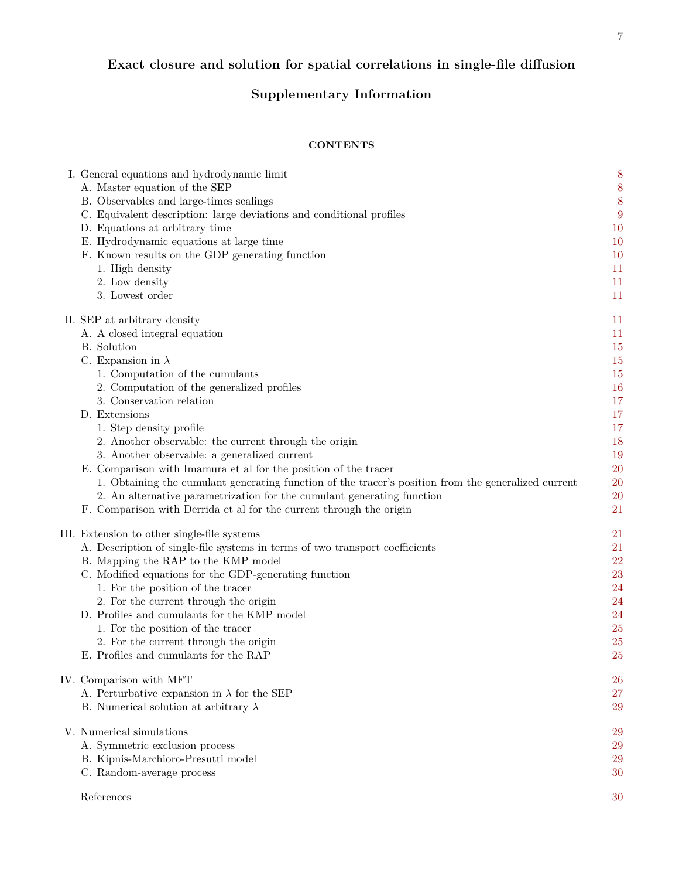# Exact closure and solution for spatial correlations in single-file diffusion

## Supplementary Information

### CONTENTS

- I. General equations and hydrodynamic limit — 8
  - A. Master equation of the SEP — 8
  - B. Observables and large-times scalings — 8
  - C. Equivalent description: large deviations and conditional profiles — 9
  - D. Equations at arbitrary time — 10
  - E. Hydrodynamic equations at large time — 10
  - F. Known results on the GDP generating function — 10
    1. High density — 11
    2. Low density — 11
    3. Lowest order — 11
- II. SEP at arbitrary density — 11
  - A. A closed integral equation — 11
  - B. Solution — 15
  - C. Expansion in $\lambda$ — 15
    1. Computation of the cumulants — 15
    2. Computation of the generalized profiles — 16
    3. Conservation relation — 17
  - D. Extensions — 17
    1. Step density profile — 17
    2. Another observable: the current through the origin — 18
    3. Another observable: a generalized current — 19
  - E. Comparison with Imamura et al for the position of the tracer — 20
    1. Obtaining the cumulant generating function of the tracer's position from the generalized current — 20
    2. An alternative parametrization for the cumulant generating function — 20
  - F. Comparison with Derrida et al for the current through the origin — 21
- III. Extension to other single-file systems — 21
  - A. Description of single-file systems in terms of two transport coefficients — 21
  - B. Mapping the RAP to the KMP model — 22
  - C. Modified equations for the GDP-generating function — 23
    1. For the position of the tracer — 24
    2. For the current through the origin — 24
  - D. Profiles and cumulants for the KMP model — 24
    1. For the position of the tracer — 25
    2. For the current through the origin — 25
  - E. Profiles and cumulants for the RAP — 25
- IV. Comparison with MFT — 26
  - A. Perturbative expansion in $\lambda$ for the SEP — 27
  - B. Numerical solution at arbitrary $\lambda$ — 29
- V. Numerical simulations — 29
  - A. Symmetric exclusion process — 29
  - B. Kipnis-Marchioro-Presutti model — 29
  - C. Random-average process — 30
- References — 30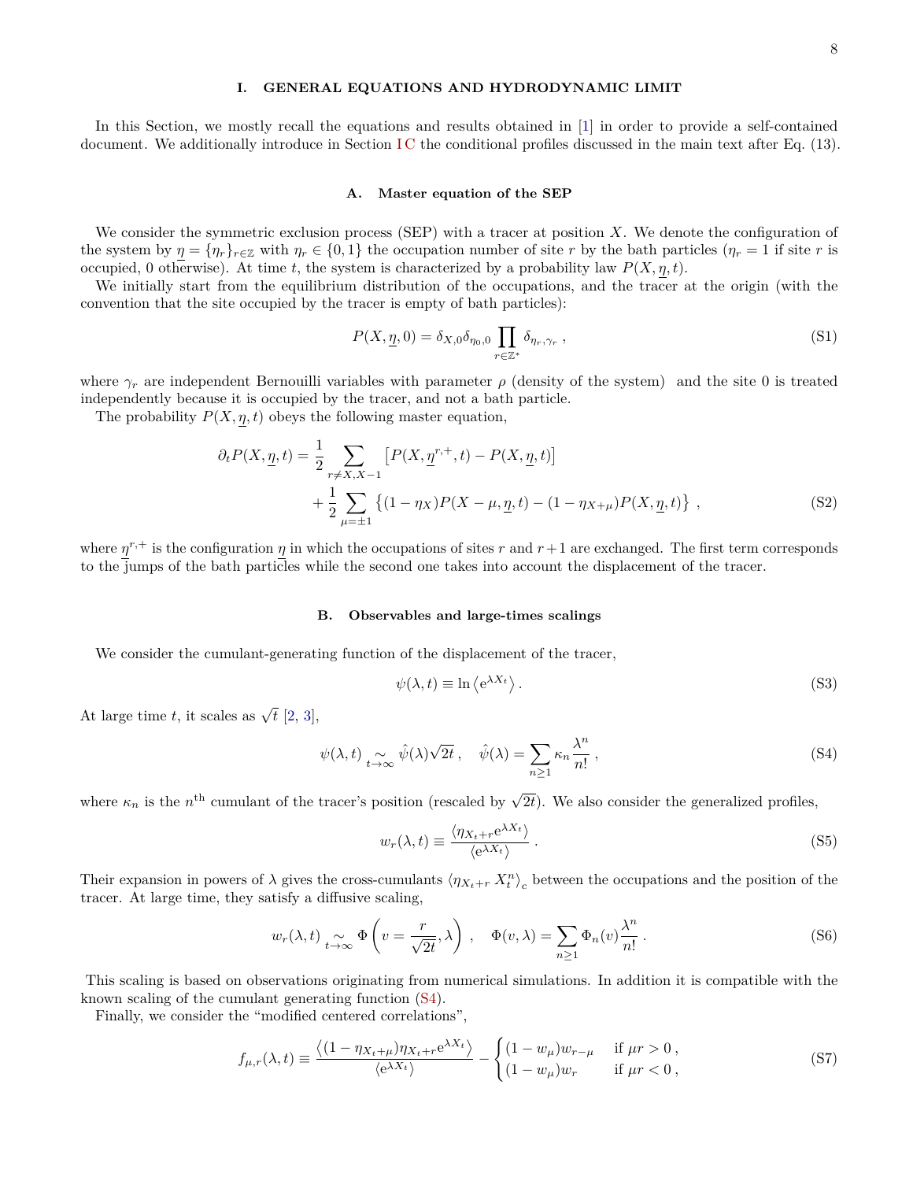# I. GENERAL EQUATIONS AND HYDRODYNAMIC LIMIT

In this Section, we mostly recall the equations and results obtained in [1] in order to provide a self-contained document. We additionally introduce in Section I C the conditional profiles discussed in the main text after Eq. (13).

## A. Master equation of the SEP

We consider the symmetric exclusion process (SEP) with a tracer at position $X$. We denote the configuration of the system by $\underline{\eta} = \{\eta_r\}_{r\in\mathbb{Z}}$ with $\eta_r \in \{0,1\}$ the occupation number of site $r$ by the bath particles ($\eta_r = 1$ if site $r$ is occupied, 0 otherwise). At time $t$, the system is characterized by a probability law $P(X, \underline{\eta}, t)$.

We initially start from the equilibrium distribution of the occupations, and the tracer at the origin (with the convention that the site occupied by the tracer is empty of bath particles):

$$P(X, \underline{\eta}, 0) = \delta_{X,0}\delta_{\eta_0,0} \prod_{r\in\mathbb{Z}^*} \delta_{\eta_r,\gamma_r} \,, \tag{S1}$$

where $\gamma_r$ are independent Bernouilli variables with parameter $\rho$ (density of the system) and the site 0 is treated independently because it is occupied by the tracer, and not a bath particle.

The probability $P(X, \underline{\eta}, t)$ obeys the following master equation,

$$\begin{aligned}\partial_t P(X, \underline{\eta}, t) = \frac{1}{2} \sum_{r\neq X, X-1} &\left[P(X, \underline{\eta}^{r,+}, t) - P(X, \underline{\eta}, t)\right] \\ &+ \frac{1}{2} \sum_{\mu=\pm1} \left\{(1-\eta_X)P(X-\mu, \underline{\eta}, t) - (1-\eta_{X+\mu})P(X, \underline{\eta}, t)\right\} \,,\end{aligned} \tag{S2}$$

where $\underline{\eta}^{r,+}$ is the configuration $\underline{\eta}$ in which the occupations of sites $r$ and $r+1$ are exchanged. The first term corresponds to the jumps of the bath particles while the second one takes into account the displacement of the tracer.

## B. Observables and large-times scalings

We consider the cumulant-generating function of the displacement of the tracer,

$$\psi(\lambda, t) \equiv \ln \left\langle \mathrm{e}^{\lambda X_t} \right\rangle . \tag{S3}$$

At large time $t$, it scales as $\sqrt{t}$ [2, 3],

$$\psi(\lambda, t) \underset{t\to\infty}{\sim} \hat{\psi}(\lambda)\sqrt{2t} \,, \quad \hat{\psi}(\lambda) = \sum_{n\geq1} \kappa_n \frac{\lambda^n}{n!} \,, \tag{S4}$$

where $\kappa_n$ is the $n^{\text{th}}$ cumulant of the tracer's position (rescaled by $\sqrt{2t}$). We also consider the generalized profiles,

$$w_r(\lambda, t) \equiv \frac{\left\langle \eta_{X_t+r} \mathrm{e}^{\lambda X_t} \right\rangle}{\left\langle \mathrm{e}^{\lambda X_t} \right\rangle} \,. \tag{S5}$$

Their expansion in powers of $\lambda$ gives the cross-cumulants $\left\langle \eta_{X_t+r}\, X_t^n \right\rangle_c$ between the occupations and the position of the tracer. At large time, they satisfy a diffusive scaling,

$$w_r(\lambda, t) \underset{t\to\infty}{\sim} \Phi\left(v = \frac{r}{\sqrt{2t}}, \lambda\right) \,, \quad \Phi(v, \lambda) = \sum_{n\geq1} \Phi_n(v) \frac{\lambda^n}{n!} \,. \tag{S6}$$

This scaling is based on observations originating from numerical simulations. In addition it is compatible with the known scaling of the cumulant generating function (S4).

Finally, we consider the "modified centered correlations",

$$f_{\mu,r}(\lambda, t) \equiv \frac{\left\langle (1-\eta_{X_t+\mu})\eta_{X_t+r} \mathrm{e}^{\lambda X_t} \right\rangle}{\left\langle \mathrm{e}^{\lambda X_t} \right\rangle} - \begin{cases} (1-w_\mu)w_{r-\mu} & \text{if } \mu r > 0 \,, \\ (1-w_\mu)w_r & \text{if } \mu r < 0 \,, \end{cases} \tag{S7}$$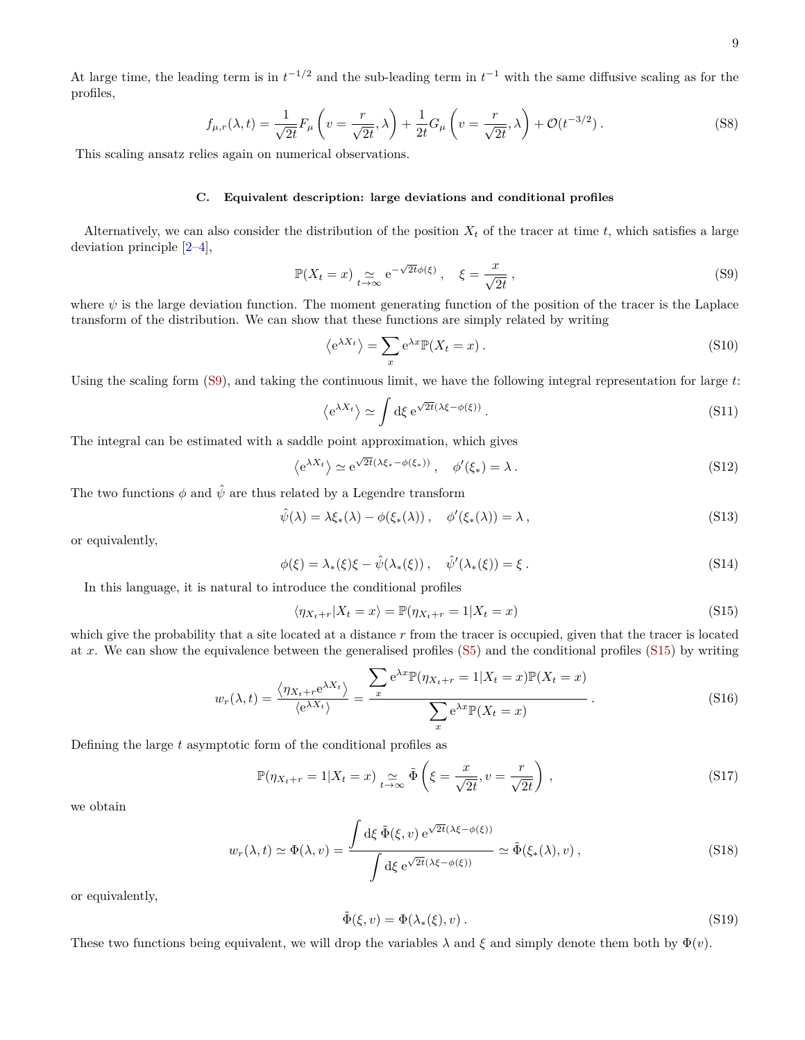At large time, the leading term is in $t^{-1/2}$ and the sub-leading term in $t^{-1}$ with the same diffusive scaling as for the profiles,

$$f_{\mu,r}(\lambda,t) = \frac{1}{\sqrt{2t}} F_\mu\left(v = \frac{r}{\sqrt{2t}}, \lambda\right) + \frac{1}{2t} G_\mu\left(v = \frac{r}{\sqrt{2t}}, \lambda\right) + \mathcal{O}(t^{-3/2})\,. \tag{S8}$$

This scaling ansatz relies again on numerical observations.

### C. Equivalent description: large deviations and conditional profiles

Alternatively, we can also consider the distribution of the position $X_t$ of the tracer at time $t$, which satisfies a large deviation principle [2–4],

$$\mathbb{P}(X_t = x) \underset{t\to\infty}{\simeq} \mathrm{e}^{-\sqrt{2t}\phi(\xi)}\,, \quad \xi = \frac{x}{\sqrt{2t}}\,, \tag{S9}$$

where $\psi$ is the large deviation function. The moment generating function of the position of the tracer is the Laplace transform of the distribution. We can show that these functions are simply related by writing

$$\left\langle \mathrm{e}^{\lambda X_t}\right\rangle = \sum_x \mathrm{e}^{\lambda x}\mathbb{P}(X_t = x)\,. \tag{S10}$$

Using the scaling form (S9), and taking the continuous limit, we have the following integral representation for large $t$:

$$\left\langle \mathrm{e}^{\lambda X_t}\right\rangle \simeq \int \mathrm{d}\xi\, \mathrm{e}^{\sqrt{2t}(\lambda\xi - \phi(\xi))}\,. \tag{S11}$$

The integral can be estimated with a saddle point approximation, which gives

$$\left\langle \mathrm{e}^{\lambda X_t}\right\rangle \simeq \mathrm{e}^{\sqrt{2t}(\lambda\xi_* - \phi(\xi_*))}\,, \quad \phi'(\xi_*) = \lambda\,. \tag{S12}$$

The two functions $\phi$ and $\hat{\psi}$ are thus related by a Legendre transform

$$\hat{\psi}(\lambda) = \lambda\xi_*(\lambda) - \phi(\xi_*(\lambda))\,, \quad \phi'(\xi_*(\lambda)) = \lambda\,, \tag{S13}$$

or equivalently,

$$\phi(\xi) = \lambda_*(\xi)\xi - \hat{\psi}(\lambda_*(\xi))\,, \quad \hat{\psi}'(\lambda_*(\xi)) = \xi\,. \tag{S14}$$

In this language, it is natural to introduce the conditional profiles

$$\langle \eta_{X_t+r} | X_t = x\rangle = \mathbb{P}(\eta_{X_t+r} = 1 | X_t = x) \tag{S15}$$

which give the probability that a site located at a distance $r$ from the tracer is occupied, given that the tracer is located at $x$. We can show the equivalence between the generalised profiles (S5) and the conditional profiles (S15) by writing

$$w_r(\lambda,t) = \frac{\left\langle \eta_{X_t+r}\mathrm{e}^{\lambda X_t}\right\rangle}{\left\langle \mathrm{e}^{\lambda X_t}\right\rangle} = \frac{\displaystyle\sum_x \mathrm{e}^{\lambda x}\mathbb{P}(\eta_{X_t+r} = 1 | X_t = x)\mathbb{P}(X_t = x)}{\displaystyle\sum_x \mathrm{e}^{\lambda x}\mathbb{P}(X_t = x)}\,. \tag{S16}$$

Defining the large $t$ asymptotic form of the conditional profiles as

$$\mathbb{P}(\eta_{X_t+r} = 1 | X_t = x) \underset{t\to\infty}{\simeq} \tilde{\Phi}\left(\xi = \frac{x}{\sqrt{2t}}, v = \frac{r}{\sqrt{2t}}\right)\,, \tag{S17}$$

we obtain

$$w_r(\lambda,t) \simeq \Phi(\lambda, v) = \frac{\displaystyle\int \mathrm{d}\xi\, \tilde{\Phi}(\xi, v)\, \mathrm{e}^{\sqrt{2t}(\lambda\xi - \phi(\xi))}}{\displaystyle\int \mathrm{d}\xi\, \mathrm{e}^{\sqrt{2t}(\lambda\xi - \phi(\xi))}} \simeq \tilde{\Phi}(\xi_*(\lambda), v)\,, \tag{S18}$$

or equivalently,

$$\tilde{\Phi}(\xi, v) = \Phi(\lambda_*(\xi), v)\,. \tag{S19}$$

These two functions being equivalent, we will drop the variables $\lambda$ and $\xi$ and simply denote them both by $\Phi(v)$.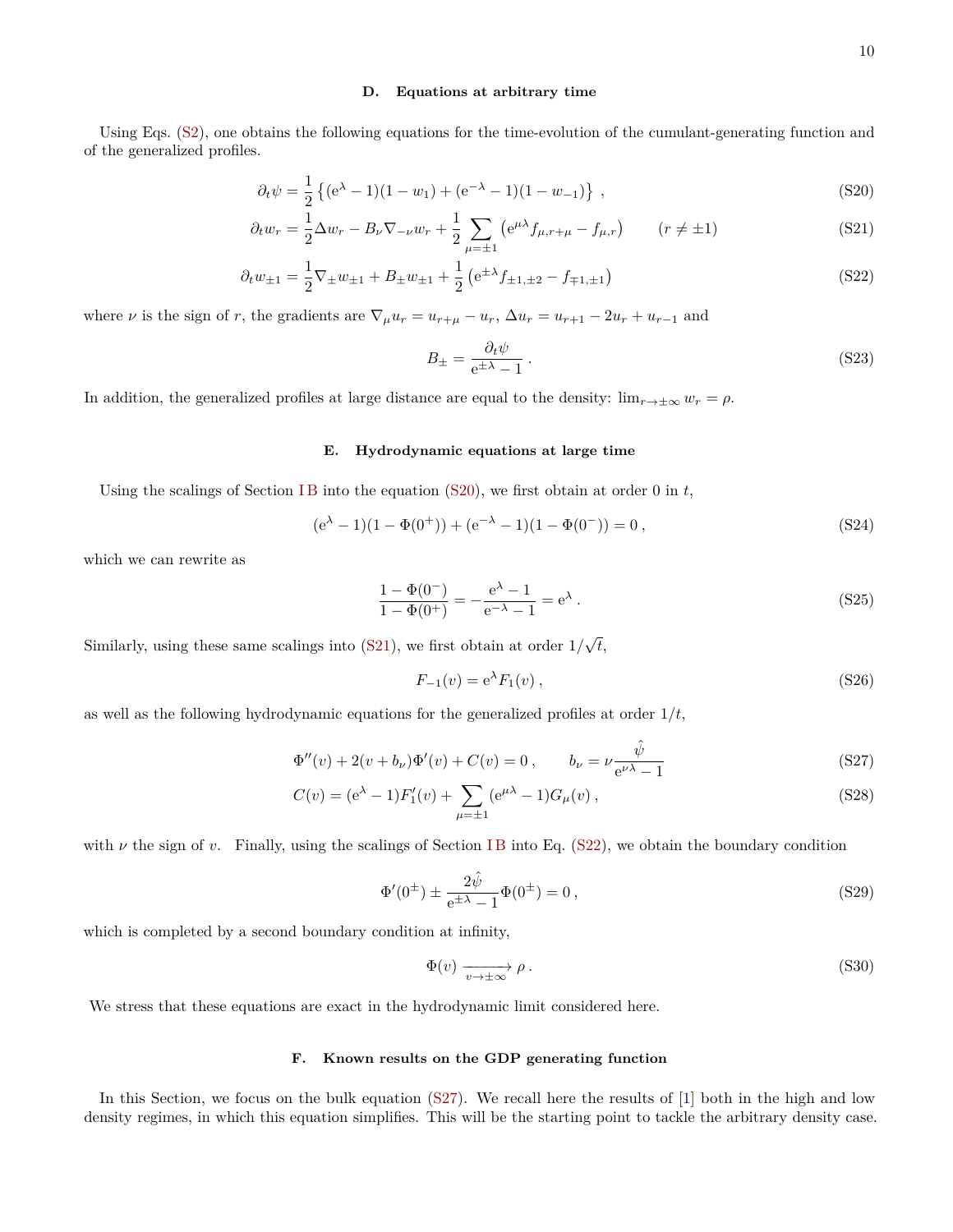### D. Equations at arbitrary time

Using Eqs. (S2), one obtains the following equations for the time-evolution of the cumulant-generating function and of the generalized profiles.

$$\partial_t \psi = \frac{1}{2}\left\{(\mathrm{e}^{\lambda}-1)(1-w_1)+(\mathrm{e}^{-\lambda}-1)(1-w_{-1})\right\} \,, \tag{S20}$$

$$\partial_t w_r = \frac{1}{2}\Delta w_r - B_\nu \nabla_{-\nu} w_r + \frac{1}{2}\sum_{\mu=\pm1}\left(\mathrm{e}^{\mu\lambda} f_{\mu,r+\mu} - f_{\mu,r}\right) \qquad (r\neq \pm 1) \tag{S21}$$

$$\partial_t w_{\pm1} = \frac{1}{2}\nabla_{\pm} w_{\pm1} + B_{\pm} w_{\pm1} + \frac{1}{2}\left(\mathrm{e}^{\pm\lambda} f_{\pm1,\pm2} - f_{\mp1,\pm1}\right) \tag{S22}$$

where $\nu$ is the sign of $r$, the gradients are $\nabla_\mu u_r = u_{r+\mu} - u_r$, $\Delta u_r = u_{r+1} - 2u_r + u_{r-1}$ and

$$B_{\pm} = \frac{\partial_t \psi}{\mathrm{e}^{\pm\lambda}-1} \,. \tag{S23}$$

In addition, the generalized profiles at large distance are equal to the density: $\lim_{r\to\pm\infty} w_r = \rho$.

### E. Hydrodynamic equations at large time

Using the scalings of Section I B into the equation (S20), we first obtain at order 0 in $t$,

$$(\mathrm{e}^{\lambda}-1)(1-\Phi(0^+)) + (\mathrm{e}^{-\lambda}-1)(1-\Phi(0^-)) = 0 \,, \tag{S24}$$

which we can rewrite as

$$\frac{1-\Phi(0^-)}{1-\Phi(0^+)} = -\frac{\mathrm{e}^{\lambda}-1}{\mathrm{e}^{-\lambda}-1} = \mathrm{e}^{\lambda} \,. \tag{S25}$$

Similarly, using these same scalings into (S21), we first obtain at order $1/\sqrt{t}$,

$$F_{-1}(v) = \mathrm{e}^{\lambda} F_1(v) \,, \tag{S26}$$

as well as the following hydrodynamic equations for the generalized profiles at order $1/t$,

$$\Phi''(v) + 2(v+b_\nu)\Phi'(v) + C(v) = 0 \,, \qquad b_\nu = \nu\frac{\hat{\psi}}{\mathrm{e}^{\nu\lambda}-1} \tag{S27}$$

$$C(v) = (\mathrm{e}^{\lambda}-1)F_1'(v) + \sum_{\mu=\pm1}(\mathrm{e}^{\mu\lambda}-1)G_\mu(v) \,, \tag{S28}$$

with $\nu$ the sign of $v$. Finally, using the scalings of Section I B into Eq. (S22), we obtain the boundary condition

$$\Phi'(0^\pm) \pm \frac{2\hat{\psi}}{\mathrm{e}^{\pm\lambda}-1}\Phi(0^\pm) = 0 \,, \tag{S29}$$

which is completed by a second boundary condition at infinity,

$$\Phi(v) \xrightarrow[v\to\pm\infty]{} \rho \,. \tag{S30}$$

We stress that these equations are exact in the hydrodynamic limit considered here.

### F. Known results on the GDP generating function

In this Section, we focus on the bulk equation (S27). We recall here the results of [1] both in the high and low density regimes, in which this equation simplifies. This will be the starting point to tackle the arbitrary density case.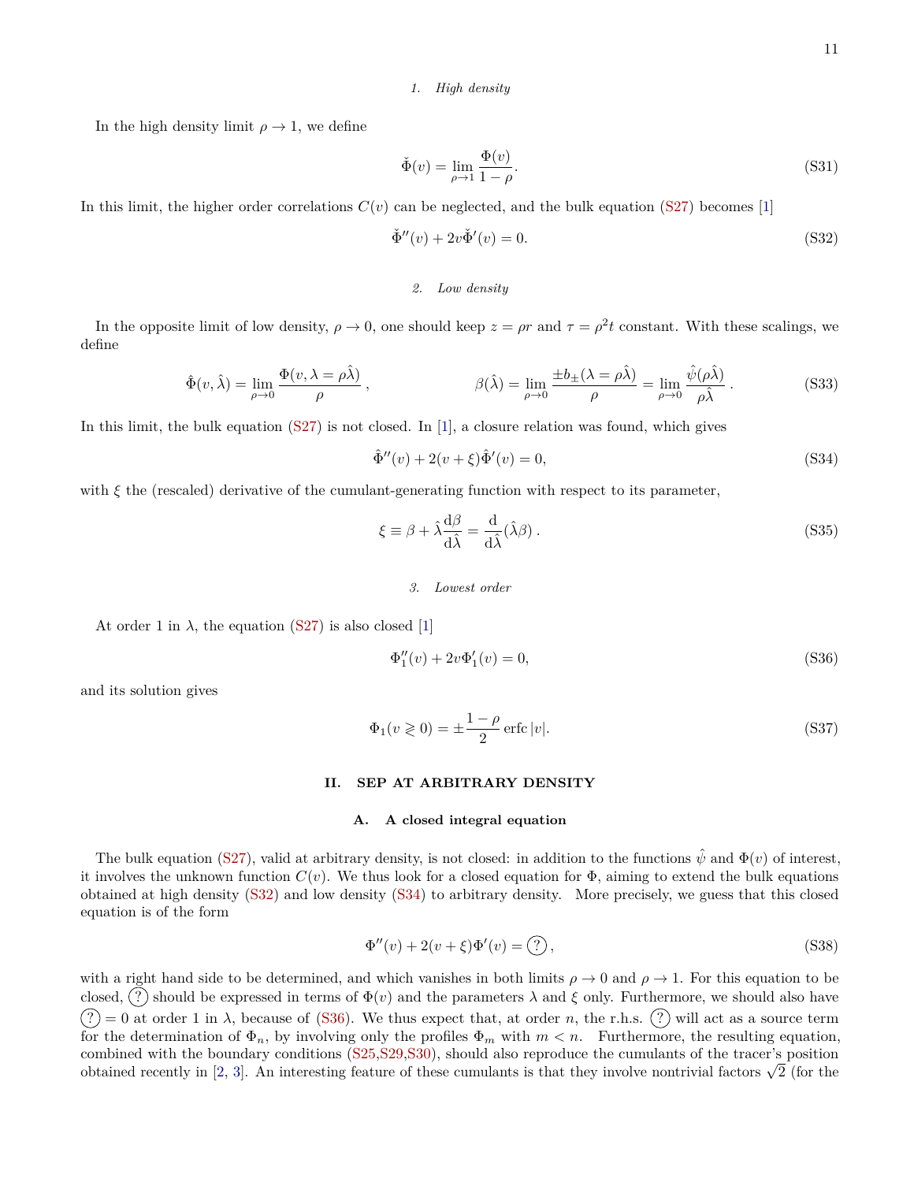#### 1. High density

In the high density limit $\rho \to 1$, we define

$$\check{\Phi}(v) = \lim_{\rho\to 1} \frac{\Phi(v)}{1-\rho}. \tag{S31}$$

In this limit, the higher order correlations $C(v)$ can be neglected, and the bulk equation (S27) becomes [1]

$$\check{\Phi}''(v) + 2v\check{\Phi}'(v) = 0. \tag{S32}$$

#### 2. Low density

In the opposite limit of low density, $\rho \to 0$, one should keep $z = \rho r$ and $\tau = \rho^2 t$ constant. With these scalings, we define

$$\hat{\Phi}(v,\hat{\lambda}) = \lim_{\rho\to 0} \frac{\Phi(v,\lambda=\rho\hat{\lambda})}{\rho}\,, \qquad \beta(\hat{\lambda}) = \lim_{\rho\to 0} \frac{\pm b_{\pm}(\lambda=\rho\hat{\lambda})}{\rho} = \lim_{\rho\to 0}\frac{\hat{\psi}(\rho\hat{\lambda})}{\rho\hat{\lambda}}\,. \tag{S33}$$

In this limit, the bulk equation (S27) is not closed. In [1], a closure relation was found, which gives

$$\hat{\Phi}''(v) + 2(v+\xi)\hat{\Phi}'(v) = 0, \tag{S34}$$

with $\xi$ the (rescaled) derivative of the cumulant-generating function with respect to its parameter,

$$\xi \equiv \beta + \hat{\lambda}\frac{\mathrm{d}\beta}{\mathrm{d}\hat{\lambda}} = \frac{\mathrm{d}}{\mathrm{d}\hat{\lambda}}(\hat{\lambda}\beta)\,. \tag{S35}$$

#### 3. Lowest order

At order 1 in $\lambda$, the equation (S27) is also closed [1]

$$\Phi_1''(v) + 2v\Phi_1'(v) = 0, \tag{S36}$$

and its solution gives

$$\Phi_1(v \gtrless 0) = \pm\frac{1-\rho}{2}\,\mathrm{erfc}\,|v|. \tag{S37}$$

## II. SEP AT ARBITRARY DENSITY

### A. A closed integral equation

The bulk equation (S27), valid at arbitrary density, is not closed: in addition to the functions $\hat{\psi}$ and $\Phi(v)$ of interest, it involves the unknown function $C(v)$. We thus look for a closed equation for $\Phi$, aiming to extend the bulk equations obtained at high density (S32) and low density (S34) to arbitrary density. More precisely, we guess that this closed equation is of the form

$$\Phi''(v) + 2(v+\xi)\Phi'(v) = \textcircled{?}\,, \tag{S38}$$

with a right hand side to be determined, and which vanishes in both limits $\rho \to 0$ and $\rho \to 1$. For this equation to be closed, $\textcircled{?}$ should be expressed in terms of $\Phi(v)$ and the parameters $\lambda$ and $\xi$ only. Furthermore, we should also have $\textcircled{?} = 0$ at order 1 in $\lambda$, because of (S36). We thus expect that, at order $n$, the r.h.s. $\textcircled{?}$ will act as a source term for the determination of $\Phi_n$, by involving only the profiles $\Phi_m$ with $m < n$. Furthermore, the resulting equation, combined with the boundary conditions (S25,S29,S30), should also reproduce the cumulants of the tracer's position obtained recently in [2, 3]. An interesting feature of these cumulants is that they involve nontrivial factors $\sqrt{2}$ (for the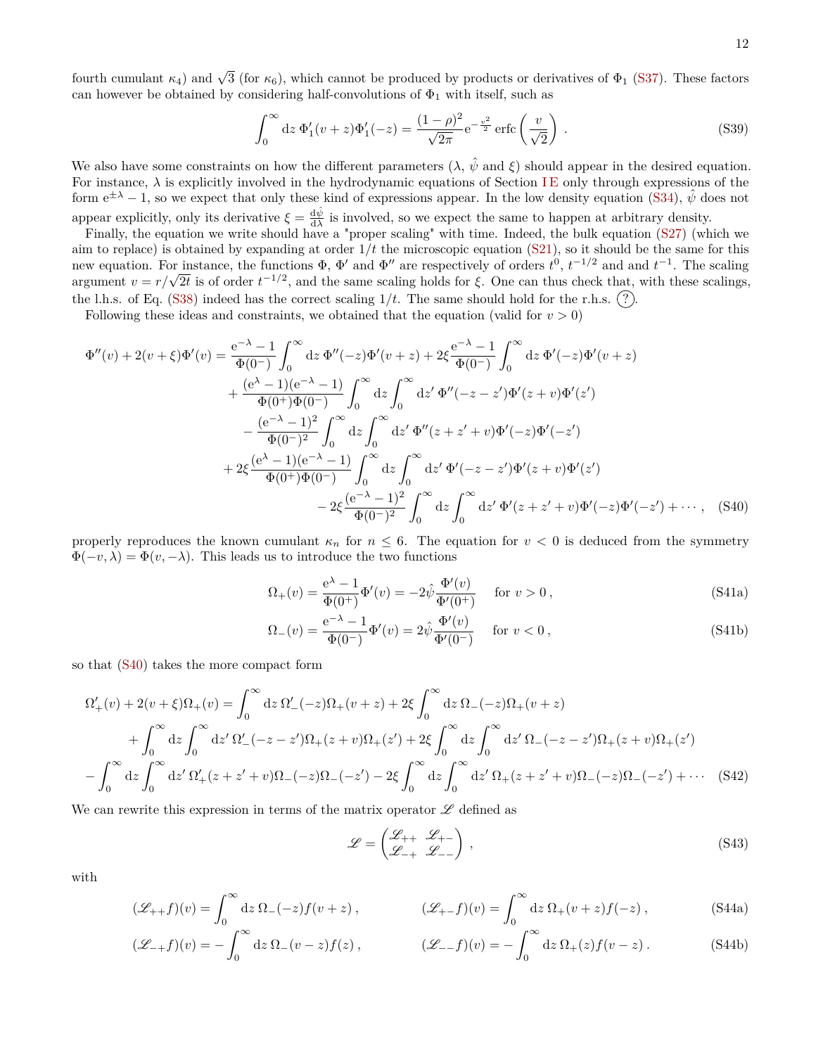fourth cumulant $\kappa_4$) and $\sqrt{3}$ (for $\kappa_6$), which cannot be produced by products or derivatives of $\Phi_1$ (S37). These factors can however be obtained by considering half-convolutions of $\Phi_1$ with itself, such as

$$\int_0^\infty \mathrm{d}z\ \Phi_1'(v+z)\Phi_1'(-z) = \frac{(1-\rho)^2}{\sqrt{2\pi}}\mathrm{e}^{-\frac{v^2}{2}}\,\mathrm{erfc}\left(\frac{v}{\sqrt{2}}\right)\ . \tag{S39}$$

We also have some constraints on how the different parameters ($\lambda$, $\hat{\psi}$ and $\xi$) should appear in the desired equation. For instance, $\lambda$ is explicitly involved in the hydrodynamic equations of Section I E only through expressions of the form $\mathrm{e}^{\pm\lambda}-1$, so we expect that only these kind of expressions appear. In the low density equation (S34), $\hat{\psi}$ does not appear explicitly, only its derivative $\xi = \frac{\mathrm{d}\hat{\psi}}{\mathrm{d}\lambda}$ is involved, so we expect the same to happen at arbitrary density.

Finally, the equation we write should have a "proper scaling" with time. Indeed, the bulk equation (S27) (which we aim to replace) is obtained by expanding at order $1/t$ the microscopic equation (S21), so it should be the same for this new equation. For instance, the functions $\Phi$, $\Phi'$ and $\Phi''$ are respectively of orders $t^0$, $t^{-1/2}$ and and $t^{-1}$. The scaling argument $v = r/\sqrt{2t}$ is of order $t^{-1/2}$, and the same scaling holds for $\xi$. One can thus check that, with these scalings, the l.h.s. of Eq. (S38) indeed has the correct scaling $1/t$. The same should hold for the r.h.s. (?).

Following these ideas and constraints, we obtained that the equation (valid for $v>0$)

$$\begin{aligned}
\Phi''(v) + 2(v+\xi)\Phi'(v) = &\frac{\mathrm{e}^{-\lambda}-1}{\Phi(0^-)}\int_0^\infty \mathrm{d}z\ \Phi''(-z)\Phi'(v+z) + 2\xi\frac{\mathrm{e}^{-\lambda}-1}{\Phi(0^-)}\int_0^\infty \mathrm{d}z\ \Phi'(-z)\Phi'(v+z)\\
&+ \frac{(\mathrm{e}^{\lambda}-1)(\mathrm{e}^{-\lambda}-1)}{\Phi(0^+)\Phi(0^-)}\int_0^\infty \mathrm{d}z\int_0^\infty \mathrm{d}z'\ \Phi''(-z-z')\Phi'(z+v)\Phi'(z')\\
&- \frac{(\mathrm{e}^{-\lambda}-1)^2}{\Phi(0^-)^2}\int_0^\infty \mathrm{d}z\int_0^\infty \mathrm{d}z'\ \Phi''(z+z'+v)\Phi'(-z)\Phi'(-z')\\
&+ 2\xi\frac{(\mathrm{e}^{\lambda}-1)(\mathrm{e}^{-\lambda}-1)}{\Phi(0^+)\Phi(0^-)}\int_0^\infty \mathrm{d}z\int_0^\infty \mathrm{d}z'\ \Phi'(-z-z')\Phi'(z+v)\Phi'(z')\\
&- 2\xi\frac{(\mathrm{e}^{-\lambda}-1)^2}{\Phi(0^-)^2}\int_0^\infty \mathrm{d}z\int_0^\infty \mathrm{d}z'\ \Phi'(z+z'+v)\Phi'(-z)\Phi'(-z') + \cdots\ ,
\end{aligned} \tag{S40}$$

properly reproduces the known cumulant $\kappa_n$ for $n\leq 6$. The equation for $v<0$ is deduced from the symmetry $\Phi(-v,\lambda) = \Phi(v,-\lambda)$. This leads us to introduce the two functions

$$\Omega_+(v) = \frac{\mathrm{e}^{\lambda}-1}{\Phi(0^+)}\Phi'(v) = -2\hat{\psi}\frac{\Phi'(v)}{\Phi'(0^+)} \quad \text{for } v>0\,, \tag{S41a}$$

$$\Omega_-(v) = \frac{\mathrm{e}^{-\lambda}-1}{\Phi(0^-)}\Phi'(v) = 2\hat{\psi}\frac{\Phi'(v)}{\Phi'(0^-)} \quad \text{for } v<0\,, \tag{S41b}$$

so that (S40) takes the more compact form

$$\begin{aligned}
\Omega_+'(v) + 2(v+\xi)\Omega_+(v) = &\int_0^\infty \mathrm{d}z\ \Omega_-'(-z)\Omega_+(v+z) + 2\xi\int_0^\infty \mathrm{d}z\ \Omega_-(-z)\Omega_+(v+z)\\
&+ \int_0^\infty \mathrm{d}z\int_0^\infty \mathrm{d}z'\ \Omega_-'(-z-z')\Omega_+(z+v)\Omega_+(z') + 2\xi\int_0^\infty \mathrm{d}z\int_0^\infty \mathrm{d}z'\ \Omega_-(-z-z')\Omega_+(z+v)\Omega_+(z')\\
&- \int_0^\infty \mathrm{d}z\int_0^\infty \mathrm{d}z'\ \Omega_+'(z+z'+v)\Omega_-(-z)\Omega_-(-z') - 2\xi\int_0^\infty \mathrm{d}z\int_0^\infty \mathrm{d}z'\ \Omega_+(z+z'+v)\Omega_-(-z)\Omega_-(-z') + \cdots
\end{aligned} \tag{S42}$$

We can rewrite this expression in terms of the matrix operator $\mathscr{L}$ defined as

$$\mathscr{L} = \begin{pmatrix} \mathscr{L}_{++} & \mathscr{L}_{+-} \\ \mathscr{L}_{-+} & \mathscr{L}_{--} \end{pmatrix}\,, \tag{S43}$$

with

$$(\mathscr{L}_{++}f)(v) = \int_0^\infty \mathrm{d}z\ \Omega_-(-z)f(v+z)\,, \qquad (\mathscr{L}_{+-}f)(v) = \int_0^\infty \mathrm{d}z\ \Omega_+(v+z)f(-z)\,, \tag{S44a}$$

$$(\mathscr{L}_{-+}f)(v) = -\int_0^\infty \mathrm{d}z\ \Omega_-(v-z)f(z)\,, \qquad (\mathscr{L}_{--}f)(v) = -\int_0^\infty \mathrm{d}z\ \Omega_+(z)f(v-z)\,. \tag{S44b}$$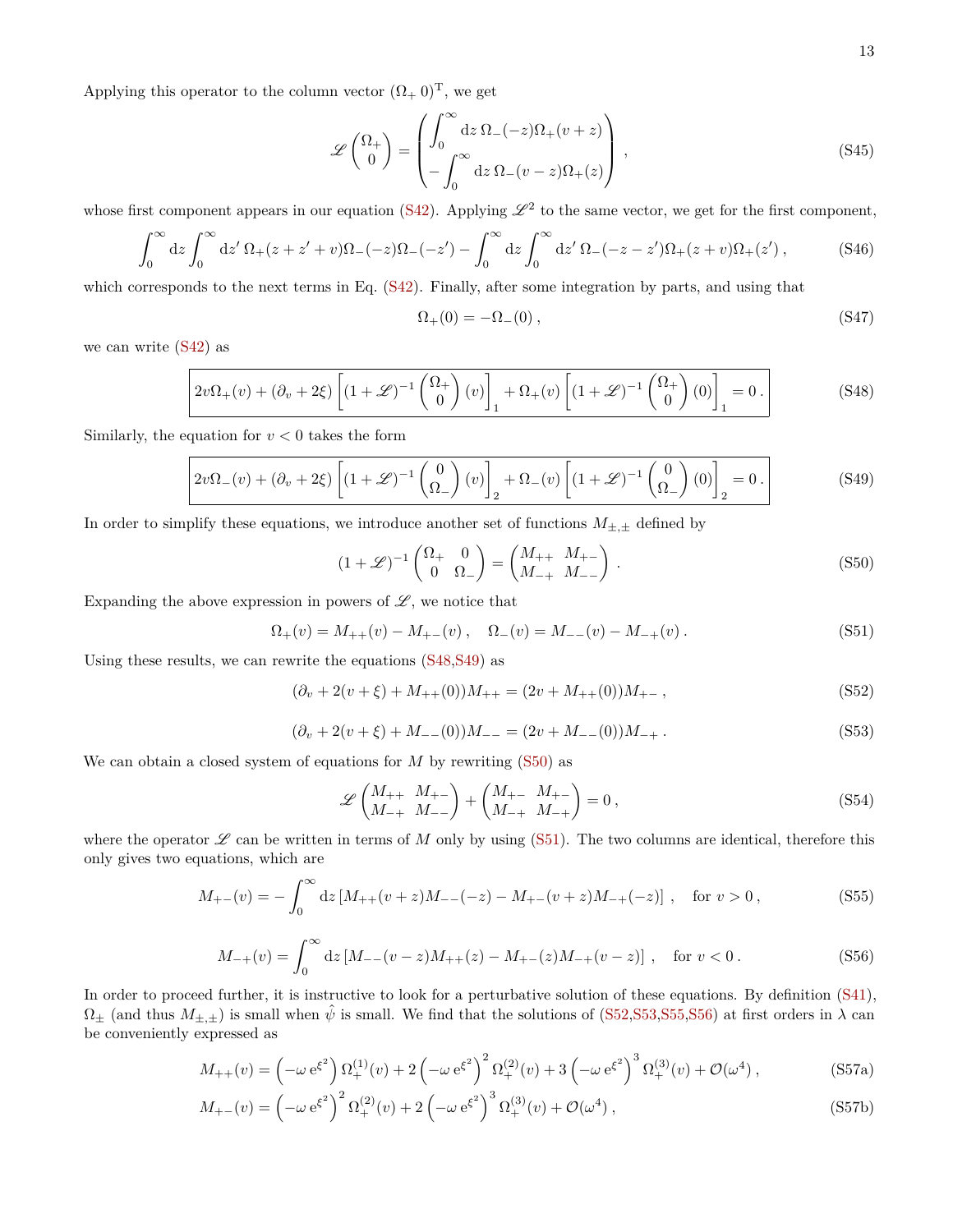Applying this operator to the column vector $(\Omega_+ \; 0)^{\mathrm{T}}$, we get

$$
\mathscr{L} \begin{pmatrix} \Omega_+ \\ 0 \end{pmatrix} = \begin{pmatrix} \displaystyle\int_0^\infty \mathrm{d}z \, \Omega_-(-z)\Omega_+(v+z) \\ \displaystyle -\int_0^\infty \mathrm{d}z \, \Omega_-(v-z)\Omega_+(z) \end{pmatrix} , \tag{S45}
$$

whose first component appears in our equation (S42). Applying $\mathscr{L}^2$ to the same vector, we get for the first component,

$$
\int_0^\infty \mathrm{d}z \int_0^\infty \mathrm{d}z' \, \Omega_+(z+z'+v)\Omega_-(-z)\Omega_-(-z') - \int_0^\infty \mathrm{d}z \int_0^\infty \mathrm{d}z' \, \Omega_-(-z-z')\Omega_+(z+v)\Omega_+(z') , \tag{S46}
$$

which corresponds to the next terms in Eq. (S42). Finally, after some integration by parts, and using that

$$
\Omega_+(0) = -\Omega_-(0) , \tag{S47}
$$

we can write (S42) as

$$
\boxed{2v\Omega_+(v) + (\partial_v + 2\xi) \left[ (1+\mathscr{L})^{-1} \begin{pmatrix} \Omega_+ \\ 0 \end{pmatrix} (v) \right]_1 + \Omega_+(v) \left[ (1+\mathscr{L})^{-1} \begin{pmatrix} \Omega_+ \\ 0 \end{pmatrix} (0) \right]_1 = 0 .} \tag{S48}
$$

Similarly, the equation for $v < 0$ takes the form

$$
\boxed{2v\Omega_-(v) + (\partial_v + 2\xi) \left[ (1+\mathscr{L})^{-1} \begin{pmatrix} 0 \\ \Omega_- \end{pmatrix} (v) \right]_2 + \Omega_-(v) \left[ (1+\mathscr{L})^{-1} \begin{pmatrix} 0 \\ \Omega_- \end{pmatrix} (0) \right]_2 = 0 .} \tag{S49}
$$

In order to simplify these equations, we introduce another set of functions $M_{\pm,\pm}$ defined by

$$
(1+\mathscr{L})^{-1} \begin{pmatrix} \Omega_+ & 0 \\ 0 & \Omega_- \end{pmatrix} = \begin{pmatrix} M_{++} & M_{+-} \\ M_{-+} & M_{--} \end{pmatrix} . \tag{S50}
$$

Expanding the above expression in powers of $\mathscr{L}$, we notice that

$$
\Omega_+(v) = M_{++}(v) - M_{+-}(v) , \quad \Omega_-(v) = M_{--}(v) - M_{-+}(v) . \tag{S51}
$$

Using these results, we can rewrite the equations (S48,S49) as

$$
(\partial_v + 2(v+\xi) + M_{++}(0))M_{++} = (2v + M_{++}(0))M_{+-} , \tag{S52}
$$

$$
(\partial_v + 2(v+\xi) + M_{--}(0))M_{--} = (2v + M_{--}(0))M_{-+} . \tag{S53}
$$

We can obtain a closed system of equations for $M$ by rewriting (S50) as

$$
\mathscr{L} \begin{pmatrix} M_{++} & M_{+-} \\ M_{-+} & M_{--} \end{pmatrix} + \begin{pmatrix} M_{+-} & M_{+-} \\ M_{-+} & M_{-+} \end{pmatrix} = 0 , \tag{S54}
$$

where the operator $\mathscr{L}$ can be written in terms of $M$ only by using (S51). The two columns are identical, therefore this only gives two equations, which are

$$
M_{+-}(v) = -\int_0^\infty \mathrm{d}z \left[ M_{++}(v+z)M_{--}(-z) - M_{+-}(v+z)M_{-+}(-z) \right] , \quad \text{for } v > 0 , \tag{S55}
$$

$$
M_{-+}(v) = \int_0^\infty \mathrm{d}z \left[ M_{--}(v-z)M_{++}(z) - M_{+-}(z)M_{-+}(v-z) \right] , \quad \text{for } v < 0 . \tag{S56}
$$

In order to proceed further, it is instructive to look for a perturbative solution of these equations. By definition (S41), $\Omega_\pm$ (and thus $M_{\pm,\pm}$) is small when $\hat{\psi}$ is small. We find that the solutions of (S52,S53,S55,S56) at first orders in $\lambda$ can be conveniently expressed as

$$
M_{++}(v) = \left(-\omega \, \mathrm{e}^{\xi^2}\right) \Omega_+^{(1)}(v) + 2\left(-\omega \, \mathrm{e}^{\xi^2}\right)^2 \Omega_+^{(2)}(v) + 3\left(-\omega \, \mathrm{e}^{\xi^2}\right)^3 \Omega_+^{(3)}(v) + \mathcal{O}(\omega^4) , \tag{S57a}
$$

$$
M_{+-}(v) = \left(-\omega \, \mathrm{e}^{\xi^2}\right)^2 \Omega_+^{(2)}(v) + 2\left(-\omega \, \mathrm{e}^{\xi^2}\right)^3 \Omega_+^{(3)}(v) + \mathcal{O}(\omega^4) , \tag{S57b}
$$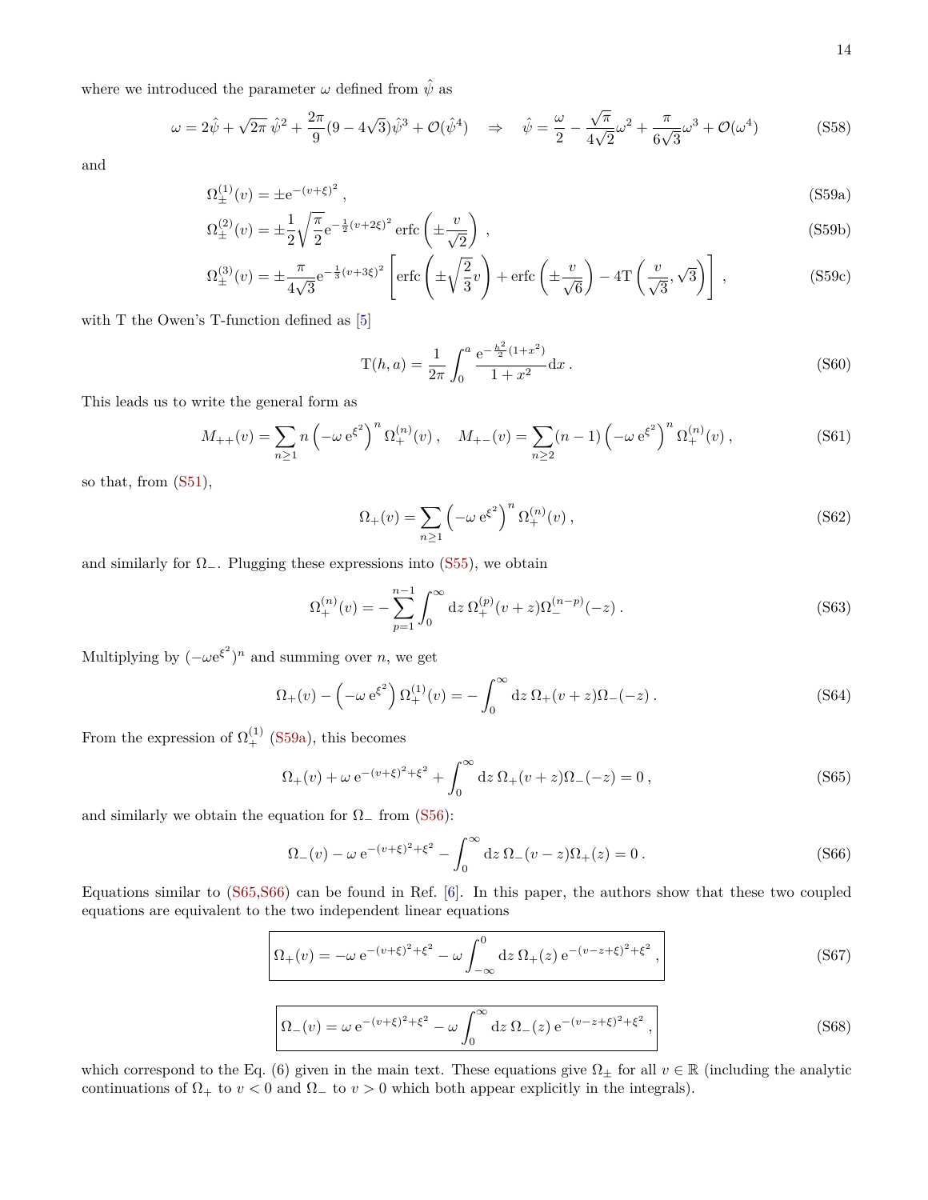where we introduced the parameter $\omega$ defined from $\hat{\psi}$ as

$$\omega = 2\hat{\psi} + \sqrt{2\pi}\,\hat{\psi}^2 + \frac{2\pi}{9}(9-4\sqrt{3})\hat{\psi}^3 + \mathcal{O}(\hat{\psi}^4) \quad \Rightarrow \quad \hat{\psi} = \frac{\omega}{2} - \frac{\sqrt{\pi}}{4\sqrt{2}}\omega^2 + \frac{\pi}{6\sqrt{3}}\omega^3 + \mathcal{O}(\omega^4) \tag{S58}$$

and

$$\Omega_\pm^{(1)}(v) = \pm \mathrm{e}^{-(v+\xi)^2}\,, \tag{S59a}$$

$$\Omega_\pm^{(2)}(v) = \pm\frac{1}{2}\sqrt{\frac{\pi}{2}}\mathrm{e}^{-\frac{1}{2}(v+2\xi)^2}\,\mathrm{erfc}\left(\pm\frac{v}{\sqrt{2}}\right)\,, \tag{S59b}$$

$$\Omega_\pm^{(3)}(v) = \pm\frac{\pi}{4\sqrt{3}}\mathrm{e}^{-\frac{1}{3}(v+3\xi)^2}\left[\mathrm{erfc}\left(\pm\sqrt{\frac{2}{3}}v\right) + \mathrm{erfc}\left(\pm\frac{v}{\sqrt{6}}\right) - 4\mathrm{T}\left(\frac{v}{\sqrt{3}},\sqrt{3}\right)\right]\,, \tag{S59c}$$

with T the Owen's T-function defined as [5]

$$\mathrm{T}(h,a) = \frac{1}{2\pi}\int_0^a \frac{\mathrm{e}^{-\frac{h^2}{2}(1+x^2)}}{1+x^2}\mathrm{d}x\,. \tag{S60}$$

This leads us to write the general form as

$$M_{++}(v) = \sum_{n\geq 1} n\left(-\omega\,\mathrm{e}^{\xi^2}\right)^n\Omega_+^{(n)}(v)\,,\quad M_{+-}(v) = \sum_{n\geq 2}(n-1)\left(-\omega\,\mathrm{e}^{\xi^2}\right)^n\Omega_+^{(n)}(v)\,, \tag{S61}$$

so that, from (S51),

$$\Omega_+(v) = \sum_{n\geq 1}\left(-\omega\,\mathrm{e}^{\xi^2}\right)^n\Omega_+^{(n)}(v)\,, \tag{S62}$$

and similarly for $\Omega_-$. Plugging these expressions into (S55), we obtain

$$\Omega_+^{(n)}(v) = -\sum_{p=1}^{n-1}\int_0^\infty \mathrm{d}z\,\Omega_+^{(p)}(v+z)\Omega_-^{(n-p)}(-z)\,. \tag{S63}$$

Multiplying by $(-\omega\mathrm{e}^{\xi^2})^n$ and summing over $n$, we get

$$\Omega_+(v) - \left(-\omega\,\mathrm{e}^{\xi^2}\right)\Omega_+^{(1)}(v) = -\int_0^\infty \mathrm{d}z\,\Omega_+(v+z)\Omega_-(-z)\,. \tag{S64}$$

From the expression of $\Omega_+^{(1)}$ (S59a), this becomes

$$\Omega_+(v) + \omega\,\mathrm{e}^{-(v+\xi)^2+\xi^2} + \int_0^\infty \mathrm{d}z\,\Omega_+(v+z)\Omega_-(-z) = 0\,, \tag{S65}$$

and similarly we obtain the equation for $\Omega_-$ from (S56):

$$\Omega_-(v) - \omega\,\mathrm{e}^{-(v+\xi)^2+\xi^2} - \int_0^\infty \mathrm{d}z\,\Omega_-(v-z)\Omega_+(z) = 0\,. \tag{S66}$$

Equations similar to (S65,S66) can be found in Ref. [6]. In this paper, the authors show that these two coupled equations are equivalent to the two independent linear equations

$$\boxed{\Omega_+(v) = -\omega\,\mathrm{e}^{-(v+\xi)^2+\xi^2} - \omega\int_{-\infty}^0 \mathrm{d}z\,\Omega_+(z)\,\mathrm{e}^{-(v-z+\xi)^2+\xi^2}\,,} \tag{S67}$$

$$\boxed{\Omega_-(v) = \omega\,\mathrm{e}^{-(v+\xi)^2+\xi^2} - \omega\int_0^\infty \mathrm{d}z\,\Omega_-(z)\,\mathrm{e}^{-(v-z+\xi)^2+\xi^2}\,,} \tag{S68}$$

which correspond to the Eq. (6) given in the main text. These equations give $\Omega_\pm$ for all $v\in\mathbb{R}$ (including the analytic continuations of $\Omega_+$ to $v<0$ and $\Omega_-$ to $v>0$ which both appear explicitly in the integrals).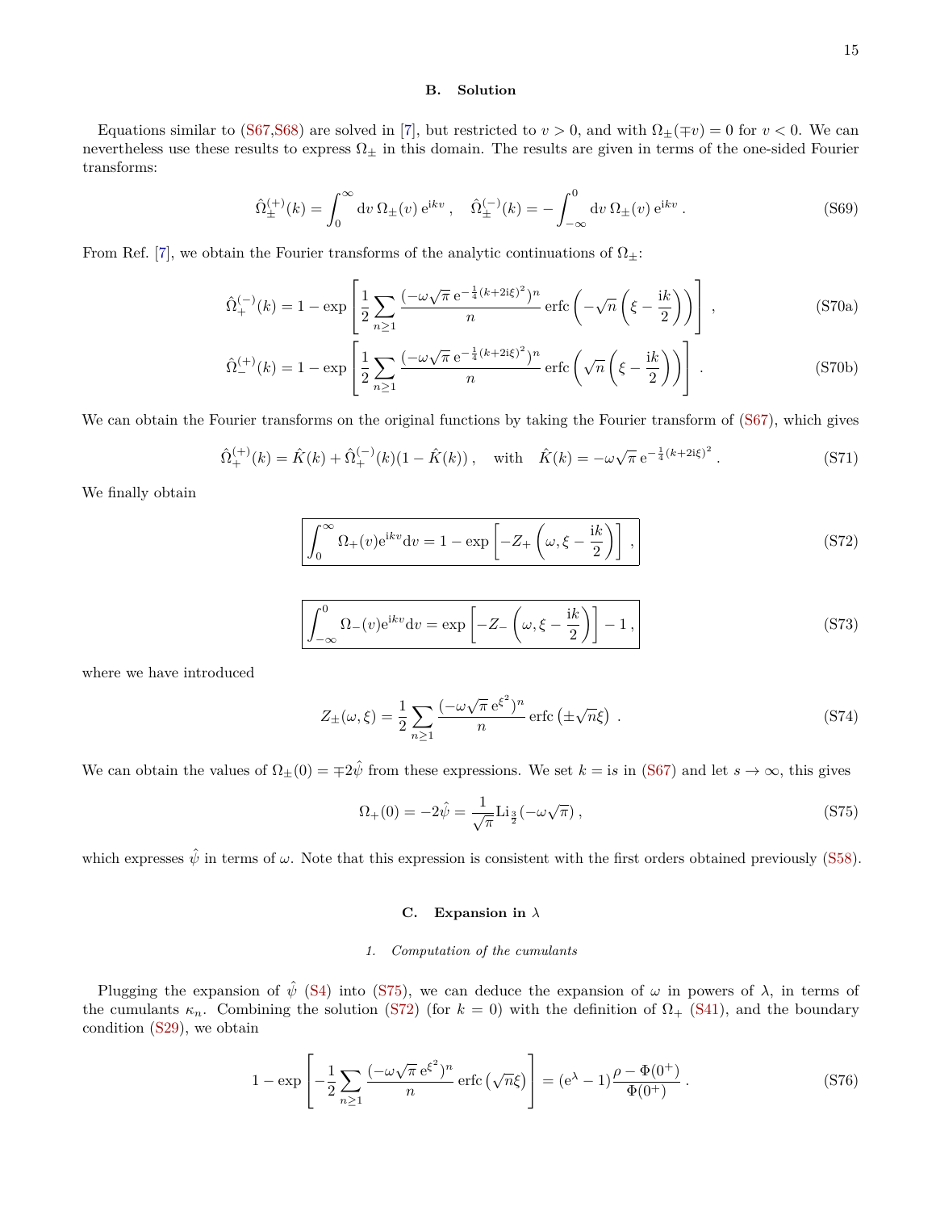## B. Solution

Equations similar to (S67,S68) are solved in [7], but restricted to $v > 0$, and with $\Omega_\pm(\mp v) = 0$ for $v < 0$. We can nevertheless use these results to express $\Omega_\pm$ in this domain. The results are given in terms of the one-sided Fourier transforms:

$$\hat{\Omega}_\pm^{(+)}(k) = \int_0^\infty \mathrm{d}v\, \Omega_\pm(v)\, \mathrm{e}^{\mathrm{i}kv} \,, \quad \hat{\Omega}_\pm^{(-)}(k) = -\int_{-\infty}^0 \mathrm{d}v\, \Omega_\pm(v)\, \mathrm{e}^{\mathrm{i}kv} \,. \tag{S69}$$

From Ref. [7], we obtain the Fourier transforms of the analytic continuations of $\Omega_\pm$:

$$\hat{\Omega}_+^{(-)}(k) = 1 - \exp\left[ \frac{1}{2} \sum_{n\geq 1} \frac{(-\omega\sqrt{\pi}\, \mathrm{e}^{-\frac{1}{4}(k+2\mathrm{i}\xi)^2})^n}{n} \operatorname{erfc}\left( -\sqrt{n}\left(\xi - \frac{\mathrm{i}k}{2}\right)\right)\right] \,, \tag{S70a}$$

$$\hat{\Omega}_-^{(+)}(k) = 1 - \exp\left[ \frac{1}{2} \sum_{n\geq 1} \frac{(-\omega\sqrt{\pi}\, \mathrm{e}^{-\frac{1}{4}(k+2\mathrm{i}\xi)^2})^n}{n} \operatorname{erfc}\left( \sqrt{n}\left(\xi - \frac{\mathrm{i}k}{2}\right)\right)\right] \,. \tag{S70b}$$

We can obtain the Fourier transforms on the original functions by taking the Fourier transform of (S67), which gives

$$\hat{\Omega}_+^{(+)}(k) = \hat{K}(k) + \hat{\Omega}_+^{(-)}(k)(1 - \hat{K}(k)) \,, \quad \text{with} \quad \hat{K}(k) = -\omega\sqrt{\pi}\, \mathrm{e}^{-\frac{1}{4}(k+2\mathrm{i}\xi)^2} \,. \tag{S71}$$

We finally obtain

$$\boxed{\int_0^\infty \Omega_+(v) \mathrm{e}^{\mathrm{i}kv} \mathrm{d}v = 1 - \exp\left[ -Z_+\left(\omega, \xi - \frac{\mathrm{i}k}{2}\right)\right]} \,, \tag{S72}$$

$$\boxed{\int_{-\infty}^0 \Omega_-(v) \mathrm{e}^{\mathrm{i}kv} \mathrm{d}v = \exp\left[ -Z_-\left(\omega, \xi - \frac{\mathrm{i}k}{2}\right)\right] - 1} \,, \tag{S73}$$

where we have introduced

$$Z_\pm(\omega, \xi) = \frac{1}{2} \sum_{n\geq 1} \frac{(-\omega\sqrt{\pi}\, \mathrm{e}^{\xi^2})^n}{n} \operatorname{erfc}\left(\pm\sqrt{n}\xi\right) \,. \tag{S74}$$

We can obtain the values of $\Omega_\pm(0) = \mp 2\hat{\psi}$ from these expressions. We set $k = \mathrm{i}s$ in (S67) and let $s \to \infty$, this gives

$$\Omega_+(0) = -2\hat{\psi} = \frac{1}{\sqrt{\pi}} \mathrm{Li}_{\frac{3}{2}}(-\omega\sqrt{\pi}) \,, \tag{S75}$$

which expresses $\hat{\psi}$ in terms of $\omega$. Note that this expression is consistent with the first orders obtained previously (S58).

## C. Expansion in $\lambda$

### *1. Computation of the cumulants*

Plugging the expansion of $\hat{\psi}$ (S4) into (S75), we can deduce the expansion of $\omega$ in powers of $\lambda$, in terms of the cumulants $\kappa_n$. Combining the solution (S72) (for $k = 0$) with the definition of $\Omega_+$ (S41), and the boundary condition (S29), we obtain

$$1 - \exp\left[ -\frac{1}{2} \sum_{n\geq 1} \frac{(-\omega\sqrt{\pi}\, \mathrm{e}^{\xi^2})^n}{n} \operatorname{erfc}\left(\sqrt{n}\xi\right)\right] = (\mathrm{e}^\lambda - 1)\frac{\rho - \Phi(0^+)}{\Phi(0^+)} \,. \tag{S76}$$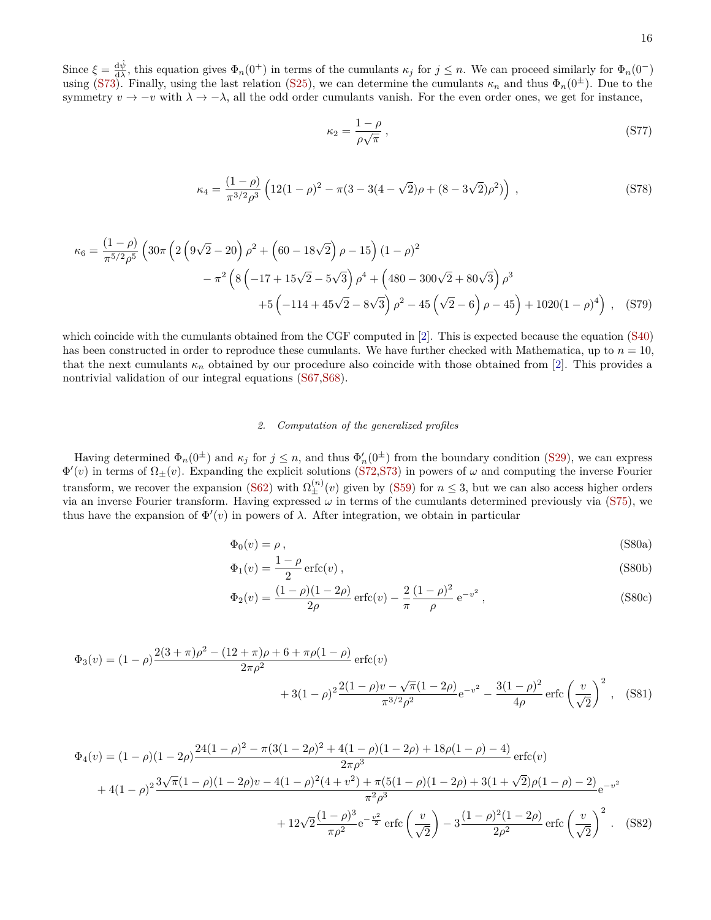Since $\xi = \frac{\mathrm{d}\hat{\psi}}{\mathrm{d}\lambda}$, this equation gives $\Phi_n(0^+)$ in terms of the cumulants $\kappa_j$ for $j \leq n$. We can proceed similarly for $\Phi_n(0^-)$ using (S73). Finally, using the last relation (S25), we can determine the cumulants $\kappa_n$ and thus $\Phi_n(0^\pm)$. Due to the symmetry $v \to -v$ with $\lambda \to -\lambda$, all the odd order cumulants vanish. For the even order ones, we get for instance,

$$\kappa_2 = \frac{1-\rho}{\rho\sqrt{\pi}}\,, \tag{S77}$$

$$\kappa_4 = \frac{(1-\rho)}{\pi^{3/2}\rho^3}\left(12(1-\rho)^2 - \pi(3 - 3(4-\sqrt{2})\rho + (8-3\sqrt{2})\rho^2)\right)\,, \tag{S78}$$

$$\begin{aligned}\kappa_6 = \frac{(1-\rho)}{\pi^{5/2}\rho^5}\Big(&30\pi\left(2\left(9\sqrt{2}-20\right)\rho^2 + \left(60-18\sqrt{2}\right)\rho - 15\right)(1-\rho)^2 \\ &- \pi^2\Big(8\left(-17+15\sqrt{2}-5\sqrt{3}\right)\rho^4 + \left(480-300\sqrt{2}+80\sqrt{3}\right)\rho^3 \\ &+5\left(-114+45\sqrt{2}-8\sqrt{3}\right)\rho^2 - 45\left(\sqrt{2}-6\right)\rho - 45\Big) + 1020(1-\rho)^4\Big)\,,\end{aligned} \tag{S79}$$

which coincide with the cumulants obtained from the CGF computed in [2]. This is expected because the equation (S40) has been constructed in order to reproduce these cumulants. We have further checked with Mathematica, up to $n = 10$, that the next cumulants $\kappa_n$ obtained by our procedure also coincide with those obtained from [2]. This provides a nontrivial validation of our integral equations (S67,S68).

### 2. *Computation of the generalized profiles*

Having determined $\Phi_n(0^\pm)$ and $\kappa_j$ for $j \leq n$, and thus $\Phi_n'(0^\pm)$ from the boundary condition (S29), we can express $\Phi'(v)$ in terms of $\Omega_\pm(v)$. Expanding the explicit solutions (S72,S73) in powers of $\omega$ and computing the inverse Fourier transform, we recover the expansion (S62) with $\Omega_\pm^{(n)}(v)$ given by (S59) for $n \leq 3$, but we can also access higher orders via an inverse Fourier transform. Having expressed $\omega$ in terms of the cumulants determined previously via (S75), we thus have the expansion of $\Phi'(v)$ in powers of $\lambda$. After integration, we obtain in particular

$$\Phi_0(v) = \rho\,, \tag{S80a}$$

$$\Phi_1(v) = \frac{1-\rho}{2}\,\mathrm{erfc}(v)\,, \tag{S80b}$$

$$\Phi_2(v) = \frac{(1-\rho)(1-2\rho)}{2\rho}\,\mathrm{erfc}(v) - \frac{2}{\pi}\,\frac{(1-\rho)^2}{\rho}\,\mathrm{e}^{-v^2}\,, \tag{S80c}$$

$$\begin{aligned}\Phi_3(v) = (1-\rho)&\frac{2(3+\pi)\rho^2 - (12+\pi)\rho + 6 + \pi\rho(1-\rho)}{2\pi\rho^2}\,\mathrm{erfc}(v) \\ &+ 3(1-\rho)^2\frac{2(1-\rho)v - \sqrt{\pi}(1-2\rho)}{\pi^{3/2}\rho^2}\mathrm{e}^{-v^2} - \frac{3(1-\rho)^2}{4\rho}\,\mathrm{erfc}\left(\frac{v}{\sqrt{2}}\right)^2\,,\end{aligned} \tag{S81}$$

$$\begin{aligned}\Phi_4(v) = (1-\rho)(1-2\rho)&\frac{24(1-\rho)^2 - \pi(3(1-2\rho)^2 + 4(1-\rho)(1-2\rho) + 18\rho(1-\rho) - 4)}{2\pi\rho^3}\,\mathrm{erfc}(v) \\ + 4(1-\rho)^2&\frac{3\sqrt{\pi}(1-\rho)(1-2\rho)v - 4(1-\rho)^2(4+v^2) + \pi(5(1-\rho)(1-2\rho) + 3(1+\sqrt{2})\rho(1-\rho) - 2)}{\pi^2\rho^3}\mathrm{e}^{-v^2} \\ &+ 12\sqrt{2}\frac{(1-\rho)^3}{\pi\rho^2}\mathrm{e}^{-\frac{v^2}{2}}\,\mathrm{erfc}\left(\frac{v}{\sqrt{2}}\right) - 3\frac{(1-\rho)^2(1-2\rho)}{2\rho^2}\,\mathrm{erfc}\left(\frac{v}{\sqrt{2}}\right)^2\,.\end{aligned} \tag{S82}$$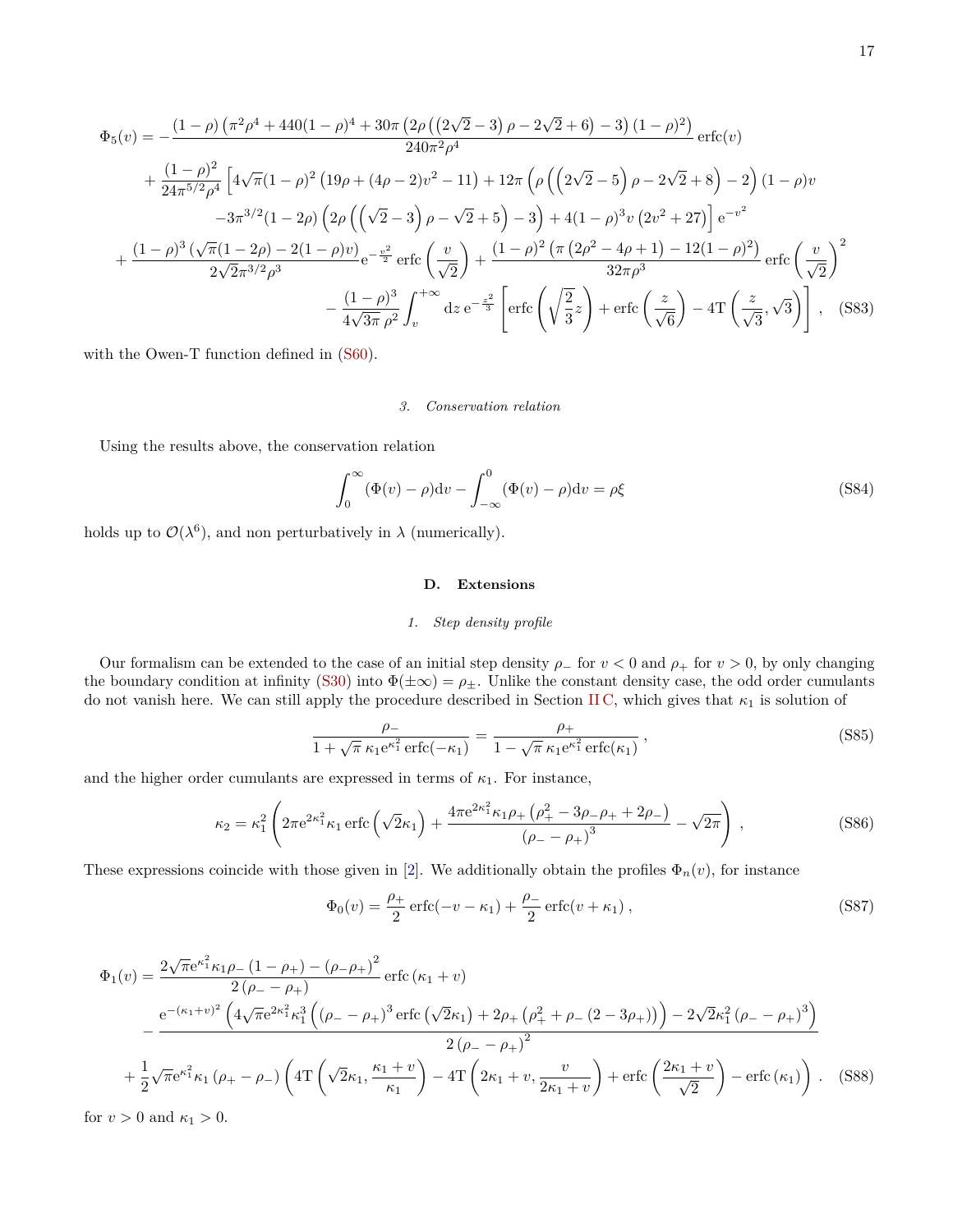$$
\begin{aligned}
\Phi_5(v) = &-\frac{(1-\rho)\left(\pi^2\rho^4+440(1-\rho)^4+30\pi\left(2\rho\left(\left(2\sqrt{2}-3\right)\rho-2\sqrt{2}+6\right)-3\right)(1-\rho)^2\right)}{240\pi^2\rho^4}\operatorname{erfc}(v) \\
&+\frac{(1-\rho)^2}{24\pi^{5/2}\rho^4}\Big[4\sqrt{\pi}(1-\rho)^2\left(19\rho+(4\rho-2)v^2-11\right)+12\pi\left(\rho\left(\left(2\sqrt{2}-5\right)\rho-2\sqrt{2}+8\right)-2\right)(1-\rho)v \\
&\qquad -3\pi^{3/2}(1-2\rho)\left(2\rho\left(\left(\sqrt{2}-3\right)\rho-\sqrt{2}+5\right)-3\right)+4(1-\rho)^3v\left(2v^2+27\right)\Big]\mathrm{e}^{-v^2} \\
&+\frac{(1-\rho)^3\left(\sqrt{\pi}(1-2\rho)-2(1-\rho)v\right)}{2\sqrt{2}\pi^{3/2}\rho^3}\mathrm{e}^{-\frac{v^2}{2}}\operatorname{erfc}\left(\frac{v}{\sqrt{2}}\right)+\frac{(1-\rho)^2\left(\pi\left(2\rho^2-4\rho+1\right)-12(1-\rho)^2\right)}{32\pi\rho^3}\operatorname{erfc}\left(\frac{v}{\sqrt{2}}\right)^2 \\
&-\frac{(1-\rho)^3}{4\sqrt{3\pi}\,\rho^2}\int_v^{+\infty}\mathrm{d}z\,\mathrm{e}^{-\frac{z^2}{3}}\left[\operatorname{erfc}\left(\sqrt{\frac{2}{3}}z\right)+\operatorname{erfc}\left(\frac{z}{\sqrt{6}}\right)-4\mathrm{T}\left(\frac{z}{\sqrt{3}},\sqrt{3}\right)\right], \qquad \text{(S83)}
\end{aligned}
$$

with the Owen-T function defined in (S60).

### 3. Conservation relation

Using the results above, the conservation relation

$$
\int_0^{\infty}(\Phi(v)-\rho)\mathrm{d}v-\int_{-\infty}^{0}(\Phi(v)-\rho)\mathrm{d}v=\rho\xi \qquad \text{(S84)}
$$

holds up to $\mathcal{O}(\lambda^6)$, and non perturbatively in $\lambda$ (numerically).

## D. Extensions

### 1. Step density profile

Our formalism can be extended to the case of an initial step density $\rho_-$ for $v<0$ and $\rho_+$ for $v>0$, by only changing the boundary condition at infinity (S30) into $\Phi(\pm\infty)=\rho_\pm$. Unlike the constant density case, the odd order cumulants do not vanish here. We can still apply the procedure described in Section II C, which gives that $\kappa_1$ is solution of

$$
\frac{\rho_-}{1+\sqrt{\pi}\,\kappa_1\mathrm{e}^{\kappa_1^2}\operatorname{erfc}(-\kappa_1)}=\frac{\rho_+}{1-\sqrt{\pi}\,\kappa_1\mathrm{e}^{\kappa_1^2}\operatorname{erfc}(\kappa_1)}\,, \qquad \text{(S85)}
$$

and the higher order cumulants are expressed in terms of $\kappa_1$. For instance,

$$
\kappa_2=\kappa_1^2\left(2\pi\mathrm{e}^{2\kappa_1^2}\kappa_1\operatorname{erfc}\left(\sqrt{2}\kappa_1\right)+\frac{4\pi\mathrm{e}^{2\kappa_1^2}\kappa_1\rho_+\left(\rho_+^2-3\rho_-\rho_++2\rho_-\right)}{\left(\rho_--\rho_+\right)^3}-\sqrt{2\pi}\right), \qquad \text{(S86)}
$$

These expressions coincide with those given in [2]. We additionally obtain the profiles $\Phi_n(v)$, for instance

$$
\Phi_0(v)=\frac{\rho_+}{2}\operatorname{erfc}(-v-\kappa_1)+\frac{\rho_-}{2}\operatorname{erfc}(v+\kappa_1)\,, \qquad \text{(S87)}
$$

$$
\begin{aligned}
\Phi_1(v)=&\frac{2\sqrt{\pi}\mathrm{e}^{\kappa_1^2}\kappa_1\rho_-\left(1-\rho_+\right)-\left(\rho_-\rho_+\right)^2}{2\left(\rho_--\rho_+\right)}\operatorname{erfc}\left(\kappa_1+v\right) \\
&-\frac{\mathrm{e}^{-(\kappa_1+v)^2}\left(4\sqrt{\pi}\mathrm{e}^{2\kappa_1^2}\kappa_1^3\left(\left(\rho_--\rho_+\right)^3\operatorname{erfc}\left(\sqrt{2}\kappa_1\right)+2\rho_+\left(\rho_+^2+\rho_-\left(2-3\rho_+\right)\right)\right)-2\sqrt{2}\kappa_1^2\left(\rho_--\rho_+\right)^3\right)}{2\left(\rho_--\rho_+\right)^2} \\
&+\frac{1}{2}\sqrt{\pi}\mathrm{e}^{\kappa_1^2}\kappa_1\left(\rho_+-\rho_-\right)\left(4\mathrm{T}\left(\sqrt{2}\kappa_1,\frac{\kappa_1+v}{\kappa_1}\right)-4\mathrm{T}\left(2\kappa_1+v,\frac{v}{2\kappa_1+v}\right)+\operatorname{erfc}\left(\frac{2\kappa_1+v}{\sqrt{2}}\right)-\operatorname{erfc}\left(\kappa_1\right)\right). \qquad \text{(S88)}
\end{aligned}
$$

for $v>0$ and $\kappa_1>0$.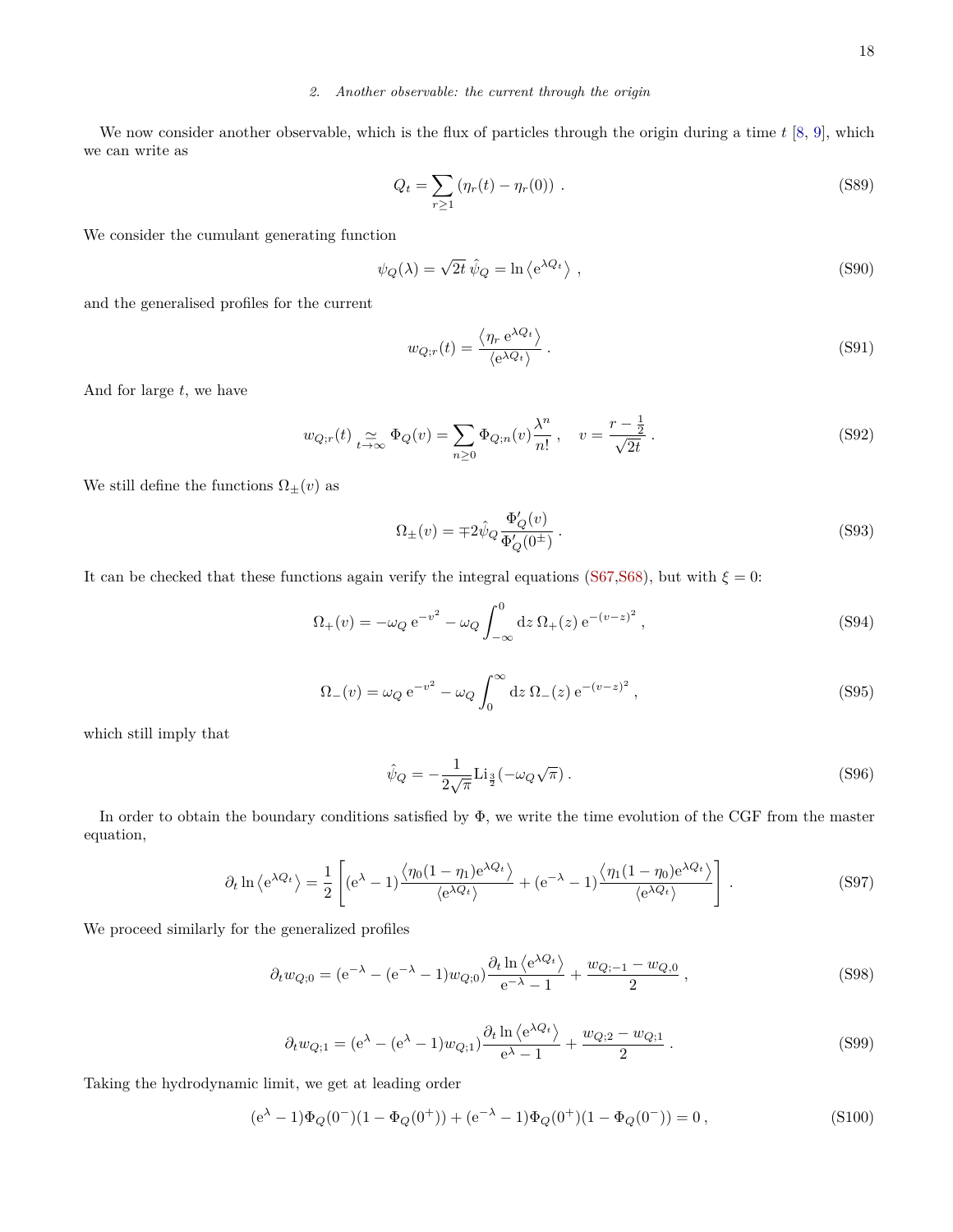### 2. Another observable: the current through the origin

We now consider another observable, which is the flux of particles through the origin during a time $t$ [8, 9], which we can write as

$$
Q_t = \sum_{r\geq 1} \left(\eta_r(t) - \eta_r(0)\right) \,. \tag{S89}
$$

We consider the cumulant generating function

$$
\psi_Q(\lambda) = \sqrt{2t}\, \hat{\psi}_Q = \ln \left\langle \mathrm{e}^{\lambda Q_t} \right\rangle \,, \tag{S90}
$$

and the generalised profiles for the current

$$
w_{Q;r}(t) = \frac{\left\langle \eta_r \, \mathrm{e}^{\lambda Q_t} \right\rangle}{\left\langle \mathrm{e}^{\lambda Q_t} \right\rangle} \,. \tag{S91}
$$

And for large $t$, we have

$$
w_{Q;r}(t) \underset{t\to\infty}{\simeq} \Phi_Q(v) = \sum_{n\geq 0} \Phi_{Q;n}(v) \frac{\lambda^n}{n!} \,, \quad v = \frac{r-\frac{1}{2}}{\sqrt{2t}} \,. \tag{S92}
$$

We still define the functions $\Omega_\pm(v)$ as

$$
\Omega_\pm(v) = \mp 2\hat{\psi}_Q \frac{\Phi_Q'(v)}{\Phi_Q'(0^\pm)} \,. \tag{S93}
$$

It can be checked that these functions again verify the integral equations (S67,S68), but with $\xi = 0$:

$$
\Omega_+(v) = -\omega_Q \, \mathrm{e}^{-v^2} - \omega_Q \int_{-\infty}^{0} \mathrm{d}z \, \Omega_+(z) \, \mathrm{e}^{-(v-z)^2} \,, \tag{S94}
$$

$$
\Omega_-(v) = \omega_Q \, \mathrm{e}^{-v^2} - \omega_Q \int_{0}^{\infty} \mathrm{d}z \, \Omega_-(z) \, \mathrm{e}^{-(v-z)^2} \,, \tag{S95}
$$

which still imply that

$$
\hat{\psi}_Q = -\frac{1}{2\sqrt{\pi}} \mathrm{Li}_{\frac{3}{2}}(-\omega_Q \sqrt{\pi}) \,. \tag{S96}
$$

In order to obtain the boundary conditions satisfied by $\Phi$, we write the time evolution of the CGF from the master equation,

$$
\partial_t \ln \left\langle \mathrm{e}^{\lambda Q_t} \right\rangle = \frac{1}{2} \left[ (\mathrm{e}^{\lambda} - 1) \frac{\left\langle \eta_0 (1-\eta_1) \mathrm{e}^{\lambda Q_t} \right\rangle}{\left\langle \mathrm{e}^{\lambda Q_t} \right\rangle} + (\mathrm{e}^{-\lambda} - 1) \frac{\left\langle \eta_1 (1-\eta_0) \mathrm{e}^{\lambda Q_t} \right\rangle}{\left\langle \mathrm{e}^{\lambda Q_t} \right\rangle} \right] \,. \tag{S97}
$$

We proceed similarly for the generalized profiles

$$
\partial_t w_{Q;0} = (\mathrm{e}^{-\lambda} - (\mathrm{e}^{-\lambda} - 1) w_{Q;0}) \frac{\partial_t \ln \left\langle \mathrm{e}^{\lambda Q_t} \right\rangle}{\mathrm{e}^{-\lambda} - 1} + \frac{w_{Q;-1} - w_{Q,0}}{2} \,, \tag{S98}
$$

$$
\partial_t w_{Q;1} = (\mathrm{e}^{\lambda} - (\mathrm{e}^{\lambda} - 1) w_{Q;1}) \frac{\partial_t \ln \left\langle \mathrm{e}^{\lambda Q_t} \right\rangle}{\mathrm{e}^{\lambda} - 1} + \frac{w_{Q;2} - w_{Q;1}}{2} \,. \tag{S99}
$$

Taking the hydrodynamic limit, we get at leading order

$$
(\mathrm{e}^{\lambda} - 1) \Phi_Q(0^-)(1 - \Phi_Q(0^+)) + (\mathrm{e}^{-\lambda} - 1) \Phi_Q(0^+)(1 - \Phi_Q(0^-)) = 0 \,, \tag{S100}
$$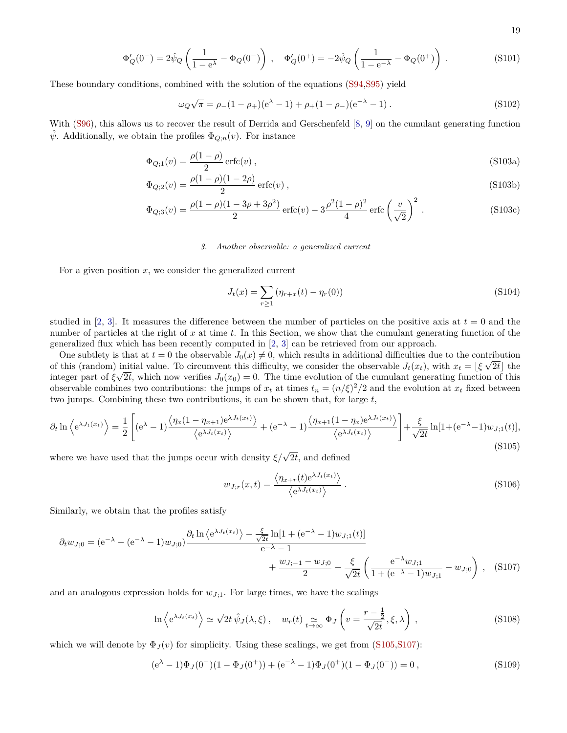$$\Phi_Q'(0^-) = 2\hat{\psi}_Q \left( \frac{1}{1-\mathrm{e}^{\lambda}} - \Phi_Q(0^-) \right) , \quad \Phi_Q'(0^+) = -2\hat{\psi}_Q \left( \frac{1}{1-\mathrm{e}^{-\lambda}} - \Phi_Q(0^+) \right) . \tag{S101}$$

These boundary conditions, combined with the solution of the equations (S94,S95) yield

$$\omega_Q \sqrt{\pi} = \rho_-(1-\rho_+)(\mathrm{e}^{\lambda}-1) + \rho_+(1-\rho_-)(\mathrm{e}^{-\lambda}-1) . \tag{S102}$$

With (S96), this allows us to recover the result of Derrida and Gerschenfeld [8, 9] on the cumulant generating function $\hat{\psi}$. Additionally, we obtain the profiles $\Phi_{Q;n}(v)$. For instance

$$\Phi_{Q;1}(v) = \frac{\rho(1-\rho)}{2}\,\mathrm{erfc}(v) , \tag{S103a}$$

$$\Phi_{Q;2}(v) = \frac{\rho(1-\rho)(1-2\rho)}{2}\,\mathrm{erfc}(v) , \tag{S103b}$$

$$\Phi_{Q;3}(v) = \frac{\rho(1-\rho)(1-3\rho+3\rho^2)}{2}\,\mathrm{erfc}(v) - 3\frac{\rho^2(1-\rho)^2}{4}\,\mathrm{erfc}\left(\frac{v}{\sqrt{2}}\right)^2 . \tag{S103c}$$

### 3. Another observable: a generalized current

For a given position $x$, we consider the generalized current

$$J_t(x) = \sum_{r\geq 1} (\eta_{r+x}(t) - \eta_r(0)) \tag{S104}$$

studied in [2, 3]. It measures the difference between the number of particles on the positive axis at $t=0$ and the number of particles at the right of $x$ at time $t$. In this Section, we show that the cumulant generating function of the generalized flux which has been recently computed in [2, 3] can be retrieved from our approach.

One subtlety is that at $t=0$ the observable $J_0(x) \neq 0$, which results in additional difficulties due to the contribution of this (random) initial value. To circumvent this difficulty, we consider the observable $J_t(x_t)$, with $x_t = \lfloor \xi\sqrt{2t} \rfloor$ the integer part of $\xi\sqrt{2t}$, which now verifies $J_0(x_0)=0$. The time evolution of the cumulant generating function of this observable combines two contributions: the jumps of $x_t$ at times $t_n = (n/\xi)^2/2$ and the evolution at $x_t$ fixed between two jumps. Combining these two contributions, it can be shown that, for large $t$,

$$\partial_t \ln \left\langle \mathrm{e}^{\lambda J_t(x_t)} \right\rangle = \frac{1}{2}\left[ (\mathrm{e}^{\lambda}-1)\frac{\left\langle \eta_x(1-\eta_{x+1})\mathrm{e}^{\lambda J_t(x_t)} \right\rangle}{\left\langle \mathrm{e}^{\lambda J_t(x_t)} \right\rangle} + (\mathrm{e}^{-\lambda}-1)\frac{\left\langle \eta_{x+1}(1-\eta_{x})\mathrm{e}^{\lambda J_t(x_t)} \right\rangle}{\left\langle \mathrm{e}^{\lambda J_t(x_t)} \right\rangle} \right] + \frac{\xi}{\sqrt{2t}} \ln[1+(\mathrm{e}^{-\lambda}-1)w_{J;1}(t)], \tag{S105}$$

where we have used that the jumps occur with density $\xi/\sqrt{2t}$, and defined

$$w_{J;r}(x,t) = \frac{\left\langle \eta_{x+r}(t)\mathrm{e}^{\lambda J_t(x_t)} \right\rangle}{\left\langle \mathrm{e}^{\lambda J_t(x_t)} \right\rangle} . \tag{S106}$$

Similarly, we obtain that the profiles satisfy

$$\partial_t w_{J;0} = (\mathrm{e}^{-\lambda} - (\mathrm{e}^{-\lambda}-1)w_{J;0}) \frac{\partial_t \ln\left\langle \mathrm{e}^{\lambda J_t(x_t)} \right\rangle - \frac{\xi}{\sqrt{2t}}\ln[1+(\mathrm{e}^{-\lambda}-1)w_{J;1}(t)]}{\mathrm{e}^{-\lambda}-1} + \frac{w_{J;-1}-w_{J;0}}{2} + \frac{\xi}{\sqrt{2t}}\left( \frac{\mathrm{e}^{-\lambda}w_{J;1}}{1+(\mathrm{e}^{-\lambda}-1)w_{J;1}} - w_{J;0} \right) , \tag{S107}$$

and an analogous expression holds for $w_{J;1}$. For large times, we have the scalings

$$\ln\left\langle \mathrm{e}^{\lambda J_t(x_t)} \right\rangle \simeq \sqrt{2t}\,\hat{\psi}_J(\lambda,\xi) , \quad w_r(t) \underset{t\to\infty}{\simeq} \Phi_J\left( v = \frac{r-\frac{1}{2}}{\sqrt{2t}}, \xi, \lambda \right) , \tag{S108}$$

which we will denote by $\Phi_J(v)$ for simplicity. Using these scalings, we get from (S105,S107):

$$(\mathrm{e}^{\lambda}-1)\Phi_J(0^-)(1-\Phi_J(0^+)) + (\mathrm{e}^{-\lambda}-1)\Phi_J(0^+)(1-\Phi_J(0^-)) = 0 , \tag{S109}$$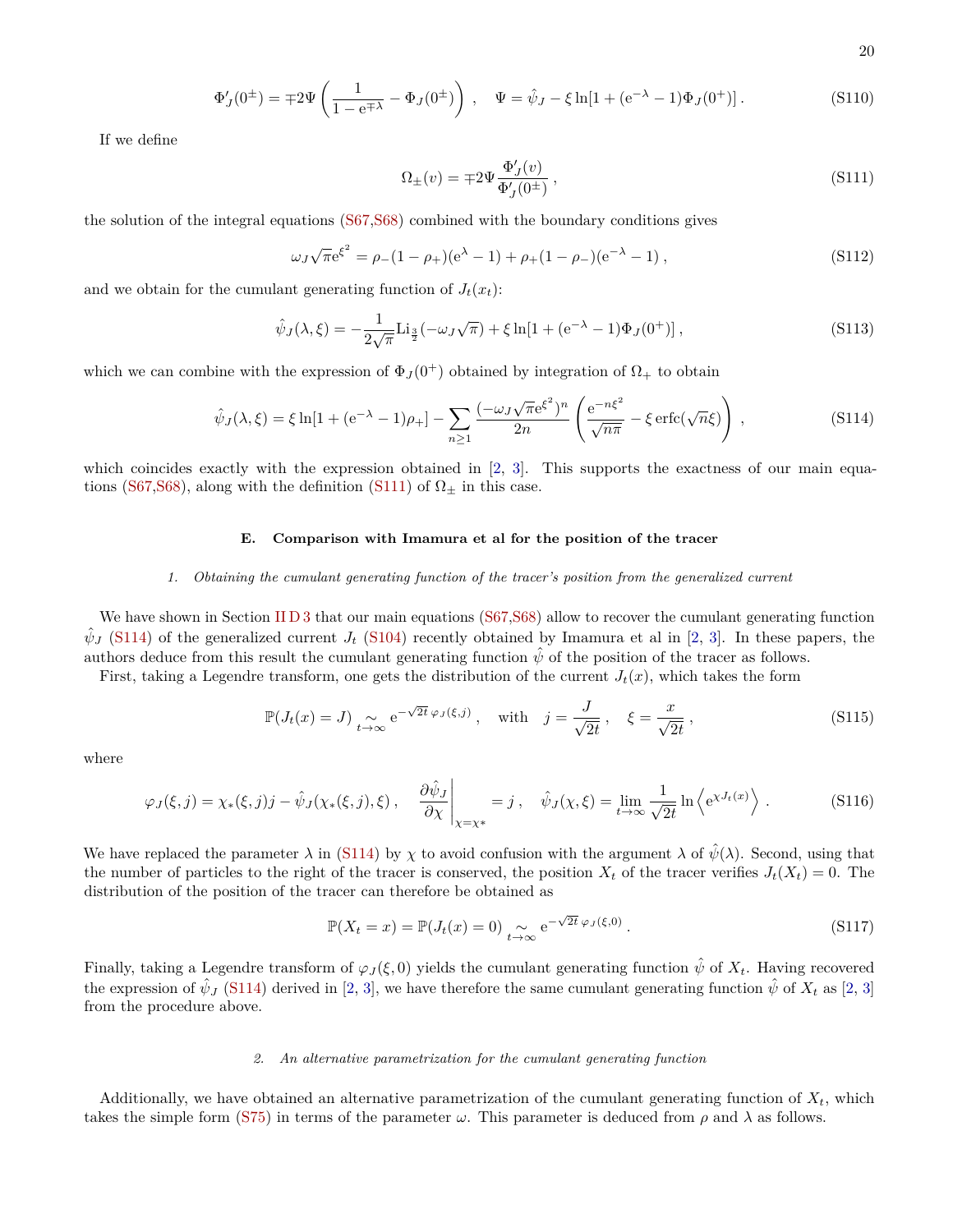$$\Phi'_J(0^\pm) = \mp 2\Psi\left(\frac{1}{1-\mathrm{e}^{\mp\lambda}} - \Phi_J(0^\pm)\right), \quad \Psi = \hat{\psi}_J - \xi\ln[1+(\mathrm{e}^{-\lambda}-1)\Phi_J(0^+)]\,. \tag{S110}$$

If we define

$$\Omega_\pm(v) = \mp 2\Psi\frac{\Phi'_J(v)}{\Phi'_J(0^\pm)}\,, \tag{S111}$$

the solution of the integral equations (S67,S68) combined with the boundary conditions gives

$$\omega_J\sqrt{\pi}\mathrm{e}^{\xi^2} = \rho_-(1-\rho_+)(\mathrm{e}^{\lambda}-1) + \rho_+(1-\rho_-)(\mathrm{e}^{-\lambda}-1)\,, \tag{S112}$$

and we obtain for the cumulant generating function of $J_t(x_t)$:

$$\hat{\psi}_J(\lambda,\xi) = -\frac{1}{2\sqrt{\pi}}\mathrm{Li}_{\frac{3}{2}}(-\omega_J\sqrt{\pi}) + \xi\ln[1+(\mathrm{e}^{-\lambda}-1)\Phi_J(0^+)]\,, \tag{S113}$$

which we can combine with the expression of $\Phi_J(0^+)$ obtained by integration of $\Omega_+$ to obtain

$$\hat{\psi}_J(\lambda,\xi) = \xi\ln[1+(\mathrm{e}^{-\lambda}-1)\rho_+] - \sum_{n\geq 1}\frac{(-\omega_J\sqrt{\pi}\mathrm{e}^{\xi^2})^n}{2n}\left(\frac{\mathrm{e}^{-n\xi^2}}{\sqrt{n\pi}} - \xi\,\mathrm{erfc}(\sqrt{n}\xi)\right)\,, \tag{S114}$$

which coincides exactly with the expression obtained in [2, 3]. This supports the exactness of our main equations (S67,S68), along with the definition (S111) of $\Omega_\pm$ in this case.

### E. Comparison with Imamura et al for the position of the tracer

#### 1. Obtaining the cumulant generating function of the tracer's position from the generalized current

We have shown in Section II D 3 that our main equations (S67,S68) allow to recover the cumulant generating function $\hat{\psi}_J$ (S114) of the generalized current $J_t$ (S104) recently obtained by Imamura et al in [2, 3]. In these papers, the authors deduce from this result the cumulant generating function $\hat{\psi}$ of the position of the tracer as follows.

First, taking a Legendre transform, one gets the distribution of the current $J_t(x)$, which takes the form

$$\mathbb{P}(J_t(x)=J) \underset{t\to\infty}{\sim} \mathrm{e}^{-\sqrt{2t}\,\varphi_J(\xi,j)}\,, \quad \text{with} \quad j=\frac{J}{\sqrt{2t}}\,, \quad \xi=\frac{x}{\sqrt{2t}}\,, \tag{S115}$$

where

$$\varphi_J(\xi,j) = \chi_*(\xi,j)j - \hat{\psi}_J(\chi_*(\xi,j),\xi)\,, \quad \left.\frac{\partial\hat{\psi}_J}{\partial\chi}\right|_{\chi=\chi_*} = j\,, \quad \hat{\psi}_J(\chi,\xi) = \lim_{t\to\infty}\frac{1}{\sqrt{2t}}\ln\left\langle \mathrm{e}^{\chi J_t(x)}\right\rangle\,. \tag{S116}$$

We have replaced the parameter $\lambda$ in (S114) by $\chi$ to avoid confusion with the argument $\lambda$ of $\hat{\psi}(\lambda)$. Second, using that the number of particles to the right of the tracer is conserved, the position $X_t$ of the tracer verifies $J_t(X_t)=0$. The distribution of the position of the tracer can therefore be obtained as

$$\mathbb{P}(X_t=x) = \mathbb{P}(J_t(x)=0) \underset{t\to\infty}{\sim} \mathrm{e}^{-\sqrt{2t}\,\varphi_J(\xi,0)}\,. \tag{S117}$$

Finally, taking a Legendre transform of $\varphi_J(\xi,0)$ yields the cumulant generating function $\hat{\psi}$ of $X_t$. Having recovered the expression of $\hat{\psi}_J$ (S114) derived in [2, 3], we have therefore the same cumulant generating function $\hat{\psi}$ of $X_t$ as [2, 3] from the procedure above.

#### 2. An alternative parametrization for the cumulant generating function

Additionally, we have obtained an alternative parametrization of the cumulant generating function of $X_t$, which takes the simple form (S75) in terms of the parameter $\omega$. This parameter is deduced from $\rho$ and $\lambda$ as follows.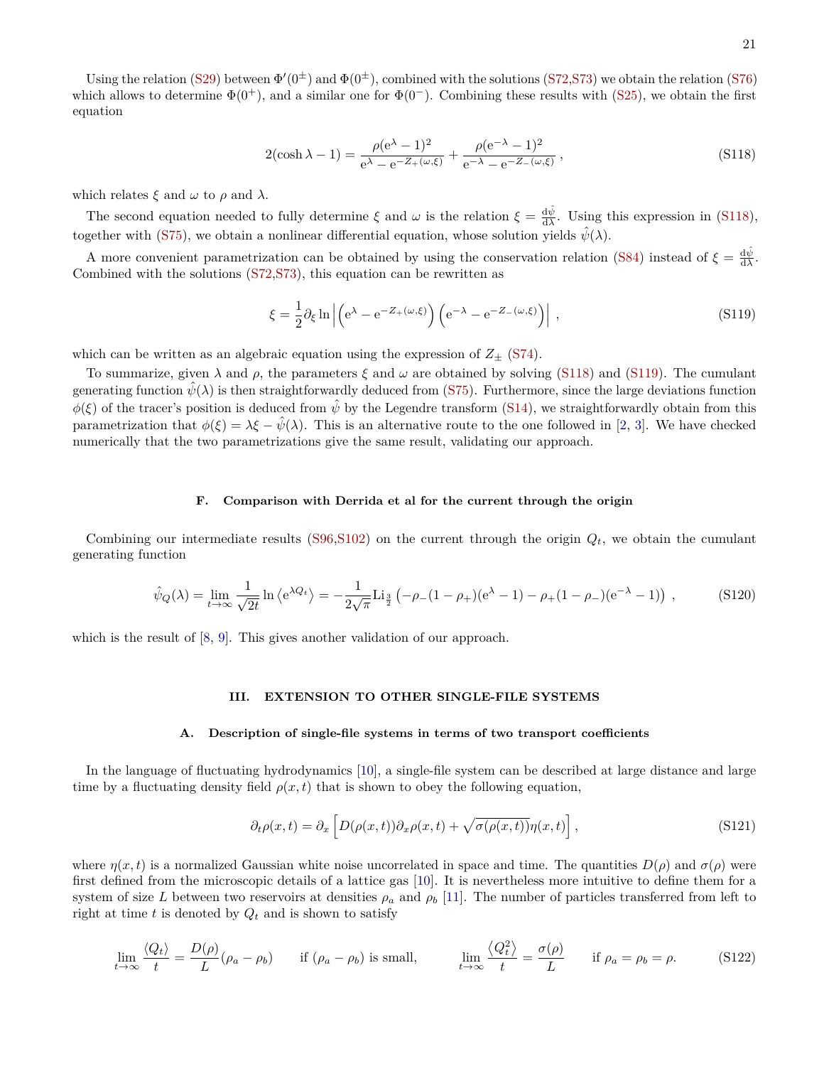Using the relation (S29) between $\Phi'(0^\pm)$ and $\Phi(0^\pm)$, combined with the solutions (S72,S73) we obtain the relation (S76) which allows to determine $\Phi(0^+)$, and a similar one for $\Phi(0^-)$. Combining these results with (S25), we obtain the first equation

$$2(\cosh\lambda - 1) = \frac{\rho(\mathrm{e}^{\lambda}-1)^2}{\mathrm{e}^{\lambda}-\mathrm{e}^{-Z_+(\omega,\xi)}} + \frac{\rho(\mathrm{e}^{-\lambda}-1)^2}{\mathrm{e}^{-\lambda}-\mathrm{e}^{-Z_-(\omega,\xi)}}\,, \tag{S118}$$

which relates $\xi$ and $\omega$ to $\rho$ and $\lambda$.

The second equation needed to fully determine $\xi$ and $\omega$ is the relation $\xi = \frac{\mathrm{d}\hat\psi}{\mathrm{d}\lambda}$. Using this expression in (S118), together with (S75), we obtain a nonlinear differential equation, whose solution yields $\hat\psi(\lambda)$.

A more convenient parametrization can be obtained by using the conservation relation (S84) instead of $\xi = \frac{\mathrm{d}\hat\psi}{\mathrm{d}\lambda}$. Combined with the solutions (S72,S73), this equation can be rewritten as

$$\xi = \frac{1}{2}\partial_\xi \ln\left|\left(\mathrm{e}^{\lambda}-\mathrm{e}^{-Z_+(\omega,\xi)}\right)\left(\mathrm{e}^{-\lambda}-\mathrm{e}^{-Z_-(\omega,\xi)}\right)\right|\,, \tag{S119}$$

which can be written as an algebraic equation using the expression of $Z_\pm$ (S74).

To summarize, given $\lambda$ and $\rho$, the parameters $\xi$ and $\omega$ are obtained by solving (S118) and (S119). The cumulant generating function $\hat\psi(\lambda)$ is then straightforwardly deduced from (S75). Furthermore, since the large deviations function $\phi(\xi)$ of the tracer's position is deduced from $\hat\psi$ by the Legendre transform (S14), we straightforwardly obtain from this parametrization that $\phi(\xi) = \lambda\xi - \hat\psi(\lambda)$. This is an alternative route to the one followed in [2, 3]. We have checked numerically that the two parametrizations give the same result, validating our approach.

### F. Comparison with Derrida et al for the current through the origin

Combining our intermediate results (S96,S102) on the current through the origin $Q_t$, we obtain the cumulant generating function

$$\hat\psi_Q(\lambda) = \lim_{t\to\infty}\frac{1}{\sqrt{2t}}\ln\left\langle \mathrm{e}^{\lambda Q_t}\right\rangle = -\frac{1}{2\sqrt{\pi}}\mathrm{Li}_{\frac{3}{2}}\left(-\rho_-(1-\rho_+)(\mathrm{e}^{\lambda}-1) - \rho_+(1-\rho_-)(\mathrm{e}^{-\lambda}-1)\right)\,, \tag{S120}$$

which is the result of [8, 9]. This gives another validation of our approach.

## III. EXTENSION TO OTHER SINGLE-FILE SYSTEMS

### A. Description of single-file systems in terms of two transport coefficients

In the language of fluctuating hydrodynamics [10], a single-file system can be described at large distance and large time by a fluctuating density field $\rho(x,t)$ that is shown to obey the following equation,

$$\partial_t\rho(x,t) = \partial_x\left[D(\rho(x,t))\partial_x\rho(x,t) + \sqrt{\sigma(\rho(x,t))}\eta(x,t)\right]\,, \tag{S121}$$

where $\eta(x,t)$ is a normalized Gaussian white noise uncorrelated in space and time. The quantities $D(\rho)$ and $\sigma(\rho)$ were first defined from the microscopic details of a lattice gas [10]. It is nevertheless more intuitive to define them for a system of size $L$ between two reservoirs at densities $\rho_a$ and $\rho_b$ [11]. The number of particles transferred from left to right at time $t$ is denoted by $Q_t$ and is shown to satisfy

$$\lim_{t\to\infty}\frac{\langle Q_t\rangle}{t} = \frac{D(\rho)}{L}(\rho_a-\rho_b) \quad \text{if } (\rho_a-\rho_b) \text{ is small,} \qquad \lim_{t\to\infty}\frac{\langle Q_t^2\rangle}{t} = \frac{\sigma(\rho)}{L} \quad \text{if } \rho_a=\rho_b=\rho. \tag{S122}$$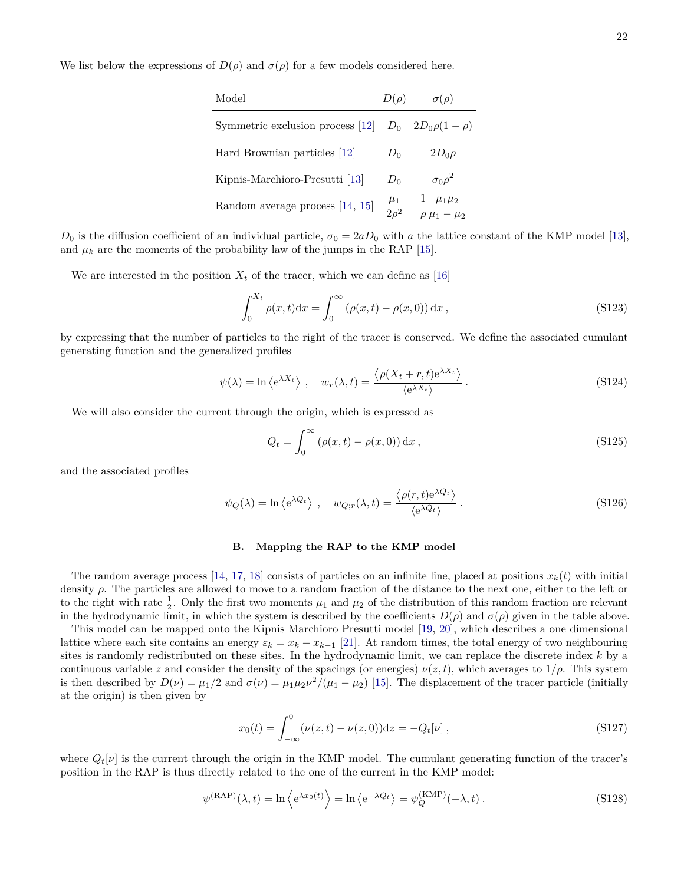We list below the expressions of $D(\rho)$ and $\sigma(\rho)$ for a few models considered here.

| Model | $D(\rho)$ | $\sigma(\rho)$ |
|---|---|---|
| Symmetric exclusion process [12] | $D_0$ | $2D_0\rho(1-\rho)$ |
| Hard Brownian particles [12] | $D_0$ | $2D_0\rho$ |
| Kipnis-Marchioro-Presutti [13] | $D_0$ | $\sigma_0\rho^2$ |
| Random average process [14, 15] | $\dfrac{\mu_1}{2\rho^2}$ | $\dfrac{1}{\rho}\dfrac{\mu_1\mu_2}{\mu_1-\mu_2}$ |

$D_0$ is the diffusion coefficient of an individual particle, $\sigma_0 = 2aD_0$ with $a$ the lattice constant of the KMP model [13], and $\mu_k$ are the moments of the probability law of the jumps in the RAP [15].

We are interested in the position $X_t$ of the tracer, which we can define as [16]

$$\int_0^{X_t} \rho(x,t)\mathrm{d}x = \int_0^{\infty} \left(\rho(x,t) - \rho(x,0)\right)\mathrm{d}x\,, \tag{S123}$$

by expressing that the number of particles to the right of the tracer is conserved. We define the associated cumulant generating function and the generalized profiles

$$\psi(\lambda) = \ln\left\langle \mathrm{e}^{\lambda X_t}\right\rangle\,, \quad w_r(\lambda,t) = \frac{\left\langle \rho(X_t+r,t)\mathrm{e}^{\lambda X_t}\right\rangle}{\left\langle \mathrm{e}^{\lambda X_t}\right\rangle}\,. \tag{S124}$$

We will also consider the current through the origin, which is expressed as

$$Q_t = \int_0^{\infty} \left(\rho(x,t) - \rho(x,0)\right)\mathrm{d}x\,, \tag{S125}$$

and the associated profiles

$$\psi_Q(\lambda) = \ln\left\langle \mathrm{e}^{\lambda Q_t}\right\rangle\,, \quad w_{Q;r}(\lambda,t) = \frac{\left\langle \rho(r,t)\mathrm{e}^{\lambda Q_t}\right\rangle}{\left\langle \mathrm{e}^{\lambda Q_t}\right\rangle}\,. \tag{S126}$$

### B. Mapping the RAP to the KMP model

The random average process [14, 17, 18] consists of particles on an infinite line, placed at positions $x_k(t)$ with initial density $\rho$. The particles are allowed to move to a random fraction of the distance to the next one, either to the left or to the right with rate $\frac{1}{2}$. Only the first two moments $\mu_1$ and $\mu_2$ of the distribution of this random fraction are relevant in the hydrodynamic limit, in which the system is described by the coefficients $D(\rho)$ and $\sigma(\rho)$ given in the table above.

This model can be mapped onto the Kipnis Marchioro Presutti model [19, 20], which describes a one dimensional lattice where each site contains an energy $\varepsilon_k = x_k - x_{k-1}$ [21]. At random times, the total energy of two neighbouring sites is randomly redistributed on these sites. In the hydrodynamic limit, we can replace the discrete index $k$ by a continuous variable $z$ and consider the density of the spacings (or energies) $\nu(z,t)$, which averages to $1/\rho$. This system is then described by $D(\nu) = \mu_1/2$ and $\sigma(\nu) = \mu_1\mu_2\nu^2/(\mu_1-\mu_2)$ [15]. The displacement of the tracer particle (initially at the origin) is then given by

$$x_0(t) = \int_{-\infty}^{0} (\nu(z,t) - \nu(z,0))\mathrm{d}z = -Q_t[\nu]\,, \tag{S127}$$

where $Q_t[\nu]$ is the current through the origin in the KMP model. The cumulant generating function of the tracer's position in the RAP is thus directly related to the one of the current in the KMP model:

$$\psi^{(\mathrm{RAP})}(\lambda,t) = \ln\left\langle \mathrm{e}^{\lambda x_0(t)}\right\rangle = \ln\left\langle \mathrm{e}^{-\lambda Q_t}\right\rangle = \psi_Q^{(\mathrm{KMP})}(-\lambda,t)\,. \tag{S128}$$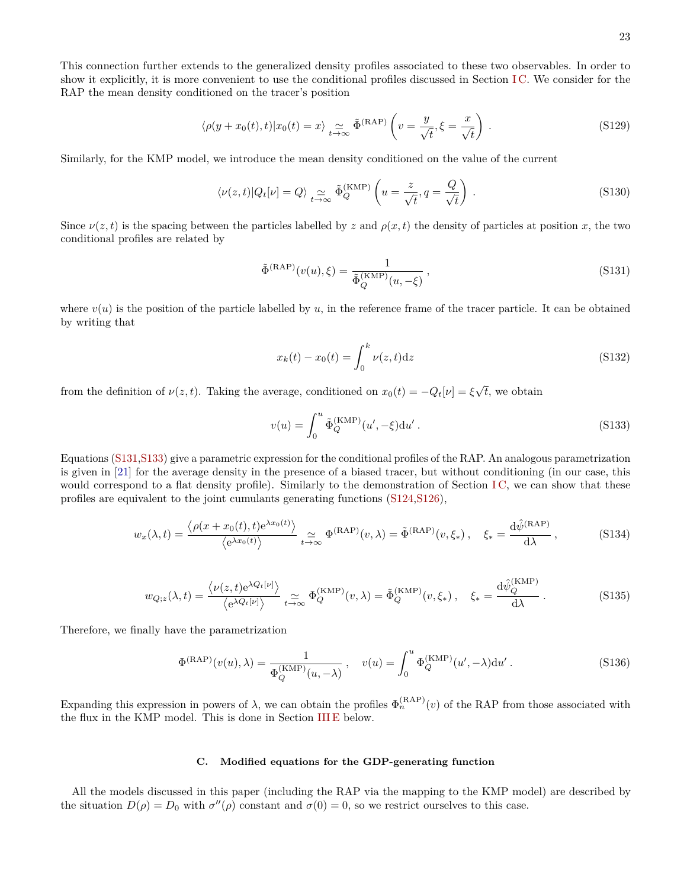This connection further extends to the generalized density profiles associated to these two observables. In order to show it explicitly, it is more convenient to use the conditional profiles discussed in Section I C. We consider for the RAP the mean density conditioned on the tracer's position

$$\langle \rho(y + x_0(t), t) | x_0(t) = x \rangle \underset{t\to\infty}{\simeq} \tilde{\Phi}^{(\mathrm{RAP})}\left( v = \frac{y}{\sqrt{t}}, \xi = \frac{x}{\sqrt{t}} \right) . \tag{S129}$$

Similarly, for the KMP model, we introduce the mean density conditioned on the value of the current

$$\langle \nu(z, t) | Q_t[\nu] = Q \rangle \underset{t\to\infty}{\simeq} \tilde{\Phi}_Q^{(\mathrm{KMP})}\left( u = \frac{z}{\sqrt{t}}, q = \frac{Q}{\sqrt{t}} \right) . \tag{S130}$$

Since $\nu(z, t)$ is the spacing between the particles labelled by $z$ and $\rho(x, t)$ the density of particles at position $x$, the two conditional profiles are related by

$$\tilde{\Phi}^{(\mathrm{RAP})}(v(u), \xi) = \frac{1}{\tilde{\Phi}_Q^{(\mathrm{KMP})}(u, -\xi)} , \tag{S131}$$

where $v(u)$ is the position of the particle labelled by $u$, in the reference frame of the tracer particle. It can be obtained by writing that

$$x_k(t) - x_0(t) = \int_0^k \nu(z, t) \mathrm{d}z \tag{S132}$$

from the definition of $\nu(z, t)$. Taking the average, conditioned on $x_0(t) = -Q_t[\nu] = \xi\sqrt{t}$, we obtain

$$v(u) = \int_0^u \tilde{\Phi}_Q^{(\mathrm{KMP})}(u', -\xi) \mathrm{d}u' . \tag{S133}$$

Equations (S131,S133) give a parametric expression for the conditional profiles of the RAP. An analogous parametrization is given in [21] for the average density in the presence of a biased tracer, but without conditioning (in our case, this would correspond to a flat density profile). Similarly to the demonstration of Section I C, we can show that these profiles are equivalent to the joint cumulants generating functions (S124,S126),

$$w_x(\lambda, t) = \frac{\left\langle \rho(x + x_0(t), t) \mathrm{e}^{\lambda x_0(t)} \right\rangle}{\left\langle \mathrm{e}^{\lambda x_0(t)} \right\rangle} \underset{t\to\infty}{\simeq} \Phi^{(\mathrm{RAP})}(v, \lambda) = \tilde{\Phi}^{(\mathrm{RAP})}(v, \xi_*) , \quad \xi_* = \frac{\mathrm{d}\hat{\psi}^{(\mathrm{RAP})}}{\mathrm{d}\lambda} , \tag{S134}$$

$$w_{Q;z}(\lambda, t) = \frac{\left\langle \nu(z, t) \mathrm{e}^{\lambda Q_t[\nu]} \right\rangle}{\left\langle \mathrm{e}^{\lambda Q_t[\nu]} \right\rangle} \underset{t\to\infty}{\simeq} \Phi_Q^{(\mathrm{KMP})}(v, \lambda) = \tilde{\Phi}_Q^{(\mathrm{KMP})}(v, \xi_*) , \quad \xi_* = \frac{\mathrm{d}\hat{\psi}_Q^{(\mathrm{KMP})}}{\mathrm{d}\lambda} . \tag{S135}$$

Therefore, we finally have the parametrization

$$\Phi^{(\mathrm{RAP})}(v(u), \lambda) = \frac{1}{\Phi_Q^{(\mathrm{KMP})}(u, -\lambda)} , \quad v(u) = \int_0^u \Phi_Q^{(\mathrm{KMP})}(u', -\lambda) \mathrm{d}u' . \tag{S136}$$

Expanding this expression in powers of $\lambda$, we can obtain the profiles $\Phi_n^{(\mathrm{RAP})}(v)$ of the RAP from those associated with the flux in the KMP model. This is done in Section III E below.

### C. Modified equations for the GDP-generating function

All the models discussed in this paper (including the RAP via the mapping to the KMP model) are described by the situation $D(\rho) = D_0$ with $\sigma''(\rho)$ constant and $\sigma(0) = 0$, so we restrict ourselves to this case.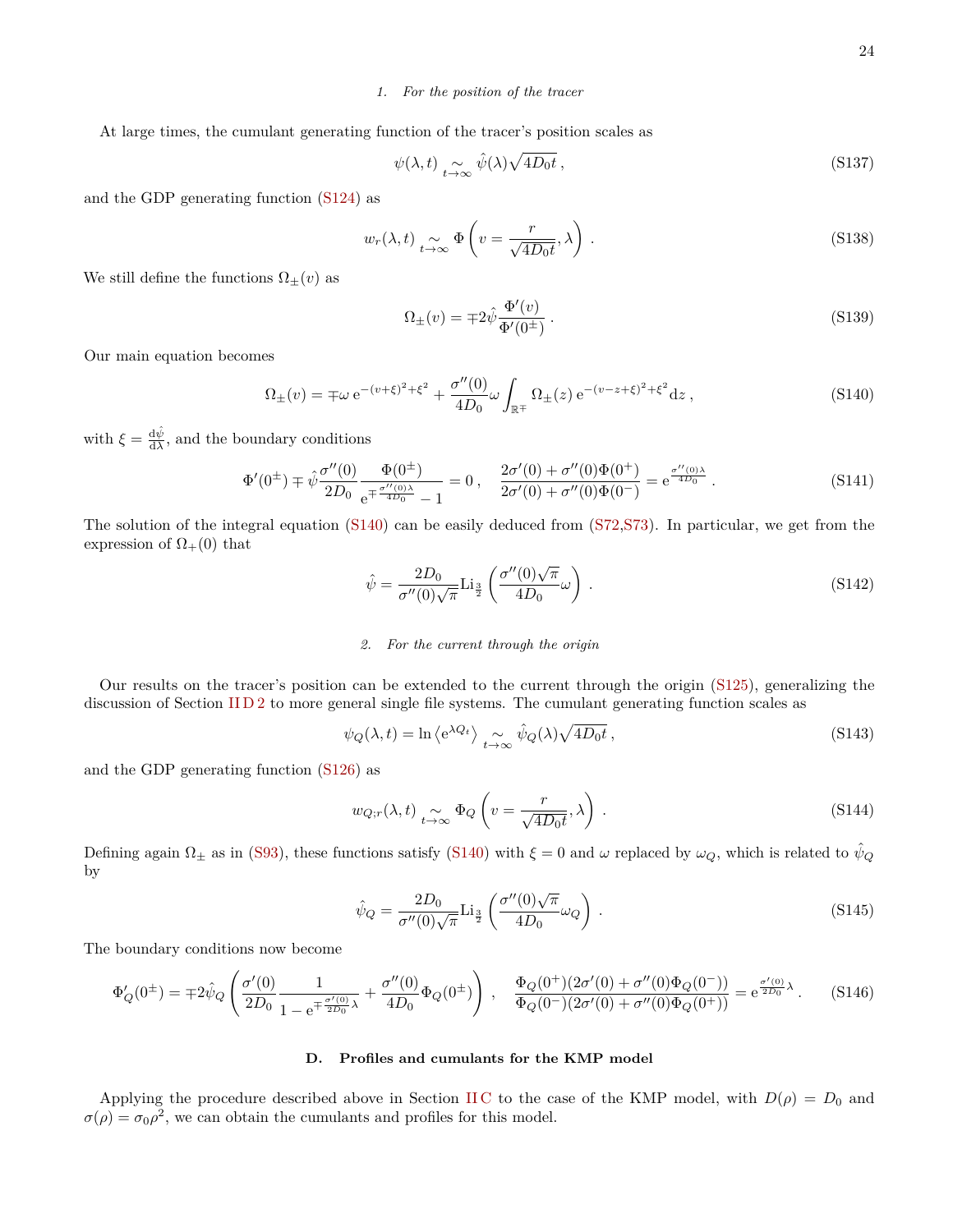#### 1. For the position of the tracer

At large times, the cumulant generating function of the tracer's position scales as

$$\psi(\lambda,t) \underset{t\to\infty}{\sim} \hat{\psi}(\lambda)\sqrt{4D_0 t}\,, \tag{S137}$$

and the GDP generating function (S124) as

$$w_r(\lambda,t) \underset{t\to\infty}{\sim} \Phi\left(v=\frac{r}{\sqrt{4D_0 t}},\lambda\right)\,. \tag{S138}$$

We still define the functions $\Omega_\pm(v)$ as

$$\Omega_\pm(v) = \mp 2\hat{\psi}\frac{\Phi'(v)}{\Phi'(0^\pm)}\,. \tag{S139}$$

Our main equation becomes

$$\Omega_\pm(v) = \mp\omega\,\mathrm{e}^{-(v+\xi)^2+\xi^2} + \frac{\sigma''(0)}{4D_0}\omega\int_{\mathbb{R}^\mp}\Omega_\pm(z)\,\mathrm{e}^{-(v-z+\xi)^2+\xi^2}\mathrm{d}z\,, \tag{S140}$$

with $\xi=\frac{\mathrm{d}\hat{\psi}}{\mathrm{d}\lambda}$, and the boundary conditions

$$\Phi'(0^\pm)\mp\hat{\psi}\frac{\sigma''(0)}{2D_0}\frac{\Phi(0^\pm)}{\mathrm{e}^{\mp\frac{\sigma''(0)\lambda}{4D_0}}-1}=0\,,\quad \frac{2\sigma'(0)+\sigma''(0)\Phi(0^+)}{2\sigma'(0)+\sigma''(0)\Phi(0^-)}=\mathrm{e}^{\frac{\sigma''(0)\lambda}{4D_0}}\,. \tag{S141}$$

The solution of the integral equation (S140) can be easily deduced from (S72,S73). In particular, we get from the expression of $\Omega_+(0)$ that

$$\hat{\psi} = \frac{2D_0}{\sigma''(0)\sqrt{\pi}}\mathrm{Li}_{\frac{3}{2}}\left(\frac{\sigma''(0)\sqrt{\pi}}{4D_0}\omega\right)\,. \tag{S142}$$

#### 2. For the current through the origin

Our results on the tracer's position can be extended to the current through the origin (S125), generalizing the discussion of Section II D 2 to more general single file systems. The cumulant generating function scales as

$$\psi_Q(\lambda,t)=\ln\left\langle \mathrm{e}^{\lambda Q_t}\right\rangle \underset{t\to\infty}{\sim}\hat{\psi}_Q(\lambda)\sqrt{4D_0 t}\,, \tag{S143}$$

and the GDP generating function (S126) as

$$w_{Q;r}(\lambda,t)\underset{t\to\infty}{\sim}\Phi_Q\left(v=\frac{r}{\sqrt{4D_0 t}},\lambda\right)\,. \tag{S144}$$

Defining again $\Omega_\pm$ as in (S93), these functions satisfy (S140) with $\xi=0$ and $\omega$ replaced by $\omega_Q$, which is related to $\hat{\psi}_Q$ by

$$\hat{\psi}_Q=\frac{2D_0}{\sigma''(0)\sqrt{\pi}}\mathrm{Li}_{\frac{3}{2}}\left(\frac{\sigma''(0)\sqrt{\pi}}{4D_0}\omega_Q\right)\,. \tag{S145}$$

The boundary conditions now become

$$\Phi_Q'(0^\pm)=\mp 2\hat{\psi}_Q\left(\frac{\sigma'(0)}{2D_0}\frac{1}{1-\mathrm{e}^{\mp\frac{\sigma'(0)}{2D_0}\lambda}}+\frac{\sigma''(0)}{4D_0}\Phi_Q(0^\pm)\right)\,,\quad \frac{\Phi_Q(0^+)(2\sigma'(0)+\sigma''(0)\Phi_Q(0^-))}{\Phi_Q(0^-)(2\sigma'(0)+\sigma''(0)\Phi_Q(0^+))}=\mathrm{e}^{\frac{\sigma'(0)}{2D_0}\lambda}\,. \tag{S146}$$

### D. Profiles and cumulants for the KMP model

Applying the procedure described above in Section II C to the case of the KMP model, with $D(\rho)=D_0$ and $\sigma(\rho)=\sigma_0\rho^2$, we can obtain the cumulants and profiles for this model.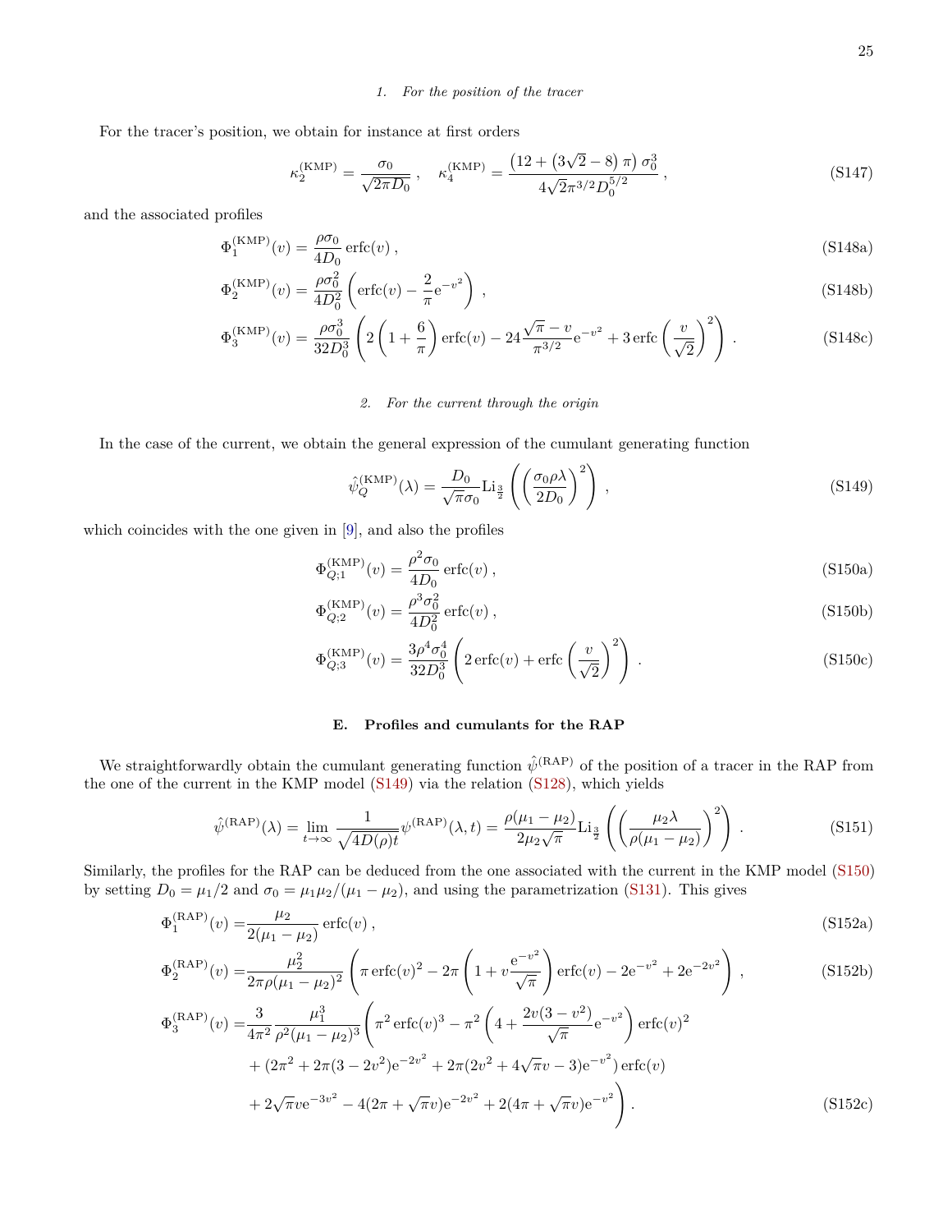### 1. For the position of the tracer

For the tracer's position, we obtain for instance at first orders

$$\kappa_2^{(\mathrm{KMP})} = \frac{\sigma_0}{\sqrt{2\pi D_0}}\,, \quad \kappa_4^{(\mathrm{KMP})} = \frac{\left(12+\left(3\sqrt{2}-8\right)\pi\right)\sigma_0^3}{4\sqrt{2}\pi^{3/2}D_0^{5/2}}\,, \tag{S147}$$

and the associated profiles

$$\Phi_1^{(\mathrm{KMP})}(v) = \frac{\rho\sigma_0}{4D_0}\,\mathrm{erfc}(v)\,, \tag{S148a}$$

$$\Phi_2^{(\mathrm{KMP})}(v) = \frac{\rho\sigma_0^2}{4D_0^2}\left(\mathrm{erfc}(v) - \frac{2}{\pi}\mathrm{e}^{-v^2}\right)\,, \tag{S148b}$$

$$\Phi_3^{(\mathrm{KMP})}(v) = \frac{\rho\sigma_0^3}{32D_0^3}\left(2\left(1+\frac{6}{\pi}\right)\mathrm{erfc}(v) - 24\frac{\sqrt{\pi}-v}{\pi^{3/2}}\mathrm{e}^{-v^2} + 3\,\mathrm{erfc}\left(\frac{v}{\sqrt{2}}\right)^2\right)\,. \tag{S148c}$$

### 2. For the current through the origin

In the case of the current, we obtain the general expression of the cumulant generating function

$$\hat{\psi}_Q^{(\mathrm{KMP})}(\lambda) = \frac{D_0}{\sqrt{\pi}\sigma_0}\mathrm{Li}_{\frac{3}{2}}\left(\left(\frac{\sigma_0\rho\lambda}{2D_0}\right)^2\right)\,, \tag{S149}$$

which coincides with the one given in [9], and also the profiles

$$\Phi_{Q;1}^{(\mathrm{KMP})}(v) = \frac{\rho^2\sigma_0}{4D_0}\,\mathrm{erfc}(v)\,, \tag{S150a}$$

$$\Phi_{Q;2}^{(\mathrm{KMP})}(v) = \frac{\rho^3\sigma_0^2}{4D_0^2}\,\mathrm{erfc}(v)\,, \tag{S150b}$$

$$\Phi_{Q;3}^{(\mathrm{KMP})}(v) = \frac{3\rho^4\sigma_0^4}{32D_0^3}\left(2\,\mathrm{erfc}(v) + \mathrm{erfc}\left(\frac{v}{\sqrt{2}}\right)^2\right)\,. \tag{S150c}$$

## E. Profiles and cumulants for the RAP

We straightforwardly obtain the cumulant generating function $\hat{\psi}^{(\mathrm{RAP})}$ of the position of a tracer in the RAP from the one of the current in the KMP model (S149) via the relation (S128), which yields

$$\hat{\psi}^{(\mathrm{RAP})}(\lambda) = \lim_{t\to\infty}\frac{1}{\sqrt{4D(\rho)t}}\psi^{(\mathrm{RAP})}(\lambda,t) = \frac{\rho(\mu_1-\mu_2)}{2\mu_2\sqrt{\pi}}\mathrm{Li}_{\frac{3}{2}}\left(\left(\frac{\mu_2\lambda}{\rho(\mu_1-\mu_2)}\right)^2\right)\,. \tag{S151}$$

Similarly, the profiles for the RAP can be deduced from the one associated with the current in the KMP model (S150) by setting $D_0 = \mu_1/2$ and $\sigma_0 = \mu_1\mu_2/(\mu_1-\mu_2)$, and using the parametrization (S131). This gives

$$\Phi_1^{(\mathrm{RAP})}(v) = \frac{\mu_2}{2(\mu_1-\mu_2)}\,\mathrm{erfc}(v)\,, \tag{S152a}$$

$$\Phi_2^{(\mathrm{RAP})}(v) = \frac{\mu_2^2}{2\pi\rho(\mu_1-\mu_2)^2}\left(\pi\,\mathrm{erfc}(v)^2 - 2\pi\left(1+v\frac{\mathrm{e}^{-v^2}}{\sqrt{\pi}}\right)\mathrm{erfc}(v) - 2\mathrm{e}^{-v^2} + 2\mathrm{e}^{-2v^2}\right)\,, \tag{S152b}$$

$$\begin{aligned}\Phi_3^{(\mathrm{RAP})}(v) = &\frac{3}{4\pi^2}\frac{\mu_1^3}{\rho^2(\mu_1-\mu_2)^3}\Bigg(\pi^2\,\mathrm{erfc}(v)^3 - \pi^2\left(4+\frac{2v(3-v^2)}{\sqrt{\pi}}\mathrm{e}^{-v^2}\right)\mathrm{erfc}(v)^2 \\ &+ (2\pi^2 + 2\pi(3-2v^2)\mathrm{e}^{-2v^2} + 2\pi(2v^2+4\sqrt{\pi}v-3)\mathrm{e}^{-v^2})\,\mathrm{erfc}(v) \\ &+ 2\sqrt{\pi}v\mathrm{e}^{-3v^2} - 4(2\pi+\sqrt{\pi}v)\mathrm{e}^{-2v^2} + 2(4\pi+\sqrt{\pi}v)\mathrm{e}^{-v^2}\Bigg)\,.\end{aligned} \tag{S152c}$$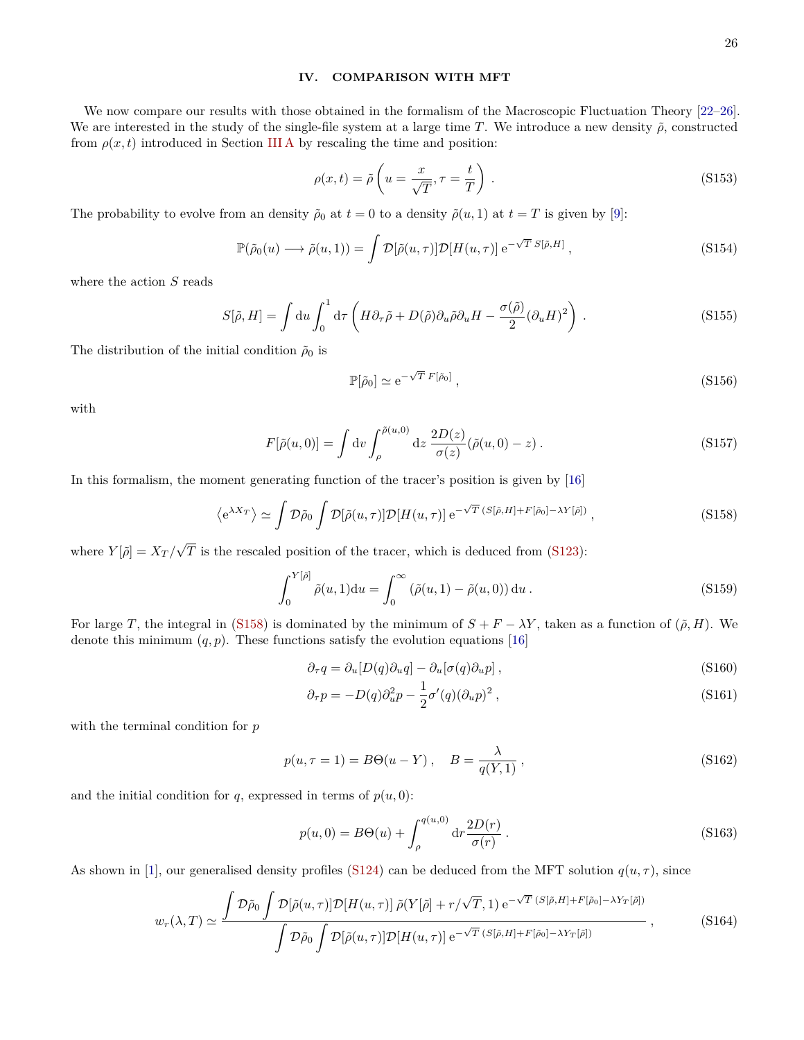## IV. COMPARISON WITH MFT

We now compare our results with those obtained in the formalism of the Macroscopic Fluctuation Theory [22–26]. We are interested in the study of the single-file system at a large time $T$. We introduce a new density $\tilde{\rho}$, constructed from $\rho(x,t)$ introduced in Section III A by rescaling the time and position:

$$\rho(x,t) = \tilde{\rho}\left(u = \frac{x}{\sqrt{T}}, \tau = \frac{t}{T}\right) . \tag{S153}$$

The probability to evolve from an density $\tilde{\rho}_0$ at $t=0$ to a density $\tilde{\rho}(u,1)$ at $t=T$ is given by [9]:

$$\mathbb{P}(\tilde{\rho}_0(u) \longrightarrow \tilde{\rho}(u,1)) = \int \mathcal{D}[\tilde{\rho}(u,\tau)]\mathcal{D}[H(u,\tau)]\, \mathrm{e}^{-\sqrt{T}\, S[\tilde{\rho},H]} , \tag{S154}$$

where the action $S$ reads

$$S[\tilde{\rho},H] = \int \mathrm{d}u \int_0^1 \mathrm{d}\tau \left( H\partial_\tau\tilde{\rho} + D(\tilde{\rho})\partial_u\tilde{\rho}\partial_u H - \frac{\sigma(\tilde{\rho})}{2}(\partial_u H)^2 \right) . \tag{S155}$$

The distribution of the initial condition $\tilde{\rho}_0$ is

$$\mathbb{P}[\tilde{\rho}_0] \simeq \mathrm{e}^{-\sqrt{T}\, F[\tilde{\rho}_0]} , \tag{S156}$$

with

$$F[\tilde{\rho}(u,0)] = \int \mathrm{d}v \int_\rho^{\tilde{\rho}(u,0)} \mathrm{d}z\, \frac{2D(z)}{\sigma(z)}(\tilde{\rho}(u,0) - z) . \tag{S157}$$

In this formalism, the moment generating function of the tracer's position is given by [16]

$$\left\langle \mathrm{e}^{\lambda X_T} \right\rangle \simeq \int \mathcal{D}\tilde{\rho}_0 \int \mathcal{D}[\tilde{\rho}(u,\tau)]\mathcal{D}[H(u,\tau)]\, \mathrm{e}^{-\sqrt{T}\,(S[\tilde{\rho},H] + F[\tilde{\rho}_0] - \lambda Y[\tilde{\rho}])} , \tag{S158}$$

where $Y[\tilde{\rho}] = X_T/\sqrt{T}$ is the rescaled position of the tracer, which is deduced from (S123):

$$\int_0^{Y[\tilde{\rho}]} \tilde{\rho}(u,1)\mathrm{d}u = \int_0^\infty (\tilde{\rho}(u,1) - \tilde{\rho}(u,0))\, \mathrm{d}u . \tag{S159}$$

For large $T$, the integral in (S158) is dominated by the minimum of $S + F - \lambda Y$, taken as a function of $(\tilde{\rho}, H)$. We denote this minimum $(q,p)$. These functions satisfy the evolution equations [16]

$$\partial_\tau q = \partial_u[D(q)\partial_u q] - \partial_u[\sigma(q)\partial_u p] , \tag{S160}$$

$$\partial_\tau p = -D(q)\partial_u^2 p - \frac{1}{2}\sigma'(q)(\partial_u p)^2 , \tag{S161}$$

with the terminal condition for $p$

$$p(u, \tau=1) = B\Theta(u - Y) , \quad B = \frac{\lambda}{q(Y,1)} , \tag{S162}$$

and the initial condition for $q$, expressed in terms of $p(u,0)$:

$$p(u,0) = B\Theta(u) + \int_\rho^{q(u,0)} \mathrm{d}r \frac{2D(r)}{\sigma(r)} . \tag{S163}$$

As shown in [1], our generalised density profiles (S124) can be deduced from the MFT solution $q(u,\tau)$, since

$$w_r(\lambda,T) \simeq \frac{\displaystyle\int \mathcal{D}\tilde{\rho}_0 \int \mathcal{D}[\tilde{\rho}(u,\tau)]\mathcal{D}[H(u,\tau)]\, \tilde{\rho}(Y[\tilde{\rho}] + r/\sqrt{T}, 1)\, \mathrm{e}^{-\sqrt{T}\,(S[\tilde{\rho},H] + F[\tilde{\rho}_0] - \lambda Y_T[\tilde{\rho}])}}{\displaystyle\int \mathcal{D}\tilde{\rho}_0 \int \mathcal{D}[\tilde{\rho}(u,\tau)]\mathcal{D}[H(u,\tau)]\, \mathrm{e}^{-\sqrt{T}\,(S[\tilde{\rho},H] + F[\tilde{\rho}_0] - \lambda Y_T[\tilde{\rho}])}} , \tag{S164}$$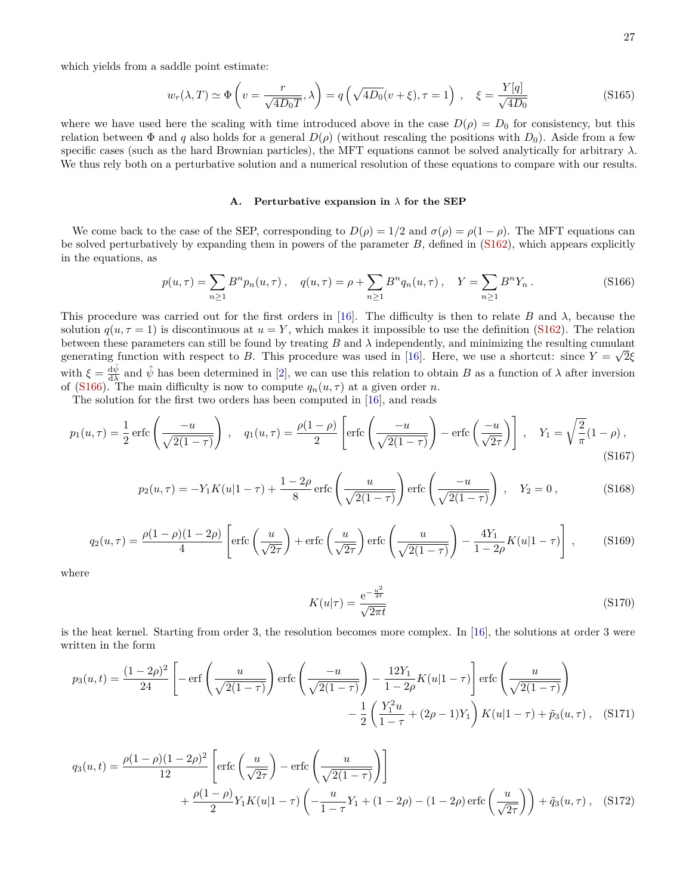which yields from a saddle point estimate:

$$w_r(\lambda, T) \simeq \Phi\left(v = \frac{r}{\sqrt{4D_0 T}}, \lambda\right) = q\left(\sqrt{4D_0}(v+\xi), \tau = 1\right), \quad \xi = \frac{Y[q]}{\sqrt{4D_0}} \tag{S165}$$

where we have used here the scaling with time introduced above in the case $D(\rho) = D_0$ for consistency, but this relation between $\Phi$ and $q$ also holds for a general $D(\rho)$ (without rescaling the positions with $D_0$). Aside from a few specific cases (such as the hard Brownian particles), the MFT equations cannot be solved analytically for arbitrary $\lambda$. We thus rely both on a perturbative solution and a numerical resolution of these equations to compare with our results.

### A. Perturbative expansion in $\lambda$ for the SEP

We come back to the case of the SEP, corresponding to $D(\rho) = 1/2$ and $\sigma(\rho) = \rho(1-\rho)$. The MFT equations can be solved perturbatively by expanding them in powers of the parameter $B$, defined in (S162), which appears explicitly in the equations, as

$$p(u,\tau) = \sum_{n\geq 1} B^n p_n(u,\tau), \quad q(u,\tau) = \rho + \sum_{n\geq 1} B^n q_n(u,\tau), \quad Y = \sum_{n\geq 1} B^n Y_n . \tag{S166}$$

This procedure was carried out for the first orders in [16]. The difficulty is then to relate $B$ and $\lambda$, because the solution $q(u, \tau = 1)$ is discontinuous at $u = Y$, which makes it impossible to use the definition (S162). The relation between these parameters can still be found by treating $B$ and $\lambda$ independently, and minimizing the resulting cumulant generating function with respect to $B$. This procedure was used in [16]. Here, we use a shortcut: since $Y = \sqrt{2}\xi$ with $\xi = \frac{\mathrm{d}\hat{\psi}}{\mathrm{d}\lambda}$ and $\hat{\psi}$ has been determined in [2], we can use this relation to obtain $B$ as a function of $\lambda$ after inversion of (S166). The main difficulty is now to compute $q_n(u,\tau)$ at a given order $n$.

The solution for the first two orders has been computed in [16], and reads

$$p_1(u,\tau) = \frac{1}{2}\operatorname{erfc}\left(\frac{-u}{\sqrt{2(1-\tau)}}\right), \quad q_1(u,\tau) = \frac{\rho(1-\rho)}{2}\left[\operatorname{erfc}\left(\frac{-u}{\sqrt{2(1-\tau)}}\right) - \operatorname{erfc}\left(\frac{-u}{\sqrt{2\tau}}\right)\right], \quad Y_1 = \sqrt{\frac{2}{\pi}}(1-\rho), \tag{S167}$$

$$p_2(u,\tau) = -Y_1 K(u|1-\tau) + \frac{1-2\rho}{8}\operatorname{erfc}\left(\frac{u}{\sqrt{2(1-\tau)}}\right)\operatorname{erfc}\left(\frac{-u}{\sqrt{2(1-\tau)}}\right), \quad Y_2 = 0, \tag{S168}$$

$$q_2(u,\tau) = \frac{\rho(1-\rho)(1-2\rho)}{4}\left[\operatorname{erfc}\left(\frac{u}{\sqrt{2\tau}}\right) + \operatorname{erfc}\left(\frac{u}{\sqrt{2\tau}}\right)\operatorname{erfc}\left(\frac{u}{\sqrt{2(1-\tau)}}\right) - \frac{4Y_1}{1-2\rho}K(u|1-\tau)\right], \tag{S169}$$

where

$$K(u|\tau) = \frac{\mathrm{e}^{-\frac{u^2}{2t}}}{\sqrt{2\pi t}} \tag{S170}$$

is the heat kernel. Starting from order 3, the resolution becomes more complex. In [16], the solutions at order 3 were written in the form

$$\begin{aligned} p_3(u,t) = \frac{(1-2\rho)^2}{24}&\left[-\operatorname{erf}\left(\frac{u}{\sqrt{2(1-\tau)}}\right)\operatorname{erfc}\left(\frac{-u}{\sqrt{2(1-\tau)}}\right) - \frac{12Y_1}{1-2\rho}K(u|1-\tau)\right]\operatorname{erfc}\left(\frac{u}{\sqrt{2(1-\tau)}}\right) \\ &- \frac{1}{2}\left(\frac{Y_1^2 u}{1-\tau} + (2\rho-1)Y_1\right)K(u|1-\tau) + \tilde{p}_3(u,\tau), \end{aligned} \tag{S171}$$

$$\begin{aligned} q_3(u,t) = \frac{\rho(1-\rho)(1-2\rho)^2}{12}&\left[\operatorname{erfc}\left(\frac{u}{\sqrt{2\tau}}\right) - \operatorname{erfc}\left(\frac{u}{\sqrt{2(1-\tau)}}\right)\right] \\ &+ \frac{\rho(1-\rho)}{2}Y_1 K(u|1-\tau)\left(-\frac{u}{1-\tau}Y_1 + (1-2\rho) - (1-2\rho)\operatorname{erfc}\left(\frac{u}{\sqrt{2\tau}}\right)\right) + \tilde{q}_3(u,\tau), \end{aligned} \tag{S172}$$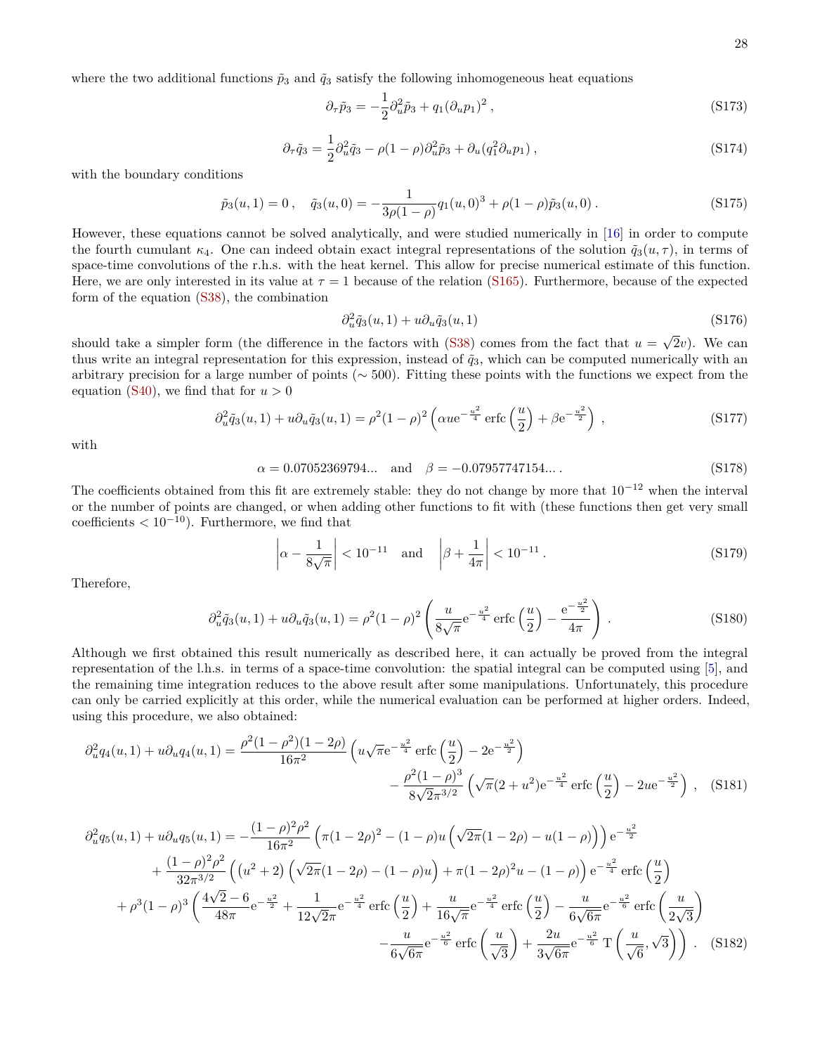where the two additional functions $\tilde{p}_3$ and $\tilde{q}_3$ satisfy the following inhomogeneous heat equations

$$\partial_\tau \tilde{p}_3 = -\frac{1}{2}\partial_u^2 \tilde{p}_3 + q_1(\partial_u p_1)^2 \,, \tag{S173}$$

$$\partial_\tau \tilde{q}_3 = \frac{1}{2}\partial_u^2 \tilde{q}_3 - \rho(1-\rho)\partial_u^2 \tilde{p}_3 + \partial_u(q_1^2 \partial_u p_1) \,, \tag{S174}$$

with the boundary conditions

$$\tilde{p}_3(u,1) = 0 \,, \quad \tilde{q}_3(u,0) = -\frac{1}{3\rho(1-\rho)} q_1(u,0)^3 + \rho(1-\rho)\tilde{p}_3(u,0) \,. \tag{S175}$$

However, these equations cannot be solved analytically, and were studied numerically in [16] in order to compute the fourth cumulant $\kappa_4$. One can indeed obtain exact integral representations of the solution $\tilde{q}_3(u,\tau)$, in terms of space-time convolutions of the r.h.s. with the heat kernel. This allow for precise numerical estimate of this function. Here, we are only interested in its value at $\tau = 1$ because of the relation (S165). Furthermore, because of the expected form of the equation (S38), the combination

$$\partial_u^2 \tilde{q}_3(u,1) + u\partial_u \tilde{q}_3(u,1) \tag{S176}$$

should take a simpler form (the difference in the factors with (S38) comes from the fact that $u = \sqrt{2}v$). We can thus write an integral representation for this expression, instead of $\tilde{q}_3$, which can be computed numerically with an arbitrary precision for a large number of points ($\sim 500$). Fitting these points with the functions we expect from the equation (S40), we find that for $u > 0$

$$\partial_u^2 \tilde{q}_3(u,1) + u\partial_u \tilde{q}_3(u,1) = \rho^2(1-\rho)^2 \left( \alpha u \mathrm{e}^{-\frac{u^2}{4}} \operatorname{erfc}\left(\frac{u}{2}\right) + \beta \mathrm{e}^{-\frac{u^2}{2}} \right) \,, \tag{S177}$$

with

$$\alpha = 0.07052369794\ldots \quad \text{and} \quad \beta = -0.07957747154\ldots \,. \tag{S178}$$

The coefficients obtained from this fit are extremely stable: they do not change by more that $10^{-12}$ when the interval or the number of points are changed, or when adding other functions to fit with (these functions then get very small coefficients $< 10^{-10}$). Furthermore, we find that

$$\left|\alpha - \frac{1}{8\sqrt{\pi}}\right| < 10^{-11} \quad \text{and} \quad \left|\beta + \frac{1}{4\pi}\right| < 10^{-11} \,. \tag{S179}$$

Therefore,

$$\partial_u^2 \tilde{q}_3(u,1) + u\partial_u \tilde{q}_3(u,1) = \rho^2(1-\rho)^2 \left( \frac{u}{8\sqrt{\pi}} \mathrm{e}^{-\frac{u^2}{4}} \operatorname{erfc}\left(\frac{u}{2}\right) - \frac{\mathrm{e}^{-\frac{u^2}{2}}}{4\pi} \right) \,. \tag{S180}$$

Although we first obtained this result numerically as described here, it can actually be proved from the integral representation of the l.h.s. in terms of a space-time convolution: the spatial integral can be computed using [5], and the remaining time integration reduces to the above result after some manipulations. Unfortunately, this procedure can only be carried explicitly at this order, while the numerical evaluation can be performed at higher orders. Indeed, using this procedure, we also obtained:

$$\begin{aligned}
\partial_u^2 q_4(u,1) + u\partial_u q_4(u,1) = {}& \frac{\rho^2(1-\rho^2)(1-2\rho)}{16\pi^2} \left( u\sqrt{\pi} \mathrm{e}^{-\frac{u^2}{4}} \operatorname{erfc}\left(\frac{u}{2}\right) - 2\mathrm{e}^{-\frac{u^2}{2}} \right) \\
& - \frac{\rho^2(1-\rho)^3}{8\sqrt{2}\pi^{3/2}} \left( \sqrt{\pi}(2+u^2)\mathrm{e}^{-\frac{u^2}{4}} \operatorname{erfc}\left(\frac{u}{2}\right) - 2u\mathrm{e}^{-\frac{u^2}{2}} \right) \,,
\end{aligned} \tag{S181}$$

$$\begin{aligned}
\partial_u^2 q_5(u,1) + u\partial_u q_5(u,1) = {}& -\frac{(1-\rho)^2\rho^2}{16\pi^2} \left( \pi(1-2\rho)^2 - (1-\rho)u\left(\sqrt{2\pi}(1-2\rho) - u(1-\rho)\right) \right) \mathrm{e}^{-\frac{u^2}{2}} \\
& + \frac{(1-\rho)^2\rho^2}{32\pi^{3/2}} \left( \left(u^2+2\right)\left(\sqrt{2\pi}(1-2\rho) - (1-\rho)u\right) + \pi(1-2\rho)^2 u - (1-\rho) \right) \mathrm{e}^{-\frac{u^2}{4}} \operatorname{erfc}\left(\frac{u}{2}\right) \\
& + \rho^3(1-\rho)^3 \left( \frac{4\sqrt{2}-6}{48\pi} \mathrm{e}^{-\frac{u^2}{2}} + \frac{1}{12\sqrt{2\pi}} \mathrm{e}^{-\frac{u^2}{4}} \operatorname{erfc}\left(\frac{u}{2}\right) + \frac{u}{16\sqrt{\pi}} \mathrm{e}^{-\frac{u^2}{4}} \operatorname{erfc}\left(\frac{u}{2}\right) - \frac{u}{6\sqrt{6\pi}} \mathrm{e}^{-\frac{u^2}{6}} \operatorname{erfc}\left(\frac{u}{2\sqrt{3}}\right) \right. \\
& \left. - \frac{u}{6\sqrt{6\pi}} \mathrm{e}^{-\frac{u^2}{6}} \operatorname{erfc}\left(\frac{u}{\sqrt{3}}\right) + \frac{2u}{3\sqrt{6\pi}} \mathrm{e}^{-\frac{u^2}{6}} \operatorname{T}\left(\frac{u}{\sqrt{6}}, \sqrt{3}\right) \right) \,.
\end{aligned} \tag{S182}$$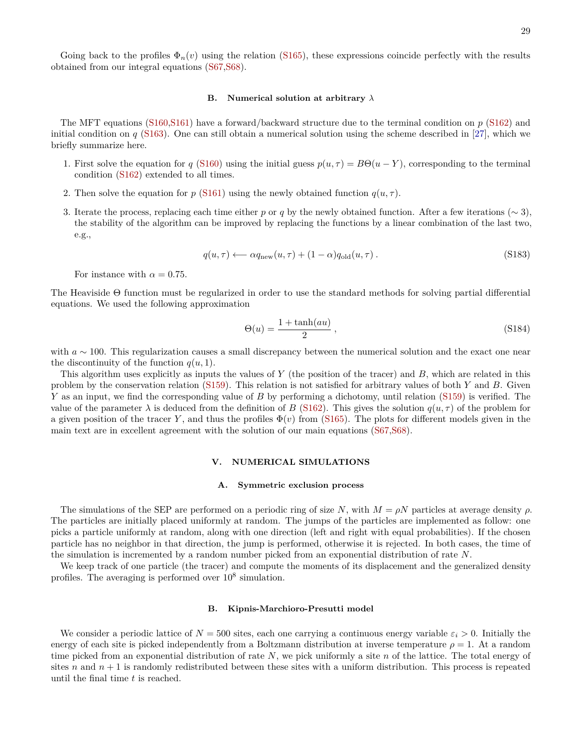Going back to the profiles $\Phi_n(v)$ using the relation (S165), these expressions coincide perfectly with the results obtained from our integral equations (S67,S68).

### B. Numerical solution at arbitrary $\lambda$

The MFT equations (S160,S161) have a forward/backward structure due to the terminal condition on $p$ (S162) and initial condition on $q$ (S163). One can still obtain a numerical solution using the scheme described in [27], which we briefly summarize here.

1. First solve the equation for $q$ (S160) using the initial guess $p(u,\tau) = B\Theta(u-Y)$, corresponding to the terminal condition (S162) extended to all times.
2. Then solve the equation for $p$ (S161) using the newly obtained function $q(u,\tau)$.
3. Iterate the process, replacing each time either $p$ or $q$ by the newly obtained function. After a few iterations ($\sim 3$), the stability of the algorithm can be improved by replacing the functions by a linear combination of the last two, e.g.,

$$q(u,\tau) \longleftarrow \alpha q_{\mathrm{new}}(u,\tau) + (1-\alpha) q_{\mathrm{old}}(u,\tau) \,. \tag{S183}$$

   For instance with $\alpha = 0.75$.

The Heaviside $\Theta$ function must be regularized in order to use the standard methods for solving partial differential equations. We used the following approximation

$$\Theta(u) = \frac{1+\tanh(au)}{2} \,, \tag{S184}$$

with $a \sim 100$. This regularization causes a small discrepancy between the numerical solution and the exact one near the discontinuity of the function $q(u,1)$.

This algorithm uses explicitly as inputs the values of $Y$ (the position of the tracer) and $B$, which are related in this problem by the conservation relation (S159). This relation is not satisfied for arbitrary values of both $Y$ and $B$. Given $Y$ as an input, we find the corresponding value of $B$ by performing a dichotomy, until relation (S159) is verified. The value of the parameter $\lambda$ is deduced from the definition of $B$ (S162). This gives the solution $q(u,\tau)$ of the problem for a given position of the tracer $Y$, and thus the profiles $\Phi(v)$ from (S165). The plots for different models given in the main text are in excellent agreement with the solution of our main equations (S67,S68).

## V. NUMERICAL SIMULATIONS

### A. Symmetric exclusion process

The simulations of the SEP are performed on a periodic ring of size $N$, with $M = \rho N$ particles at average density $\rho$. The particles are initially placed uniformly at random. The jumps of the particles are implemented as follow: one picks a particle uniformly at random, along with one direction (left and right with equal probabilities). If the chosen particle has no neighbor in that direction, the jump is performed, otherwise it is rejected. In both cases, the time of the simulation is incremented by a random number picked from an exponential distribution of rate $N$.

We keep track of one particle (the tracer) and compute the moments of its displacement and the generalized density profiles. The averaging is performed over $10^8$ simulation.

### B. Kipnis-Marchioro-Presutti model

We consider a periodic lattice of $N = 500$ sites, each one carrying a continuous energy variable $\varepsilon_i > 0$. Initially the energy of each site is picked independently from a Boltzmann distribution at inverse temperature $\rho = 1$. At a random time picked from an exponential distribution of rate $N$, we pick uniformly a site $n$ of the lattice. The total energy of sites $n$ and $n+1$ is randomly redistributed between these sites with a uniform distribution. This process is repeated until the final time $t$ is reached.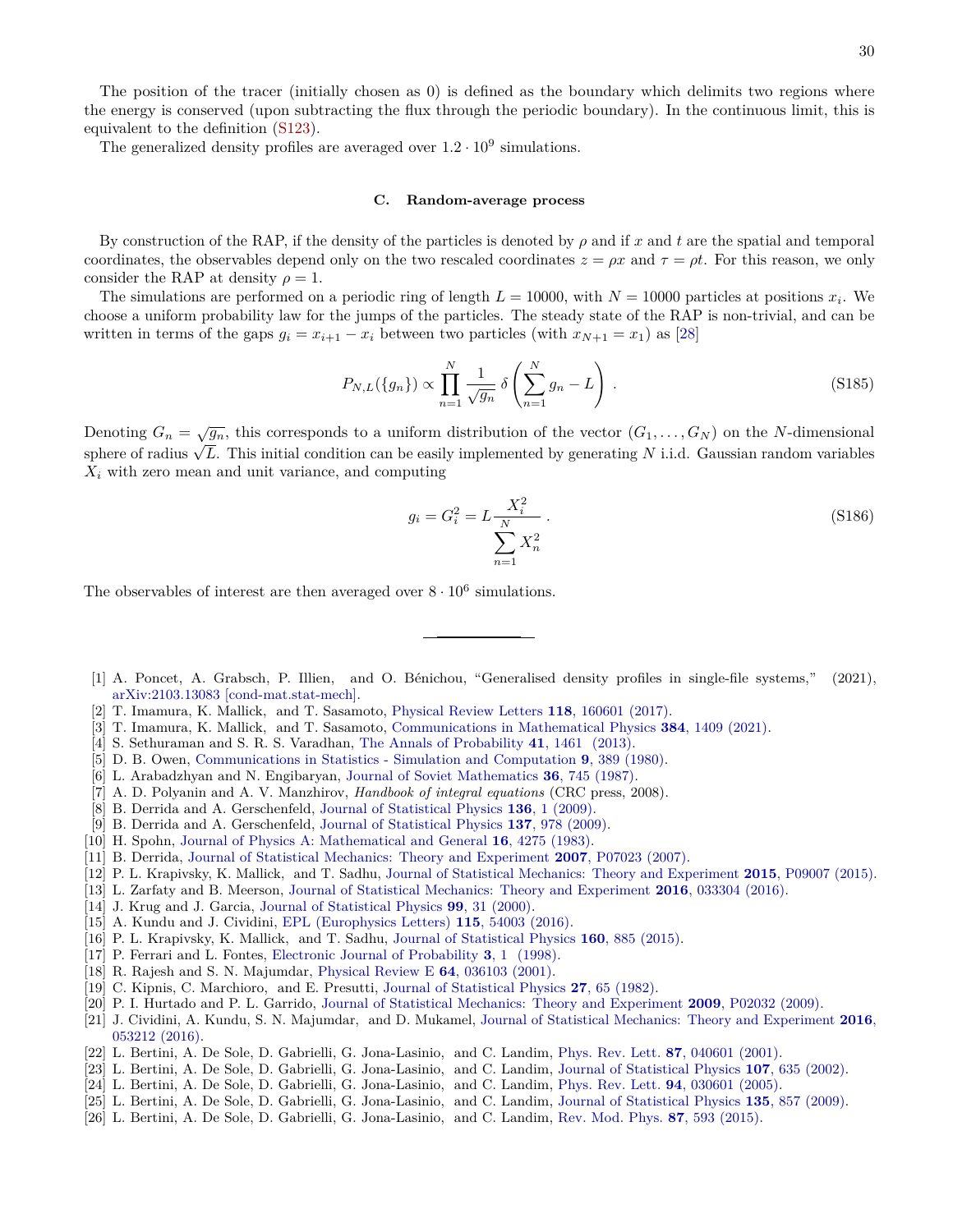The position of the tracer (initially chosen as 0) is defined as the boundary which delimits two regions where the energy is conserved (upon subtracting the flux through the periodic boundary). In the continuous limit, this is equivalent to the definition (S123).

The generalized density profiles are averaged over $1.2 \cdot 10^9$ simulations.

### C. Random-average process

By construction of the RAP, if the density of the particles is denoted by $\rho$ and if $x$ and $t$ are the spatial and temporal coordinates, the observables depend only on the two rescaled coordinates $z = \rho x$ and $\tau = \rho t$. For this reason, we only consider the RAP at density $\rho = 1$.

The simulations are performed on a periodic ring of length $L = 10000$, with $N = 10000$ particles at positions $x_i$. We choose a uniform probability law for the jumps of the particles. The steady state of the RAP is non-trivial, and can be written in terms of the gaps $g_i = x_{i+1} - x_i$ between two particles (with $x_{N+1} = x_1$) as [28]

$$P_{N,L}(\{g_n\}) \propto \prod_{n=1}^{N} \frac{1}{\sqrt{g_n}} \, \delta\left(\sum_{n=1}^{N} g_n - L\right) . \tag{S185}$$

Denoting $G_n = \sqrt{g_n}$, this corresponds to a uniform distribution of the vector $(G_1, \dots, G_N)$ on the $N$-dimensional sphere of radius $\sqrt{L}$. This initial condition can be easily implemented by generating $N$ i.i.d. Gaussian random variables $X_i$ with zero mean and unit variance, and computing

$$g_i = G_i^2 = L \frac{X_i^2}{\sum_{n=1}^{N} X_n^2} . \tag{S186}$$

The observables of interest are then averaged over $8 \cdot 10^6$ simulations.

---

[1] A. Poncet, A. Grabsch, P. Illien, and O. Bénichou, "Generalised density profiles in single-file systems," (2021), arXiv:2103.13083 [cond-mat.stat-mech].
[2] T. Imamura, K. Mallick, and T. Sasamoto, Physical Review Letters **118**, 160601 (2017).
[3] T. Imamura, K. Mallick, and T. Sasamoto, Communications in Mathematical Physics **384**, 1409 (2021).
[4] S. Sethuraman and S. R. S. Varadhan, The Annals of Probability **41**, 1461 (2013).
[5] D. B. Owen, Communications in Statistics - Simulation and Computation **9**, 389 (1980).
[6] L. Arabadzhyan and N. Engibaryan, Journal of Soviet Mathematics **36**, 745 (1987).
[7] A. D. Polyanin and A. V. Manzhirov, *Handbook of integral equations* (CRC press, 2008).
[8] B. Derrida and A. Gerschenfeld, Journal of Statistical Physics **136**, 1 (2009).
[9] B. Derrida and A. Gerschenfeld, Journal of Statistical Physics **137**, 978 (2009).
[10] H. Spohn, Journal of Physics A: Mathematical and General **16**, 4275 (1983).
[11] B. Derrida, Journal of Statistical Mechanics: Theory and Experiment **2007**, P07023 (2007).
[12] P. L. Krapivsky, K. Mallick, and T. Sadhu, Journal of Statistical Mechanics: Theory and Experiment **2015**, P09007 (2015).
[13] L. Zarfaty and B. Meerson, Journal of Statistical Mechanics: Theory and Experiment **2016**, 033304 (2016).
[14] J. Krug and J. Garcia, Journal of Statistical Physics **99**, 31 (2000).
[15] A. Kundu and J. Cividini, EPL (Europhysics Letters) **115**, 54003 (2016).
[16] P. L. Krapivsky, K. Mallick, and T. Sadhu, Journal of Statistical Physics **160**, 885 (2015).
[17] P. Ferrari and L. Fontes, Electronic Journal of Probability **3**, 1 (1998).
[18] R. Rajesh and S. N. Majumdar, Physical Review E **64**, 036103 (2001).
[19] C. Kipnis, C. Marchioro, and E. Presutti, Journal of Statistical Physics **27**, 65 (1982).
[20] P. I. Hurtado and P. L. Garrido, Journal of Statistical Mechanics: Theory and Experiment **2009**, P02032 (2009).
[21] J. Cividini, A. Kundu, S. N. Majumdar, and D. Mukamel, Journal of Statistical Mechanics: Theory and Experiment **2016**, 053212 (2016).
[22] L. Bertini, A. De Sole, D. Gabrielli, G. Jona-Lasinio, and C. Landim, Phys. Rev. Lett. **87**, 040601 (2001).
[23] L. Bertini, A. De Sole, D. Gabrielli, G. Jona-Lasinio, and C. Landim, Journal of Statistical Physics **107**, 635 (2002).
[24] L. Bertini, A. De Sole, D. Gabrielli, G. Jona-Lasinio, and C. Landim, Phys. Rev. Lett. **94**, 030601 (2005).
[25] L. Bertini, A. De Sole, D. Gabrielli, G. Jona-Lasinio, and C. Landim, Journal of Statistical Physics **135**, 857 (2009).
[26] L. Bertini, A. De Sole, D. Gabrielli, G. Jona-Lasinio, and C. Landim, Rev. Mod. Phys. **87**, 593 (2015).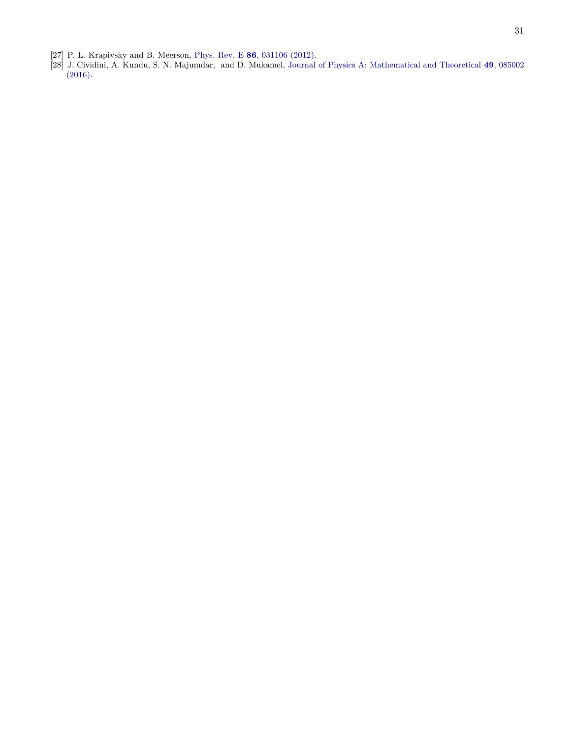[27] P. L. Krapivsky and B. Meerson, Phys. Rev. E **86**, 031106 (2012).

[28] J. Cividini, A. Kundu, S. N. Majumdar, and D. Mukamel, Journal of Physics A: Mathematical and Theoretical **49**, 085002 (2016).